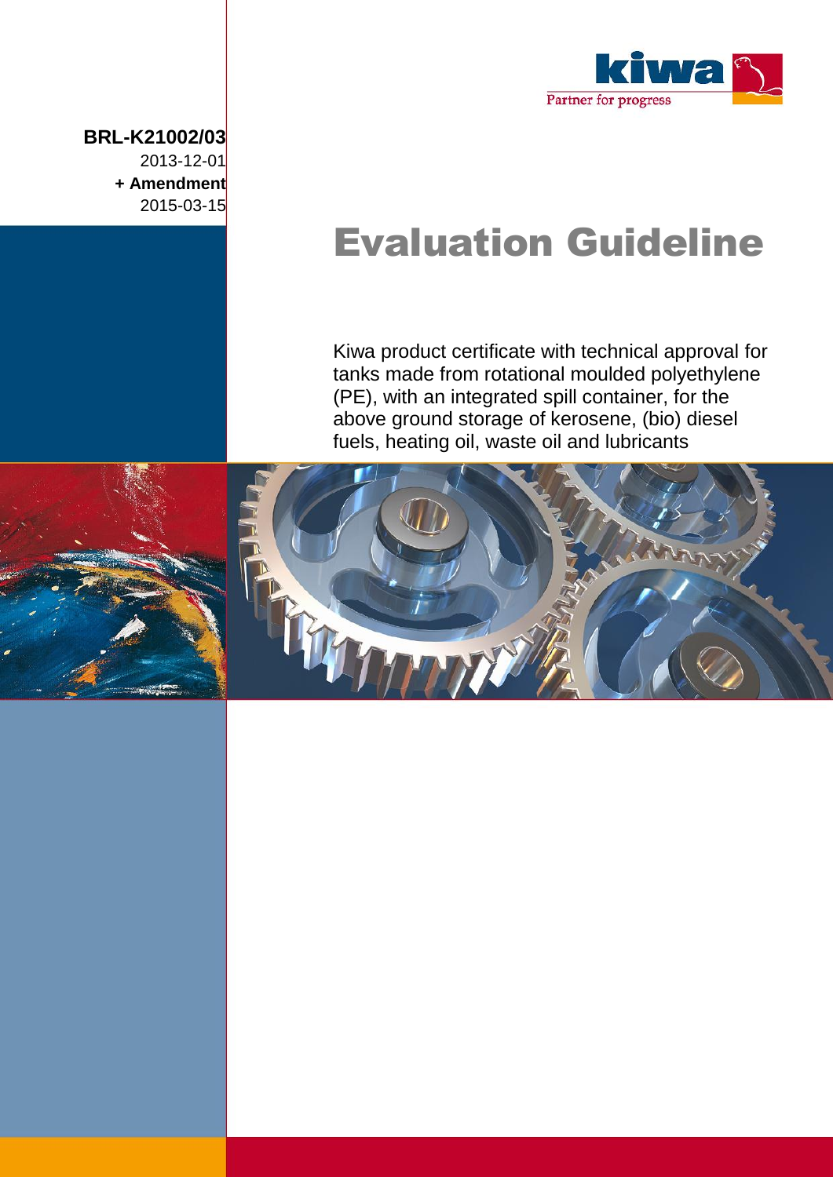**BRL-K21002/03**

2013-12-01

**+ Amendment**

2015-03-15

# Evaluation Guideline

Kiwa product certificate with technical approval for tanks made from rotational moulded polyethylene (PE), with an integrated spill container, for the above ground storage of kerosene, (bio) diesel fuels, heating oil, waste oil and lubricants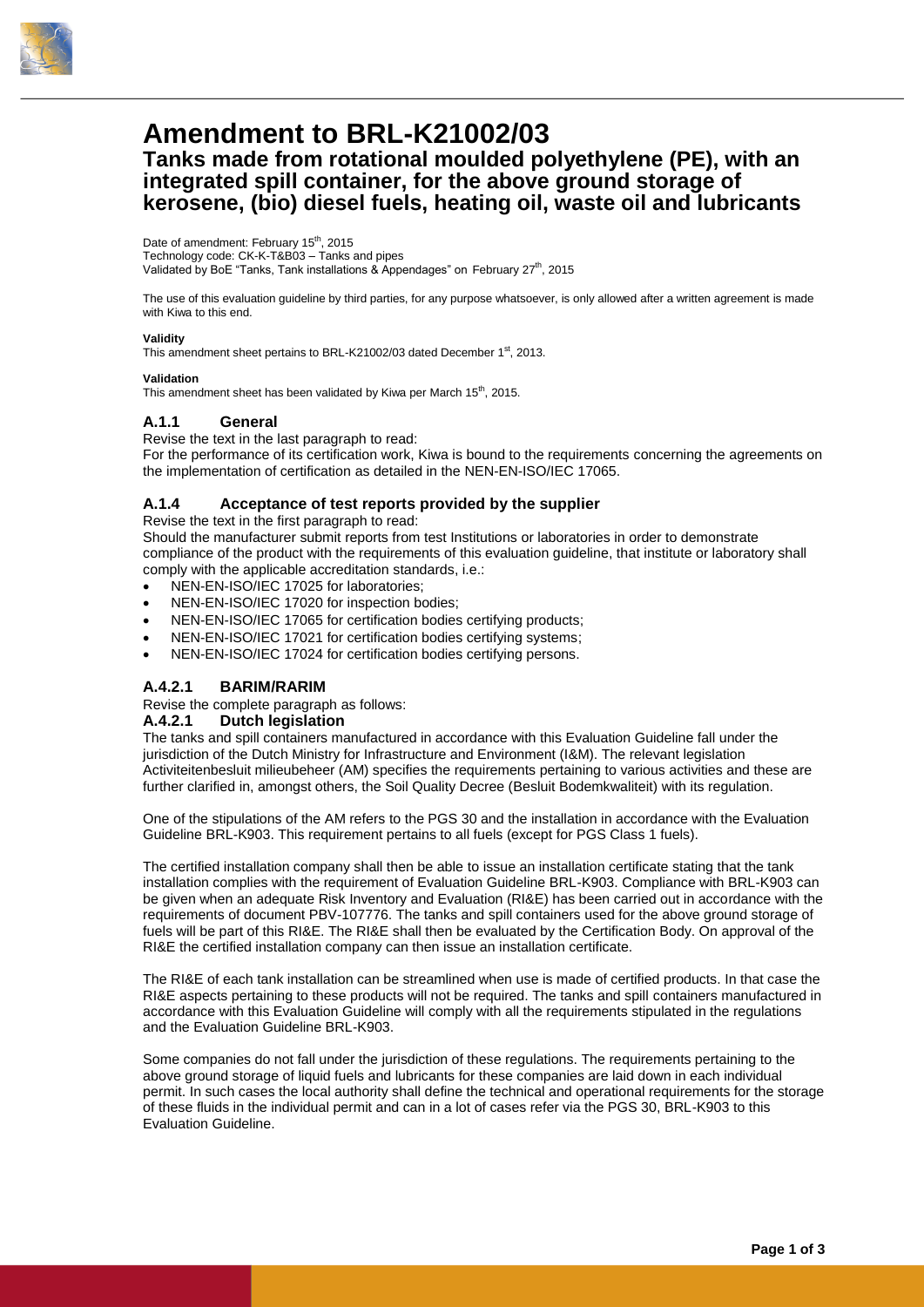# Amendment to BRL-K21002/03

## Tanks made from rotational moulded polyethylene (PE), with an integrated spill container, for the above ground storage of kerosene, (bio) diesel fuels, heating oil, waste oil and lubricants

Date of amendment: February 15th, 2015
Technology code: CK-K-T&B03 – Tanks and pipes
Validated by BoE "Tanks, Tank installations & Appendages" on February 27th, 2015

The use of this evaluation guideline by third parties, for any purpose whatsoever, is only allowed after a written agreement is made with Kiwa to this end.

**Validity**
This amendment sheet pertains to BRL-K21002/03 dated December 1st, 2013.

**Validation**
This amendment sheet has been validated by Kiwa per March 15th, 2015.

### A.1.1 General

Revise the text in the last paragraph to read:
For the performance of its certification work, Kiwa is bound to the requirements concerning the agreements on the implementation of certification as detailed in the NEN-EN-ISO/IEC 17065.

### A.1.4 Acceptance of test reports provided by the supplier

Revise the text in the first paragraph to read:
Should the manufacturer submit reports from test Institutions or laboratories in order to demonstrate compliance of the product with the requirements of this evaluation guideline, that institute or laboratory shall comply with the applicable accreditation standards, i.e.:

- NEN-EN-ISO/IEC 17025 for laboratories;
- NEN-EN-ISO/IEC 17020 for inspection bodies;
- NEN-EN-ISO/IEC 17065 for certification bodies certifying products;
- NEN-EN-ISO/IEC 17021 for certification bodies certifying systems;
- NEN-EN-ISO/IEC 17024 for certification bodies certifying persons.

### A.4.2.1 BARIM/RARIM

Revise the complete paragraph as follows:

### A.4.2.1 Dutch legislation

The tanks and spill containers manufactured in accordance with this Evaluation Guideline fall under the jurisdiction of the Dutch Ministry for Infrastructure and Environment (I&M). The relevant legislation Activiteitenbesluit milieubeheer (AM) specifies the requirements pertaining to various activities and these are further clarified in, amongst others, the Soil Quality Decree (Besluit Bodemkwaliteit) with its regulation.

One of the stipulations of the AM refers to the PGS 30 and the installation in accordance with the Evaluation Guideline BRL-K903. This requirement pertains to all fuels (except for PGS Class 1 fuels).

The certified installation company shall then be able to issue an installation certificate stating that the tank installation complies with the requirement of Evaluation Guideline BRL-K903. Compliance with BRL-K903 can be given when an adequate Risk Inventory and Evaluation (RI&E) has been carried out in accordance with the requirements of document PBV-107776. The tanks and spill containers used for the above ground storage of fuels will be part of this RI&E. The RI&E shall then be evaluated by the Certification Body. On approval of the RI&E the certified installation company can then issue an installation certificate.

The RI&E of each tank installation can be streamlined when use is made of certified products. In that case the RI&E aspects pertaining to these products will not be required. The tanks and spill containers manufactured in accordance with this Evaluation Guideline will comply with all the requirements stipulated in the regulations and the Evaluation Guideline BRL-K903.

Some companies do not fall under the jurisdiction of these regulations. The requirements pertaining to the above ground storage of liquid fuels and lubricants for these companies are laid down in each individual permit. In such cases the local authority shall define the technical and operational requirements for the storage of these fluids in the individual permit and can in a lot of cases refer via the PGS 30, BRL-K903 to this Evaluation Guideline.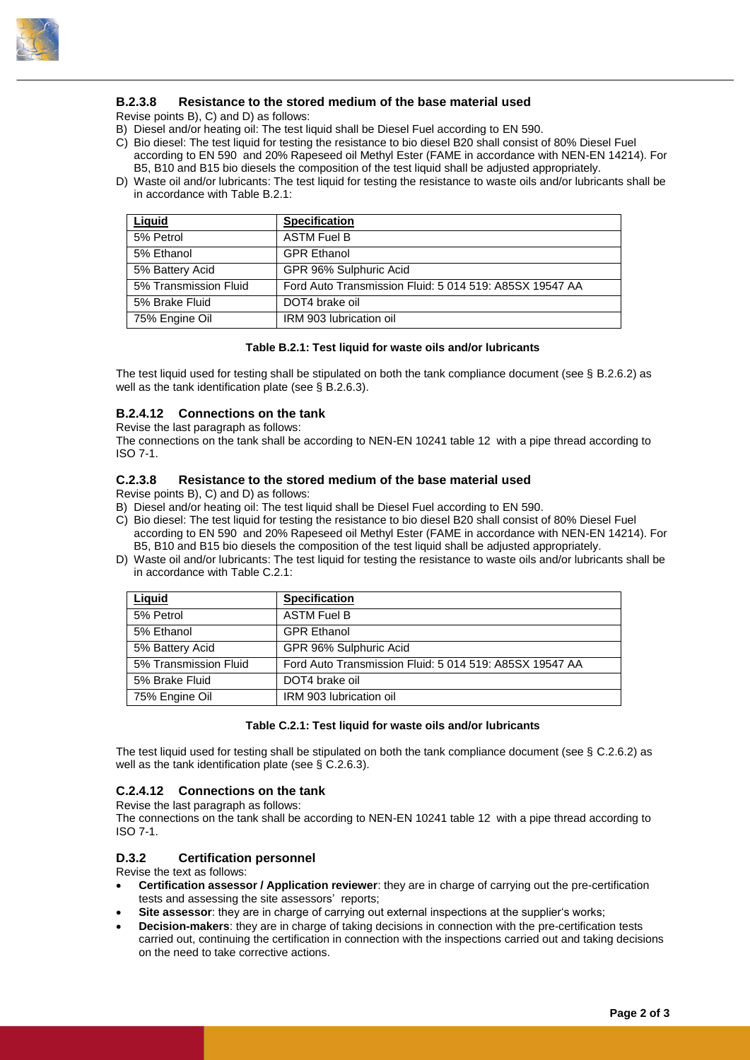### B.2.3.8 Resistance to the stored medium of the base material used

Revise points B), C) and D) as follows:

B) Diesel and/or heating oil: The test liquid shall be Diesel Fuel according to EN 590.

C) Bio diesel: The test liquid for testing the resistance to bio diesel B20 shall consist of 80% Diesel Fuel according to EN 590 and 20% Rapeseed oil Methyl Ester (FAME in accordance with NEN-EN 14214). For B5, B10 and B15 bio diesels the composition of the test liquid shall be adjusted appropriately.

D) Waste oil and/or lubricants: The test liquid for testing the resistance to waste oils and/or lubricants shall be in accordance with Table B.2.1:

| Liquid | Specification |
|---|---|
| 5% Petrol | ASTM Fuel B |
| 5% Ethanol | GPR Ethanol |
| 5% Battery Acid | GPR 96% Sulphuric Acid |
| 5% Transmission Fluid | Ford Auto Transmission Fluid: 5 014 519: A85SX 19547 AA |
| 5% Brake Fluid | DOT4 brake oil |
| 75% Engine Oil | IRM 903 lubrication oil |

**Table B.2.1: Test liquid for waste oils and/or lubricants**

The test liquid used for testing shall be stipulated on both the tank compliance document (see § B.2.6.2) as well as the tank identification plate (see § B.2.6.3).

### B.2.4.12 Connections on the tank

Revise the last paragraph as follows:

The connections on the tank shall be according to NEN-EN 10241 table 12 with a pipe thread according to ISO 7-1.

### C.2.3.8 Resistance to the stored medium of the base material used

Revise points B), C) and D) as follows:

B) Diesel and/or heating oil: The test liquid shall be Diesel Fuel according to EN 590.

C) Bio diesel: The test liquid for testing the resistance to bio diesel B20 shall consist of 80% Diesel Fuel according to EN 590 and 20% Rapeseed oil Methyl Ester (FAME in accordance with NEN-EN 14214). For B5, B10 and B15 bio diesels the composition of the test liquid shall be adjusted appropriately.

D) Waste oil and/or lubricants: The test liquid for testing the resistance to waste oils and/or lubricants shall be in accordance with Table C.2.1:

| Liquid | Specification |
|---|---|
| 5% Petrol | ASTM Fuel B |
| 5% Ethanol | GPR Ethanol |
| 5% Battery Acid | GPR 96% Sulphuric Acid |
| 5% Transmission Fluid | Ford Auto Transmission Fluid: 5 014 519: A85SX 19547 AA |
| 5% Brake Fluid | DOT4 brake oil |
| 75% Engine Oil | IRM 903 lubrication oil |

**Table C.2.1: Test liquid for waste oils and/or lubricants**

The test liquid used for testing shall be stipulated on both the tank compliance document (see § C.2.6.2) as well as the tank identification plate (see § C.2.6.3).

### C.2.4.12 Connections on the tank

Revise the last paragraph as follows:

The connections on the tank shall be according to NEN-EN 10241 table 12 with a pipe thread according to ISO 7-1.

### D.3.2 Certification personnel

Revise the text as follows:

- **Certification assessor / Application reviewer**: they are in charge of carrying out the pre-certification tests and assessing the site assessors' reports;
- **Site assessor**: they are in charge of carrying out external inspections at the supplier's works;
- **Decision-makers**: they are in charge of taking decisions in connection with the pre-certification tests carried out, continuing the certification in connection with the inspections carried out and taking decisions on the need to take corrective actions.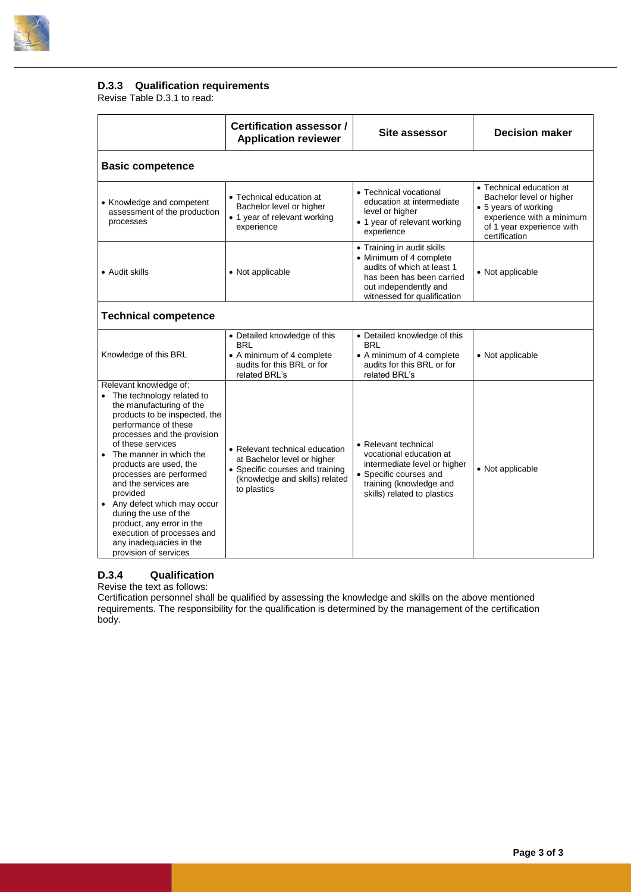### D.3.3 Qualification requirements

Revise Table D.3.1 to read:

| | Certification assessor / Application reviewer | Site assessor | Decision maker |
|---|---|---|---|
| **Basic competence** | | | |
| • Knowledge and competent assessment of the production processes | • Technical education at Bachelor level or higher<br>• 1 year of relevant working experience | • Technical vocational education at intermediate level or higher<br>• 1 year of relevant working experience | • Technical education at Bachelor level or higher<br>• 5 years of working experience with a minimum of 1 year experience with certification |
| • Audit skills | • Not applicable | • Training in audit skills<br>• Minimum of 4 complete audits of which at least 1 has been has been carried out independently and witnessed for qualification | • Not applicable |
| **Technical competence** | | | |
| Knowledge of this BRL | • Detailed knowledge of this BRL<br>• A minimum of 4 complete audits for this BRL or for related BRL's | • Detailed knowledge of this BRL<br>• A minimum of 4 complete audits for this BRL or for related BRL's | • Not applicable |
| Relevant knowledge of:<br>• The technology related to the manufacturing of the products to be inspected, the performance of these processes and the provision of these services<br>• The manner in which the products are used, the processes are performed and the services are provided<br>• Any defect which may occur during the use of the product, any error in the execution of processes and any inadequacies in the provision of services | • Relevant technical education at Bachelor level or higher<br>• Specific courses and training (knowledge and skills) related to plastics | • Relevant technical vocational education at intermediate level or higher<br>• Specific courses and training (knowledge and skills) related to plastics | • Not applicable |

### D.3.4 Qualification

Revise the text as follows:

Certification personnel shall be qualified by assessing the knowledge and skills on the above mentioned requirements. The responsibility for the qualification is determined by the management of the certification body.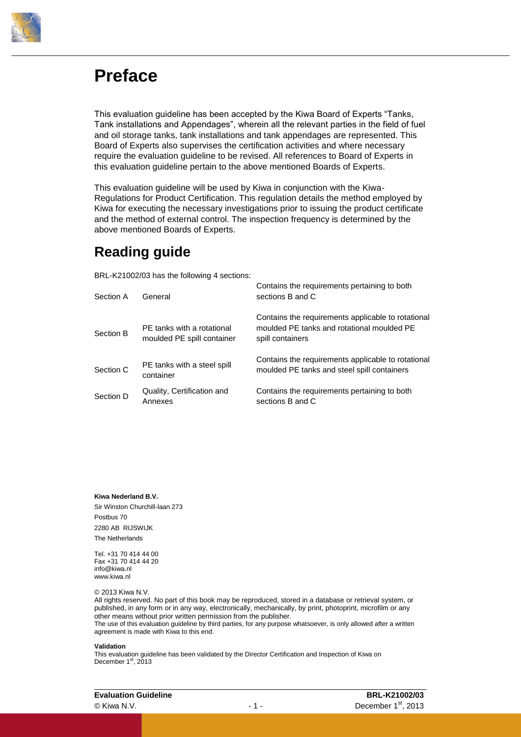# Preface

This evaluation guideline has been accepted by the Kiwa Board of Experts "Tanks, Tank installations and Appendages", wherein all the relevant parties in the field of fuel and oil storage tanks, tank installations and tank appendages are represented. This Board of Experts also supervises the certification activities and where necessary require the evaluation guideline to be revised. All references to Board of Experts in this evaluation guideline pertain to the above mentioned Boards of Experts.

This evaluation guideline will be used by Kiwa in conjunction with the Kiwa-Regulations for Product Certification. This regulation details the method employed by Kiwa for executing the necessary investigations prior to issuing the product certificate and the method of external control. The inspection frequency is determined by the above mentioned Boards of Experts.

# Reading guide

BRL-K21002/03 has the following 4 sections:

| | | |
|---|---|---|
| Section A | General | Contains the requirements pertaining to both sections B and C |
| Section B | PE tanks with a rotational moulded PE spill container | Contains the requirements applicable to rotational moulded PE tanks and rotational moulded PE spill containers |
| Section C | PE tanks with a steel spill container | Contains the requirements applicable to rotational moulded PE tanks and steel spill containers |
| Section D | Quality, Certification and Annexes | Contains the requirements pertaining to both sections B and C |

**Kiwa Nederland B.V.**

Sir Winston Churchill-laan 273

Postbus 70

2280 AB RIJSWIJK

The Netherlands

Tel. +31 70 414 44 00
Fax +31 70 414 44 20
info@kiwa.nl
www.kiwa.nl

© 2013 Kiwa N.V.
All rights reserved. No part of this book may be reproduced, stored in a database or retrieval system, or published, in any form or in any way, electronically, mechanically, by print, photoprint, microfilm or any other means without prior written permission from the publisher.
The use of this evaluation guideline by third parties, for any purpose whatsoever, is only allowed after a written agreement is made with Kiwa to this end.

**Validation**
This evaluation guideline has been validated by the Director Certification and Inspection of Kiwa on December 1st, 2013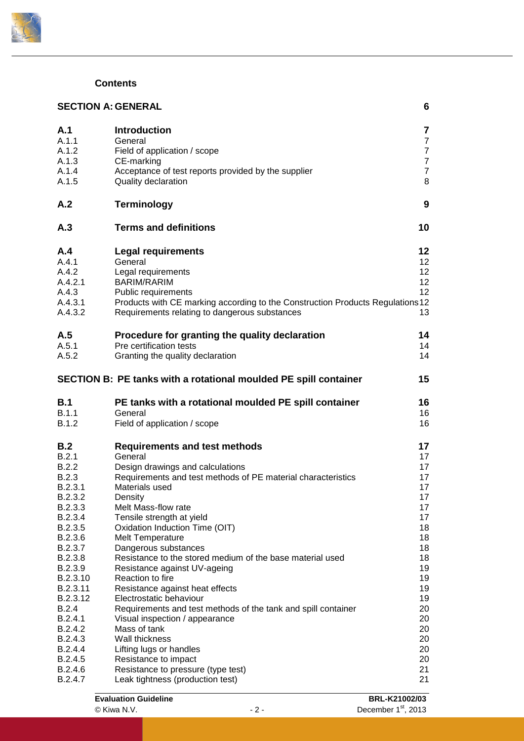## Contents

| | | |
|---|---|---|
| **SECTION A: GENERAL** | | **6** |
| **A.1** | **Introduction** | **7** |
| A.1.1 | General | 7 |
| A.1.2 | Field of application / scope | 7 |
| A.1.3 | CE-marking | 7 |
| A.1.4 | Acceptance of test reports provided by the supplier | 7 |
| A.1.5 | Quality declaration | 8 |
| **A.2** | **Terminology** | **9** |
| **A.3** | **Terms and definitions** | **10** |
| **A.4** | **Legal requirements** | **12** |
| A.4.1 | General | 12 |
| A.4.2 | Legal requirements | 12 |
| A.4.2.1 | BARIM/RARIM | 12 |
| A.4.3 | Public requirements | 12 |
| A.4.3.1 | Products with CE marking according to the Construction Products Regulations | 12 |
| A.4.3.2 | Requirements relating to dangerous substances | 13 |
| **A.5** | **Procedure for granting the quality declaration** | **14** |
| A.5.1 | Pre certification tests | 14 |
| A.5.2 | Granting the quality declaration | 14 |
| **SECTION B: PE tanks with a rotational moulded PE spill container** | | **15** |
| **B.1** | **PE tanks with a rotational moulded PE spill container** | **16** |
| B.1.1 | General | 16 |
| B.1.2 | Field of application / scope | 16 |
| **B.2** | **Requirements and test methods** | **17** |
| B.2.1 | General | 17 |
| B.2.2 | Design drawings and calculations | 17 |
| B.2.3 | Requirements and test methods of PE material characteristics | 17 |
| B.2.3.1 | Materials used | 17 |
| B.2.3.2 | Density | 17 |
| B.2.3.3 | Melt Mass-flow rate | 17 |
| B.2.3.4 | Tensile strength at yield | 17 |
| B.2.3.5 | Oxidation Induction Time (OIT) | 18 |
| B.2.3.6 | Melt Temperature | 18 |
| B.2.3.7 | Dangerous substances | 18 |
| B.2.3.8 | Resistance to the stored medium of the base material used | 18 |
| B.2.3.9 | Resistance against UV-ageing | 19 |
| B.2.3.10 | Reaction to fire | 19 |
| B.2.3.11 | Resistance against heat effects | 19 |
| B.2.3.12 | Electrostatic behaviour | 19 |
| B.2.4 | Requirements and test methods of the tank and spill container | 20 |
| B.2.4.1 | Visual inspection / appearance | 20 |
| B.2.4.2 | Mass of tank | 20 |
| B.2.4.3 | Wall thickness | 20 |
| B.2.4.4 | Lifting lugs or handles | 20 |
| B.2.4.5 | Resistance to impact | 20 |
| B.2.4.6 | Resistance to pressure (type test) | 21 |
| B.2.4.7 | Leak tightness (production test) | 21 |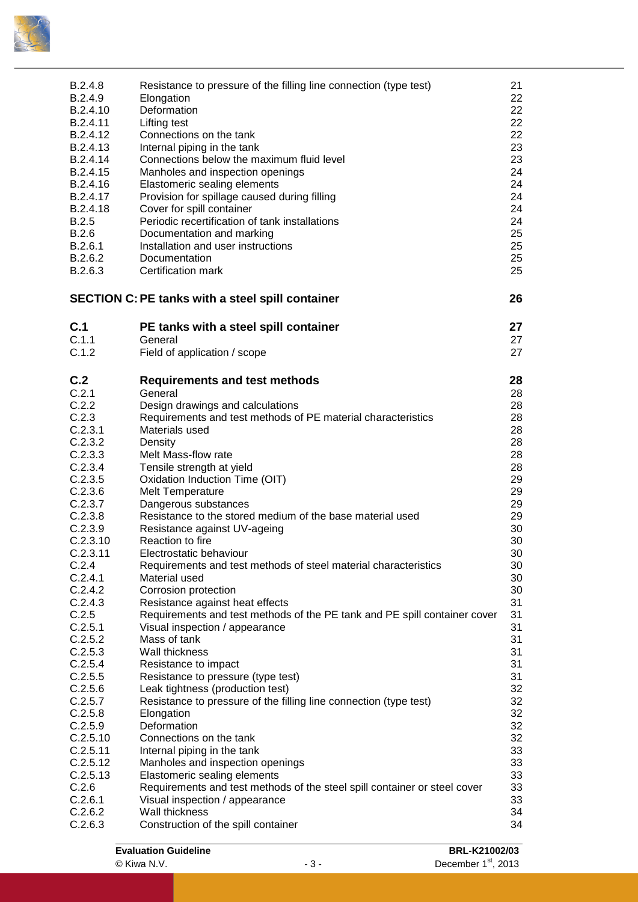| | | |
|---|---|---|
| B.2.4.8 | Resistance to pressure of the filling line connection (type test) | 21 |
| B.2.4.9 | Elongation | 22 |
| B.2.4.10 | Deformation | 22 |
| B.2.4.11 | Lifting test | 22 |
| B.2.4.12 | Connections on the tank | 22 |
| B.2.4.13 | Internal piping in the tank | 23 |
| B.2.4.14 | Connections below the maximum fluid level | 23 |
| B.2.4.15 | Manholes and inspection openings | 24 |
| B.2.4.16 | Elastomeric sealing elements | 24 |
| B.2.4.17 | Provision for spillage caused during filling | 24 |
| B.2.4.18 | Cover for spill container | 24 |
| B.2.5 | Periodic recertification of tank installations | 24 |
| B.2.6 | Documentation and marking | 25 |
| B.2.6.1 | Installation and user instructions | 25 |
| B.2.6.2 | Documentation | 25 |
| B.2.6.3 | Certification mark | 25 |
| **SECTION C:** | **PE tanks with a steel spill container** | **26** |
| **C.1** | **PE tanks with a steel spill container** | **27** |
| C.1.1 | General | 27 |
| C.1.2 | Field of application / scope | 27 |
| **C.2** | **Requirements and test methods** | **28** |
| C.2.1 | General | 28 |
| C.2.2 | Design drawings and calculations | 28 |
| C.2.3 | Requirements and test methods of PE material characteristics | 28 |
| C.2.3.1 | Materials used | 28 |
| C.2.3.2 | Density | 28 |
| C.2.3.3 | Melt Mass-flow rate | 28 |
| C.2.3.4 | Tensile strength at yield | 28 |
| C.2.3.5 | Oxidation Induction Time (OIT) | 29 |
| C.2.3.6 | Melt Temperature | 29 |
| C.2.3.7 | Dangerous substances | 29 |
| C.2.3.8 | Resistance to the stored medium of the base material used | 29 |
| C.2.3.9 | Resistance against UV-ageing | 30 |
| C.2.3.10 | Reaction to fire | 30 |
| C.2.3.11 | Electrostatic behaviour | 30 |
| C.2.4 | Requirements and test methods of steel material characteristics | 30 |
| C.2.4.1 | Material used | 30 |
| C.2.4.2 | Corrosion protection | 30 |
| C.2.4.3 | Resistance against heat effects | 31 |
| C.2.5 | Requirements and test methods of the PE tank and PE spill container cover | 31 |
| C.2.5.1 | Visual inspection / appearance | 31 |
| C.2.5.2 | Mass of tank | 31 |
| C.2.5.3 | Wall thickness | 31 |
| C.2.5.4 | Resistance to impact | 31 |
| C.2.5.5 | Resistance to pressure (type test) | 31 |
| C.2.5.6 | Leak tightness (production test) | 32 |
| C.2.5.7 | Resistance to pressure of the filling line connection (type test) | 32 |
| C.2.5.8 | Elongation | 32 |
| C.2.5.9 | Deformation | 32 |
| C.2.5.10 | Connections on the tank | 32 |
| C.2.5.11 | Internal piping in the tank | 33 |
| C.2.5.12 | Manholes and inspection openings | 33 |
| C.2.5.13 | Elastomeric sealing elements | 33 |
| C.2.6 | Requirements and test methods of the steel spill container or steel cover | 33 |
| C.2.6.1 | Visual inspection / appearance | 33 |
| C.2.6.2 | Wall thickness | 34 |
| C.2.6.3 | Construction of the spill container | 34 |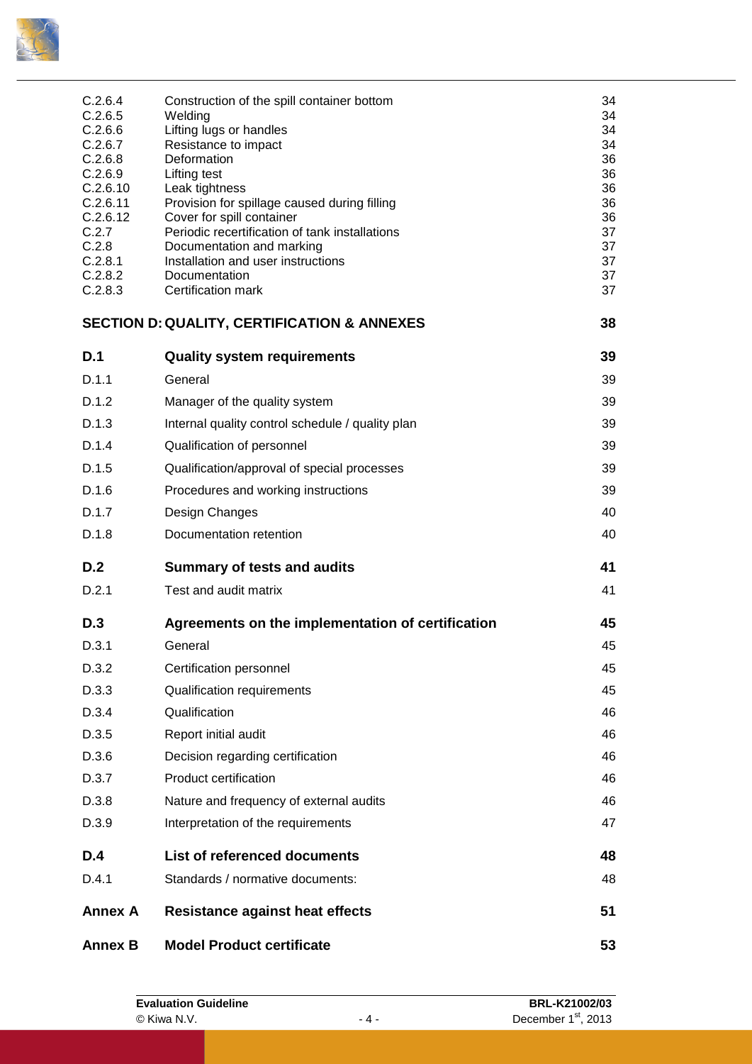| | | |
|---|---|---|
| C.2.6.4 | Construction of the spill container bottom | 34 |
| C.2.6.5 | Welding | 34 |
| C.2.6.6 | Lifting lugs or handles | 34 |
| C.2.6.7 | Resistance to impact | 34 |
| C.2.6.8 | Deformation | 36 |
| C.2.6.9 | Lifting test | 36 |
| C.2.6.10 | Leak tightness | 36 |
| C.2.6.11 | Provision for spillage caused during filling | 36 |
| C.2.6.12 | Cover for spill container | 36 |
| C.2.7 | Periodic recertification of tank installations | 37 |
| C.2.8 | Documentation and marking | 37 |
| C.2.8.1 | Installation and user instructions | 37 |
| C.2.8.2 | Documentation | 37 |
| C.2.8.3 | Certification mark | 37 |
| **SECTION D:** | **QUALITY, CERTIFICATION & ANNEXES** | **38** |
| **D.1** | **Quality system requirements** | **39** |
| D.1.1 | General | 39 |
| D.1.2 | Manager of the quality system | 39 |
| D.1.3 | Internal quality control schedule / quality plan | 39 |
| D.1.4 | Qualification of personnel | 39 |
| D.1.5 | Qualification/approval of special processes | 39 |
| D.1.6 | Procedures and working instructions | 39 |
| D.1.7 | Design Changes | 40 |
| D.1.8 | Documentation retention | 40 |
| **D.2** | **Summary of tests and audits** | **41** |
| D.2.1 | Test and audit matrix | 41 |
| **D.3** | **Agreements on the implementation of certification** | **45** |
| D.3.1 | General | 45 |
| D.3.2 | Certification personnel | 45 |
| D.3.3 | Qualification requirements | 45 |
| D.3.4 | Qualification | 46 |
| D.3.5 | Report initial audit | 46 |
| D.3.6 | Decision regarding certification | 46 |
| D.3.7 | Product certification | 46 |
| D.3.8 | Nature and frequency of external audits | 46 |
| D.3.9 | Interpretation of the requirements | 47 |
| **D.4** | **List of referenced documents** | **48** |
| D.4.1 | Standards / normative documents: | 48 |
| **Annex A** | **Resistance against heat effects** | **51** |
| **Annex B** | **Model Product certificate** | **53** |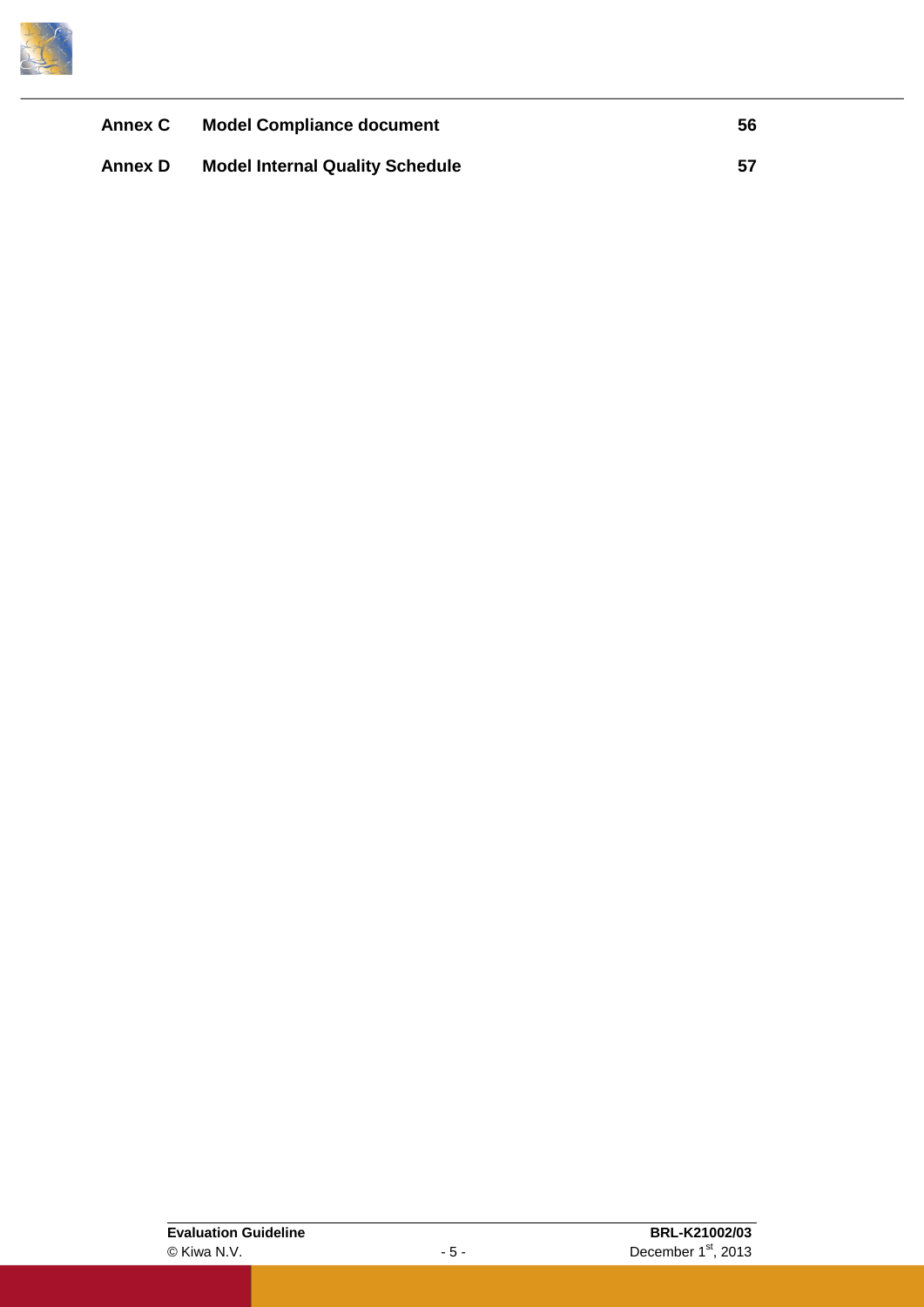| | | |
|---|---|---|
| **Annex C** | **Model Compliance document** | **56** |
| **Annex D** | **Model Internal Quality Schedule** | **57** |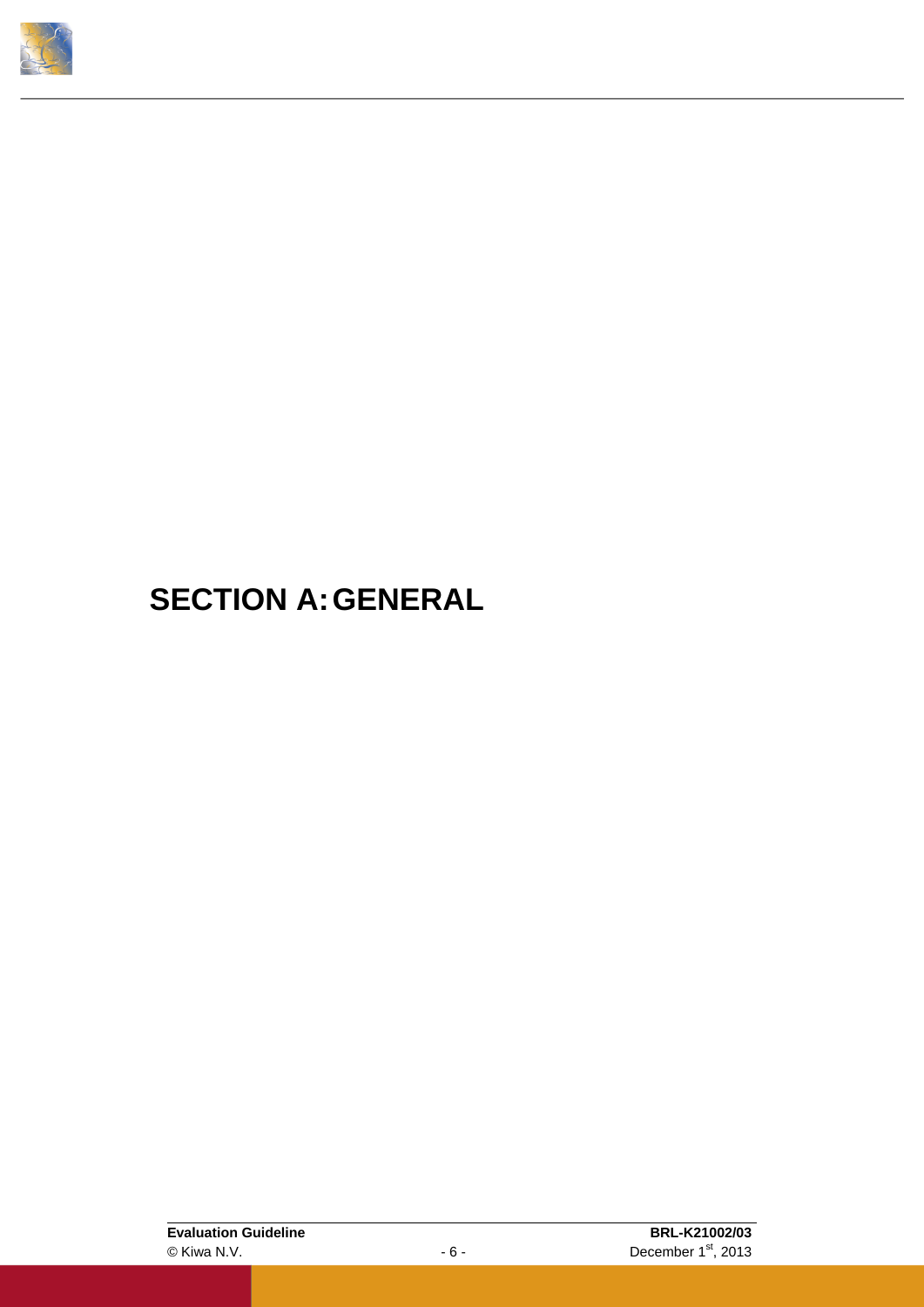# SECTION A: GENERAL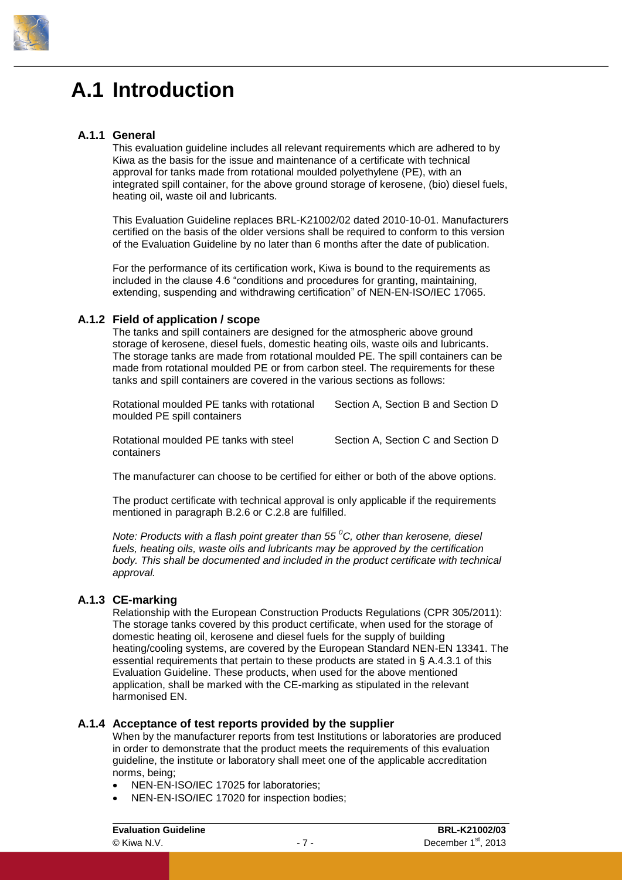# A.1 Introduction

### A.1.1 General

This evaluation guideline includes all relevant requirements which are adhered to by Kiwa as the basis for the issue and maintenance of a certificate with technical approval for tanks made from rotational moulded polyethylene (PE), with an integrated spill container, for the above ground storage of kerosene, (bio) diesel fuels, heating oil, waste oil and lubricants.

This Evaluation Guideline replaces BRL-K21002/02 dated 2010-10-01. Manufacturers certified on the basis of the older versions shall be required to conform to this version of the Evaluation Guideline by no later than 6 months after the date of publication.

For the performance of its certification work, Kiwa is bound to the requirements as included in the clause 4.6 "conditions and procedures for granting, maintaining, extending, suspending and withdrawing certification" of NEN-EN-ISO/IEC 17065.

### A.1.2 Field of application / scope

The tanks and spill containers are designed for the atmospheric above ground storage of kerosene, diesel fuels, domestic heating oils, waste oils and lubricants. The storage tanks are made from rotational moulded PE. The spill containers can be made from rotational moulded PE or from carbon steel. The requirements for these tanks and spill containers are covered in the various sections as follows:

| | |
|---|---|
| Rotational moulded PE tanks with rotational moulded PE spill containers | Section A, Section B and Section D |
| Rotational moulded PE tanks with steel containers | Section A, Section C and Section D |

The manufacturer can choose to be certified for either or both of the above options.

The product certificate with technical approval is only applicable if the requirements mentioned in paragraph B.2.6 or C.2.8 are fulfilled.

*Note: Products with a flash point greater than 55 $^{0}$C, other than kerosene, diesel fuels, heating oils, waste oils and lubricants may be approved by the certification body. This shall be documented and included in the product certificate with technical approval.*

### A.1.3 CE-marking

Relationship with the European Construction Products Regulations (CPR 305/2011): The storage tanks covered by this product certificate, when used for the storage of domestic heating oil, kerosene and diesel fuels for the supply of building heating/cooling systems, are covered by the European Standard NEN-EN 13341. The essential requirements that pertain to these products are stated in § A.4.3.1 of this Evaluation Guideline. These products, when used for the above mentioned application, shall be marked with the CE-marking as stipulated in the relevant harmonised EN.

### A.1.4 Acceptance of test reports provided by the supplier

When by the manufacturer reports from test Institutions or laboratories are produced in order to demonstrate that the product meets the requirements of this evaluation guideline, the institute or laboratory shall meet one of the applicable accreditation norms, being;

- NEN-EN-ISO/IEC 17025 for laboratories;
- NEN-EN-ISO/IEC 17020 for inspection bodies;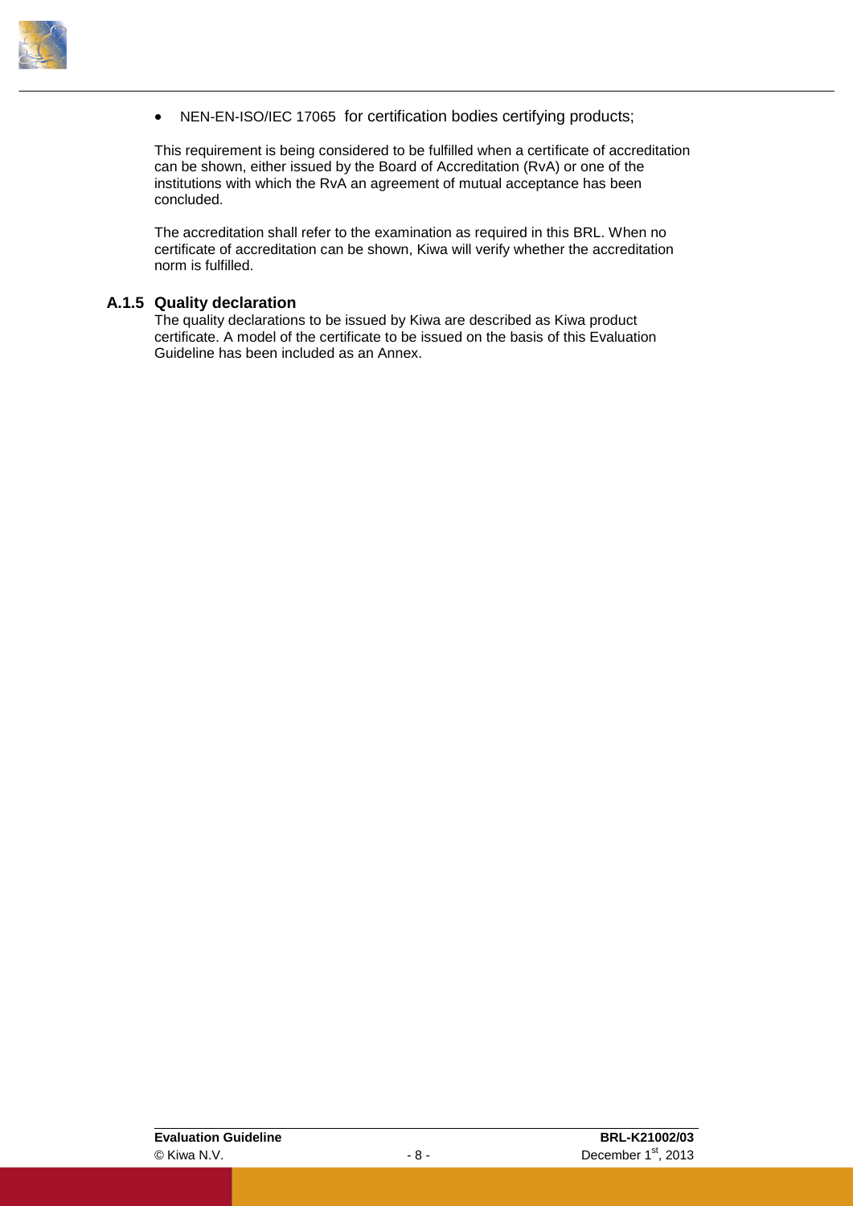- NEN-EN-ISO/IEC 17065 for certification bodies certifying products;

This requirement is being considered to be fulfilled when a certificate of accreditation can be shown, either issued by the Board of Accreditation (RvA) or one of the institutions with which the RvA an agreement of mutual acceptance has been concluded.

The accreditation shall refer to the examination as required in this BRL. When no certificate of accreditation can be shown, Kiwa will verify whether the accreditation norm is fulfilled.

### A.1.5 Quality declaration

The quality declarations to be issued by Kiwa are described as Kiwa product certificate. A model of the certificate to be issued on the basis of this Evaluation Guideline has been included as an Annex.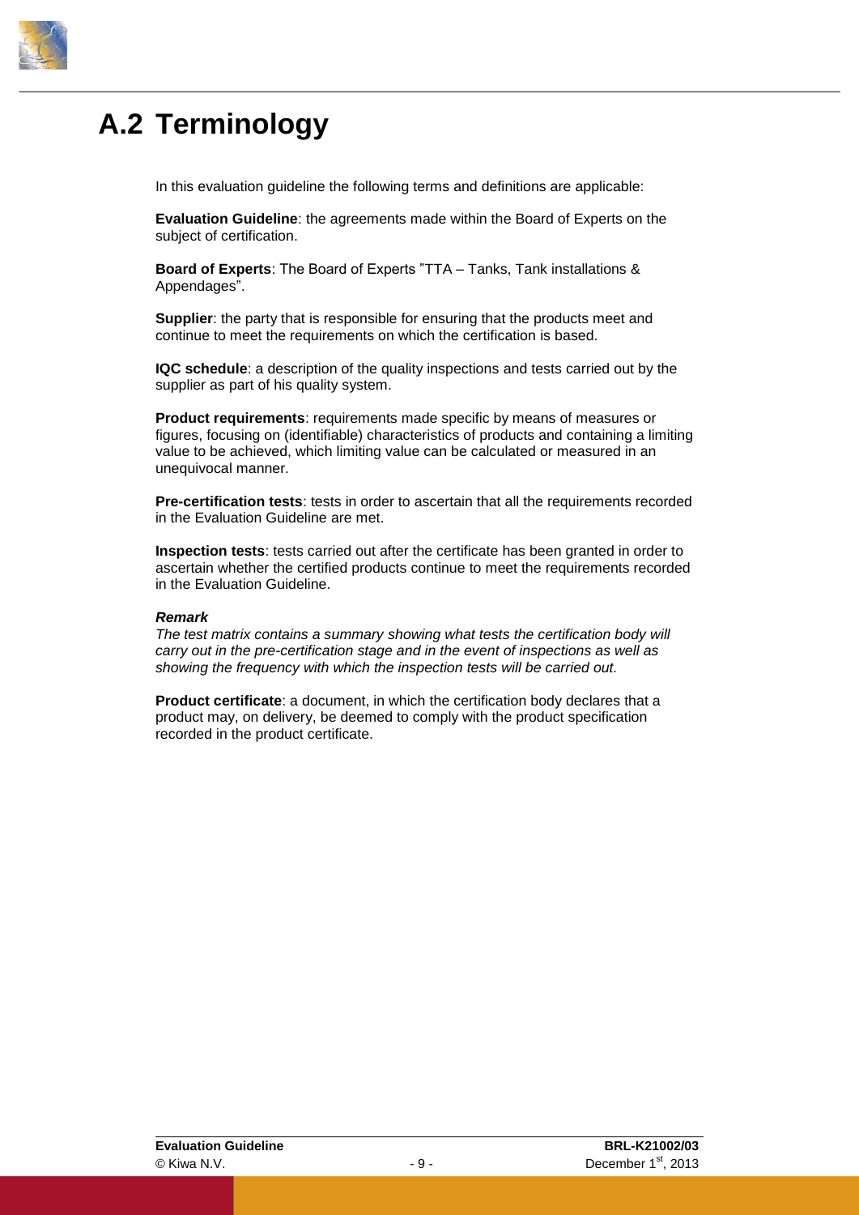# A.2 Terminology

In this evaluation guideline the following terms and definitions are applicable:

**Evaluation Guideline**: the agreements made within the Board of Experts on the subject of certification.

**Board of Experts**: The Board of Experts "TTA – Tanks, Tank installations & Appendages".

**Supplier**: the party that is responsible for ensuring that the products meet and continue to meet the requirements on which the certification is based.

**IQC schedule**: a description of the quality inspections and tests carried out by the supplier as part of his quality system.

**Product requirements**: requirements made specific by means of measures or figures, focusing on (identifiable) characteristics of products and containing a limiting value to be achieved, which limiting value can be calculated or measured in an unequivocal manner.

**Pre-certification tests**: tests in order to ascertain that all the requirements recorded in the Evaluation Guideline are met.

**Inspection tests**: tests carried out after the certificate has been granted in order to ascertain whether the certified products continue to meet the requirements recorded in the Evaluation Guideline.

***Remark***

*The test matrix contains a summary showing what tests the certification body will carry out in the pre-certification stage and in the event of inspections as well as showing the frequency with which the inspection tests will be carried out.*

**Product certificate**: a document, in which the certification body declares that a product may, on delivery, be deemed to comply with the product specification recorded in the product certificate.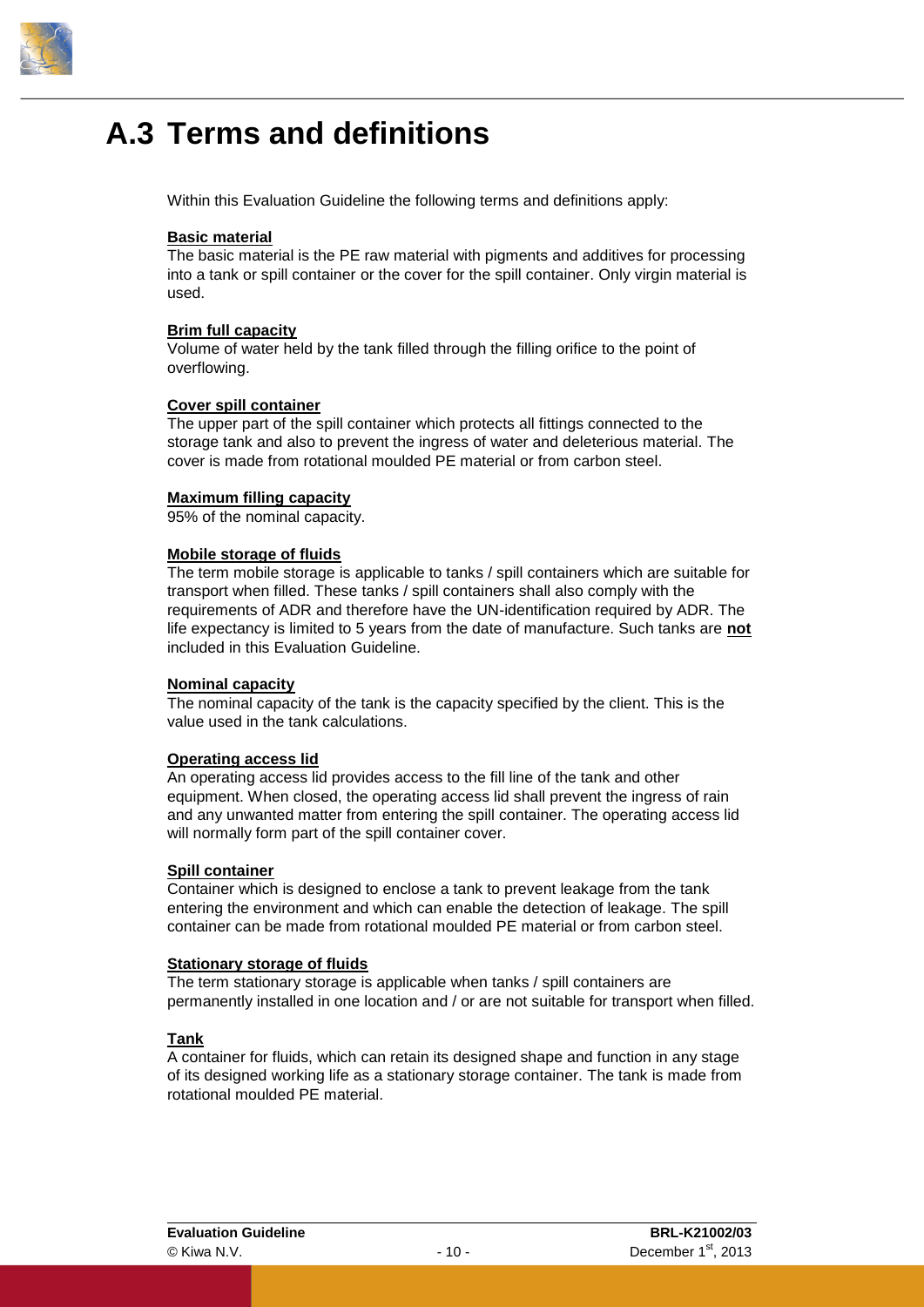# A.3 Terms and definitions

Within this Evaluation Guideline the following terms and definitions apply:

**Basic material**
The basic material is the PE raw material with pigments and additives for processing into a tank or spill container or the cover for the spill container. Only virgin material is used.

**Brim full capacity**
Volume of water held by the tank filled through the filling orifice to the point of overflowing.

**Cover spill container**
The upper part of the spill container which protects all fittings connected to the storage tank and also to prevent the ingress of water and deleterious material. The cover is made from rotational moulded PE material or from carbon steel.

**Maximum filling capacity**
95% of the nominal capacity.

**Mobile storage of fluids**
The term mobile storage is applicable to tanks / spill containers which are suitable for transport when filled. These tanks / spill containers shall also comply with the requirements of ADR and therefore have the UN-identification required by ADR. The life expectancy is limited to 5 years from the date of manufacture. Such tanks are **not** included in this Evaluation Guideline.

**Nominal capacity**
The nominal capacity of the tank is the capacity specified by the client. This is the value used in the tank calculations.

**Operating access lid**
An operating access lid provides access to the fill line of the tank and other equipment. When closed, the operating access lid shall prevent the ingress of rain and any unwanted matter from entering the spill container. The operating access lid will normally form part of the spill container cover.

**Spill container**
Container which is designed to enclose a tank to prevent leakage from the tank entering the environment and which can enable the detection of leakage. The spill container can be made from rotational moulded PE material or from carbon steel.

**Stationary storage of fluids**
The term stationary storage is applicable when tanks / spill containers are permanently installed in one location and / or are not suitable for transport when filled.

**Tank**
A container for fluids, which can retain its designed shape and function in any stage of its designed working life as a stationary storage container. The tank is made from rotational moulded PE material.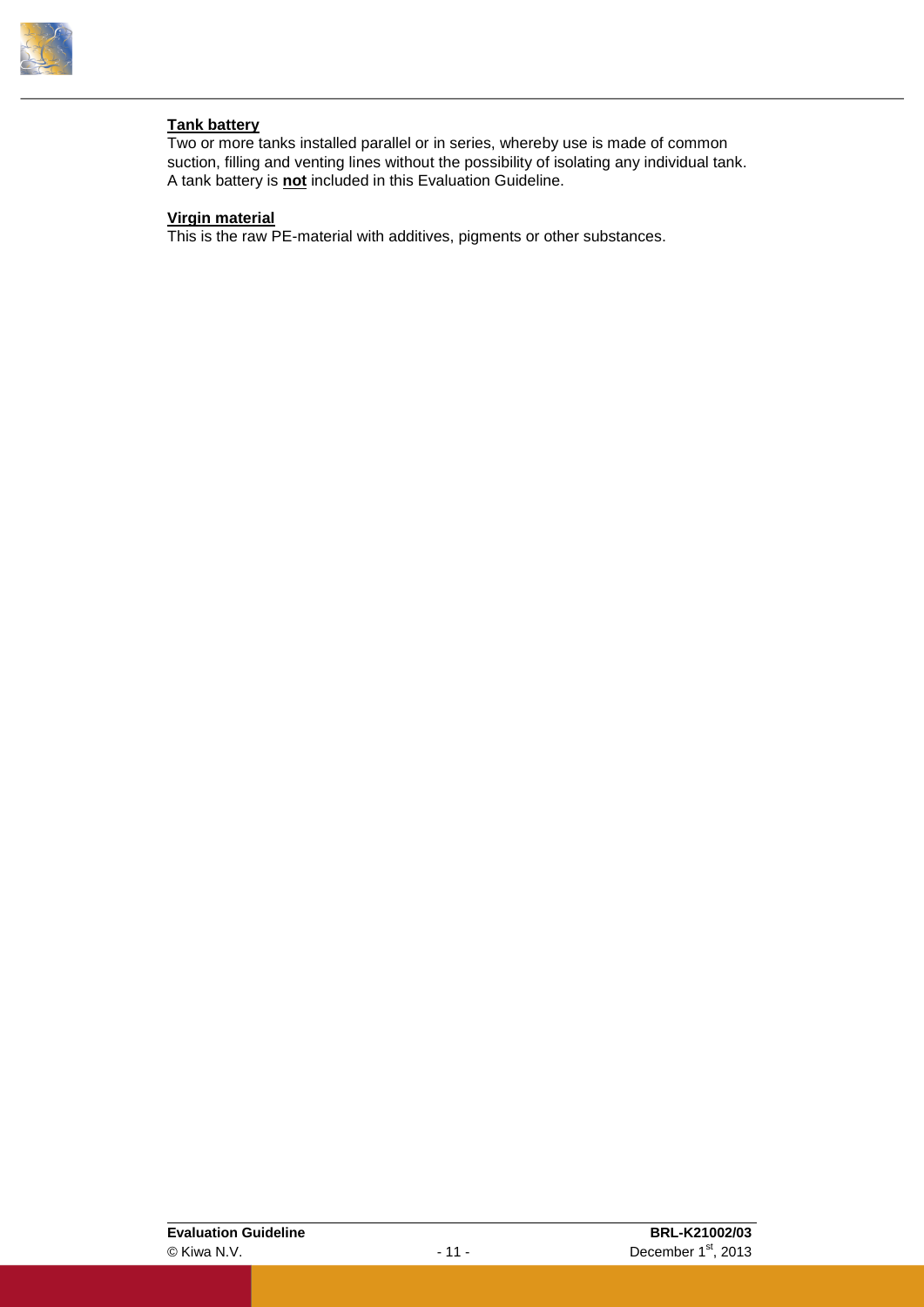**Tank battery**

Two or more tanks installed parallel or in series, whereby use is made of common suction, filling and venting lines without the possibility of isolating any individual tank. A tank battery is **not** included in this Evaluation Guideline.

**Virgin material**

This is the raw PE-material with additives, pigments or other substances.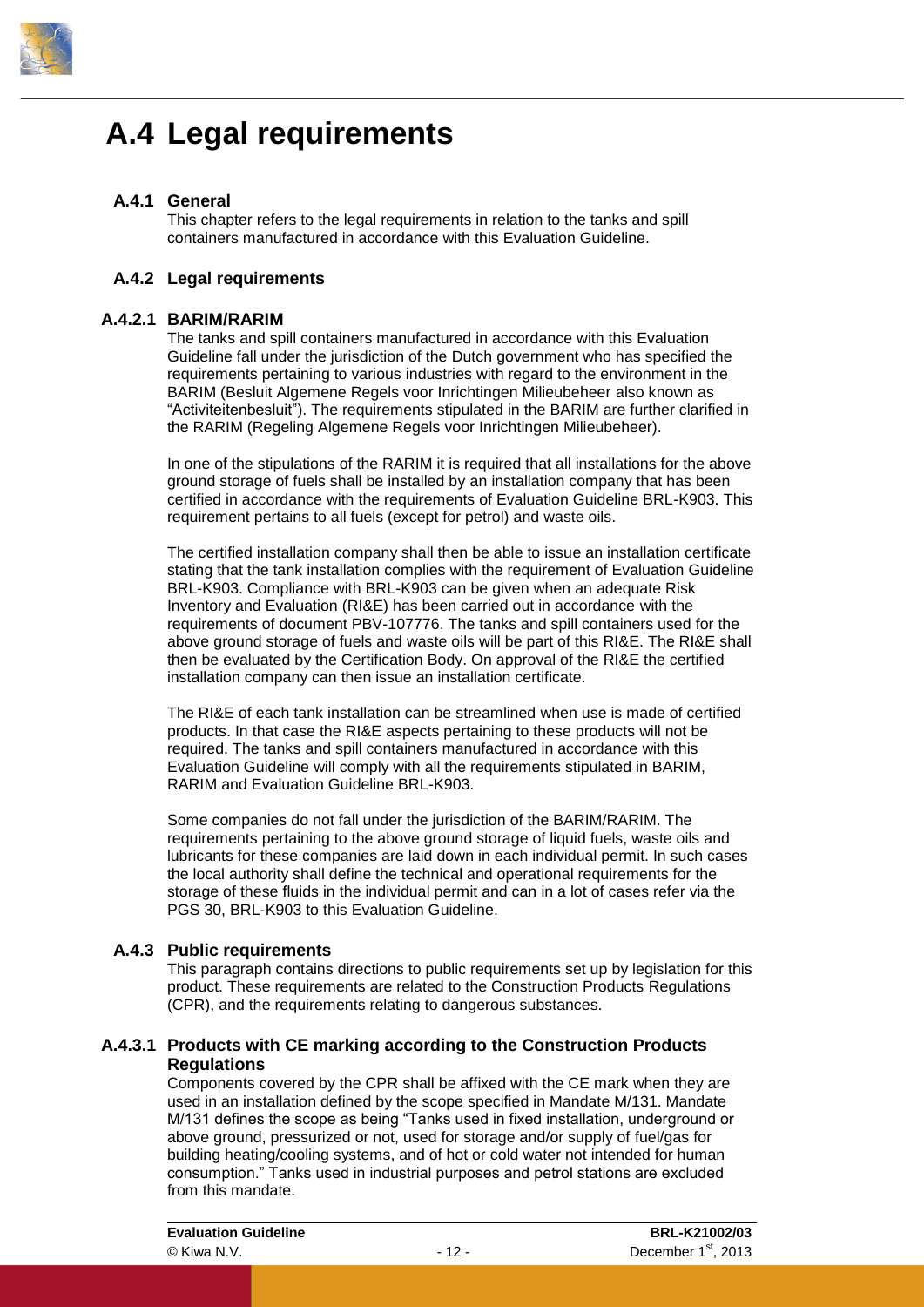# A.4 Legal requirements

## A.4.1 General

This chapter refers to the legal requirements in relation to the tanks and spill containers manufactured in accordance with this Evaluation Guideline.

## A.4.2 Legal requirements

### A.4.2.1 BARIM/RARIM

The tanks and spill containers manufactured in accordance with this Evaluation Guideline fall under the jurisdiction of the Dutch government who has specified the requirements pertaining to various industries with regard to the environment in the BARIM (Besluit Algemene Regels voor Inrichtingen Milieubeheer also known as "Activiteitenbesluit"). The requirements stipulated in the BARIM are further clarified in the RARIM (Regeling Algemene Regels voor Inrichtingen Milieubeheer).

In one of the stipulations of the RARIM it is required that all installations for the above ground storage of fuels shall be installed by an installation company that has been certified in accordance with the requirements of Evaluation Guideline BRL-K903. This requirement pertains to all fuels (except for petrol) and waste oils.

The certified installation company shall then be able to issue an installation certificate stating that the tank installation complies with the requirement of Evaluation Guideline BRL-K903. Compliance with BRL-K903 can be given when an adequate Risk Inventory and Evaluation (RI&E) has been carried out in accordance with the requirements of document PBV-107776. The tanks and spill containers used for the above ground storage of fuels and waste oils will be part of this RI&E. The RI&E shall then be evaluated by the Certification Body. On approval of the RI&E the certified installation company can then issue an installation certificate.

The RI&E of each tank installation can be streamlined when use is made of certified products. In that case the RI&E aspects pertaining to these products will not be required. The tanks and spill containers manufactured in accordance with this Evaluation Guideline will comply with all the requirements stipulated in BARIM, RARIM and Evaluation Guideline BRL-K903.

Some companies do not fall under the jurisdiction of the BARIM/RARIM. The requirements pertaining to the above ground storage of liquid fuels, waste oils and lubricants for these companies are laid down in each individual permit. In such cases the local authority shall define the technical and operational requirements for the storage of these fluids in the individual permit and can in a lot of cases refer via the PGS 30, BRL-K903 to this Evaluation Guideline.

## A.4.3 Public requirements

This paragraph contains directions to public requirements set up by legislation for this product. These requirements are related to the Construction Products Regulations (CPR), and the requirements relating to dangerous substances.

### A.4.3.1 Products with CE marking according to the Construction Products Regulations

Components covered by the CPR shall be affixed with the CE mark when they are used in an installation defined by the scope specified in Mandate M/131. Mandate M/131 defines the scope as being "Tanks used in fixed installation, underground or above ground, pressurized or not, used for storage and/or supply of fuel/gas for building heating/cooling systems, and of hot or cold water not intended for human consumption." Tanks used in industrial purposes and petrol stations are excluded from this mandate.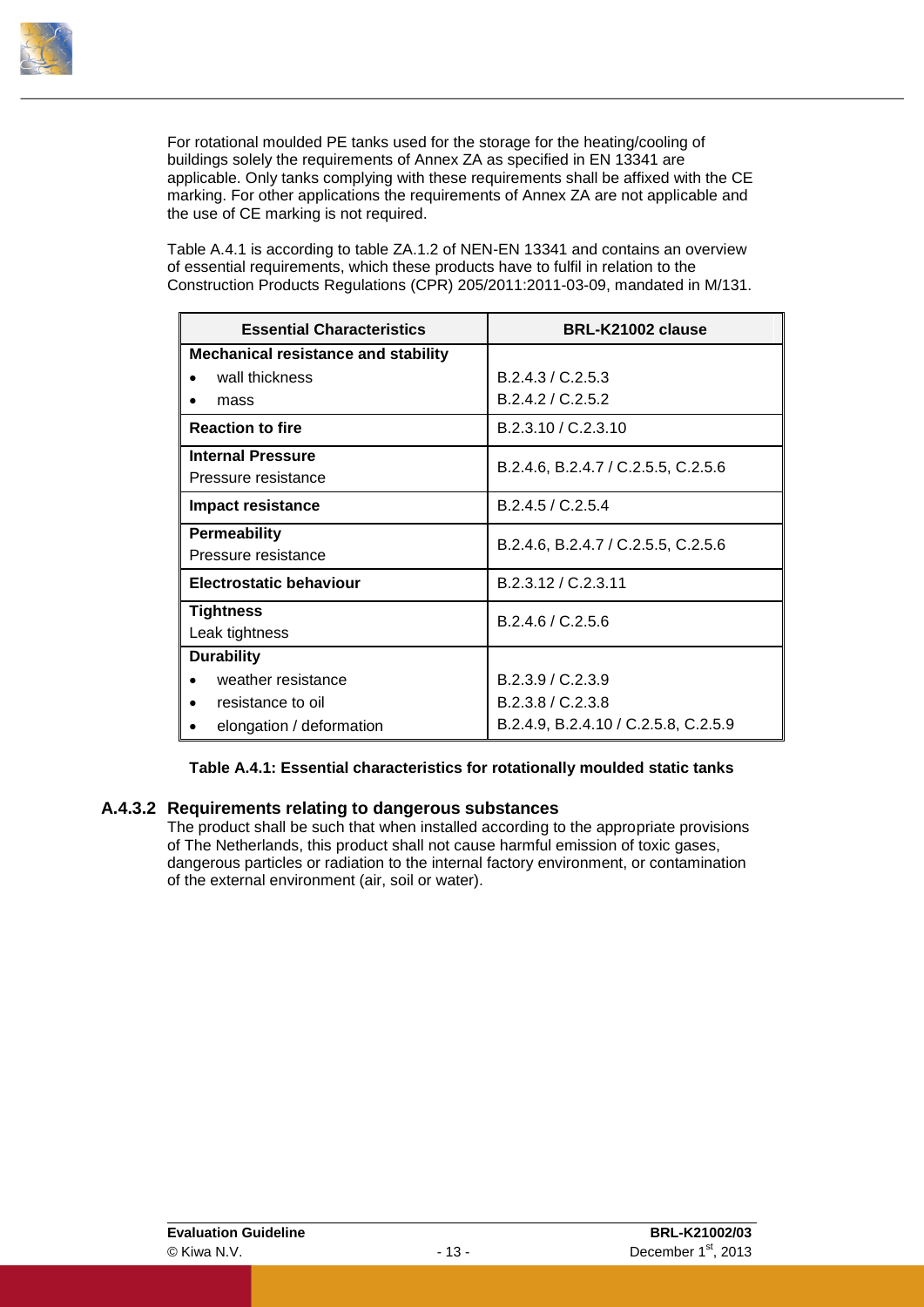For rotational moulded PE tanks used for the storage for the heating/cooling of buildings solely the requirements of Annex ZA as specified in EN 13341 are applicable. Only tanks complying with these requirements shall be affixed with the CE marking. For other applications the requirements of Annex ZA are not applicable and the use of CE marking is not required.

Table A.4.1 is according to table ZA.1.2 of NEN-EN 13341 and contains an overview of essential requirements, which these products have to fulfil in relation to the Construction Products Regulations (CPR) 205/2011:2011-03-09, mandated in M/131.

| Essential Characteristics | BRL-K21002 clause |
|---|---|
| **Mechanical resistance and stability** | |
| • wall thickness | B.2.4.3 / C.2.5.3 |
| • mass | B.2.4.2 / C.2.5.2 |
| **Reaction to fire** | B.2.3.10 / C.2.3.10 |
| **Internal Pressure**<br>Pressure resistance | B.2.4.6, B.2.4.7 / C.2.5.5, C.2.5.6 |
| **Impact resistance** | B.2.4.5 / C.2.5.4 |
| **Permeability**<br>Pressure resistance | B.2.4.6, B.2.4.7 / C.2.5.5, C.2.5.6 |
| **Electrostatic behaviour** | B.2.3.12 / C.2.3.11 |
| **Tightness**<br>Leak tightness | B.2.4.6 / C.2.5.6 |
| **Durability** | |
| • weather resistance | B.2.3.9 / C.2.3.9 |
| • resistance to oil | B.2.3.8 / C.2.3.8 |
| • elongation / deformation | B.2.4.9, B.2.4.10 / C.2.5.8, C.2.5.9 |

**Table A.4.1: Essential characteristics for rotationally moulded static tanks**

### A.4.3.2 Requirements relating to dangerous substances

The product shall be such that when installed according to the appropriate provisions of The Netherlands, this product shall not cause harmful emission of toxic gases, dangerous particles or radiation to the internal factory environment, or contamination of the external environment (air, soil or water).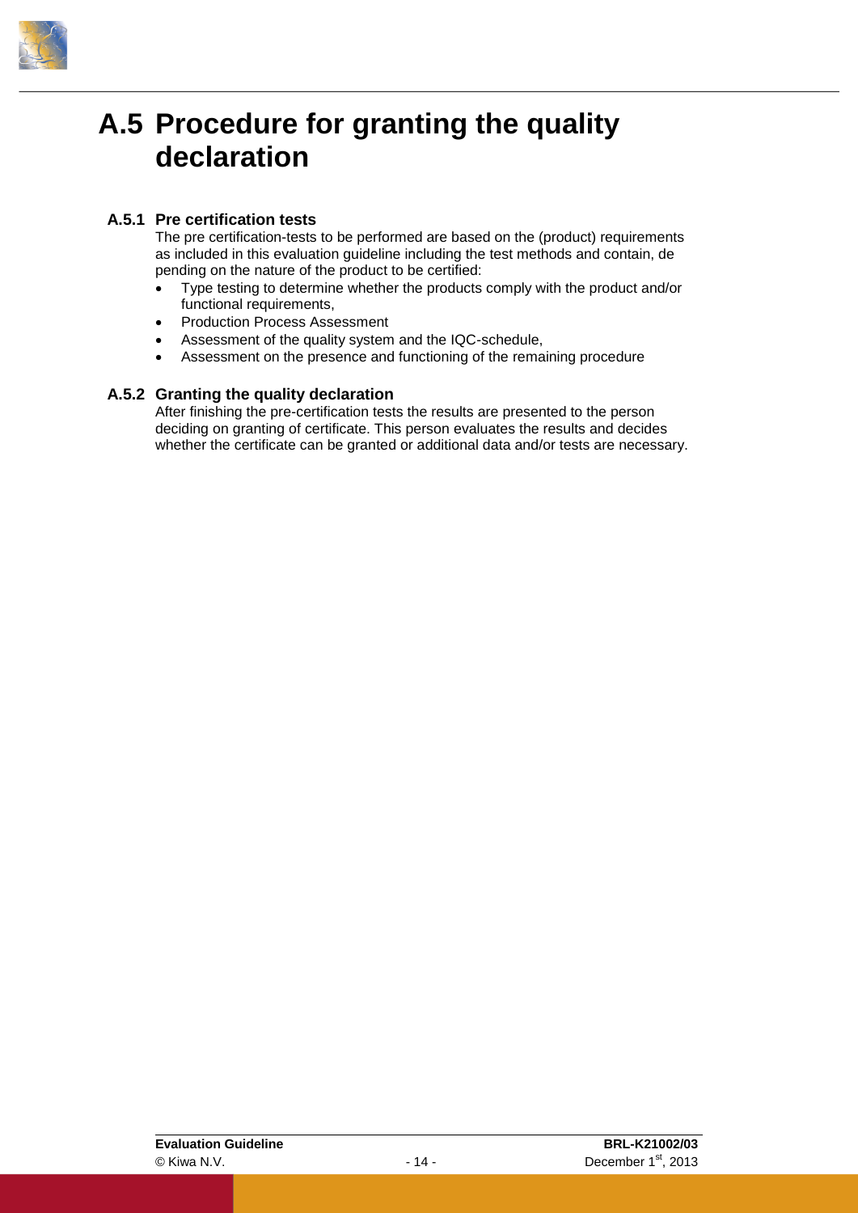# A.5 Procedure for granting the quality declaration

### A.5.1 Pre certification tests

The pre certification-tests to be performed are based on the (product) requirements as included in this evaluation guideline including the test methods and contain, de pending on the nature of the product to be certified:

- Type testing to determine whether the products comply with the product and/or functional requirements,
- Production Process Assessment
- Assessment of the quality system and the IQC-schedule,
- Assessment on the presence and functioning of the remaining procedure

### A.5.2 Granting the quality declaration

After finishing the pre-certification tests the results are presented to the person deciding on granting of certificate. This person evaluates the results and decides whether the certificate can be granted or additional data and/or tests are necessary.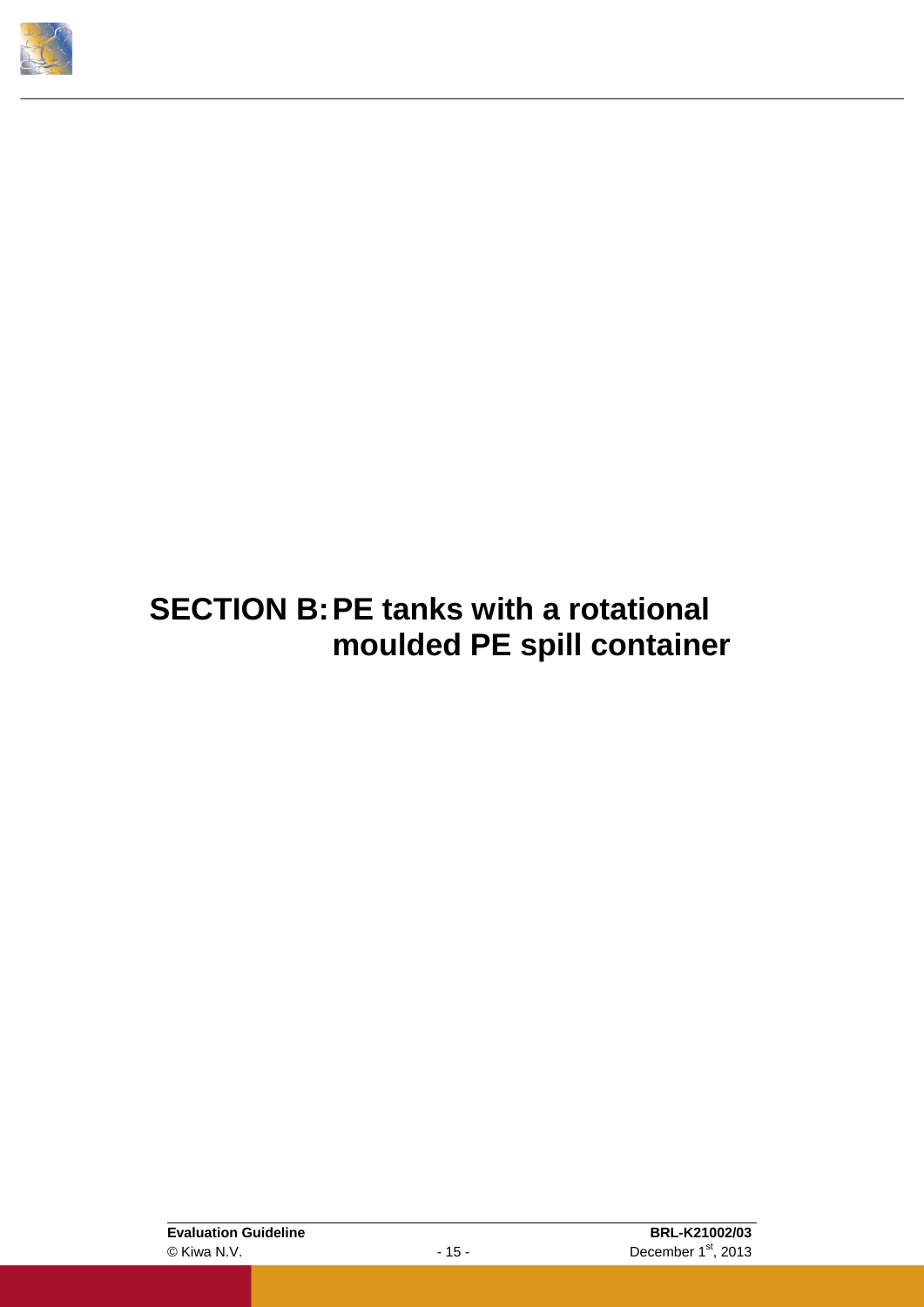# SECTION B: PE tanks with a rotational moulded PE spill container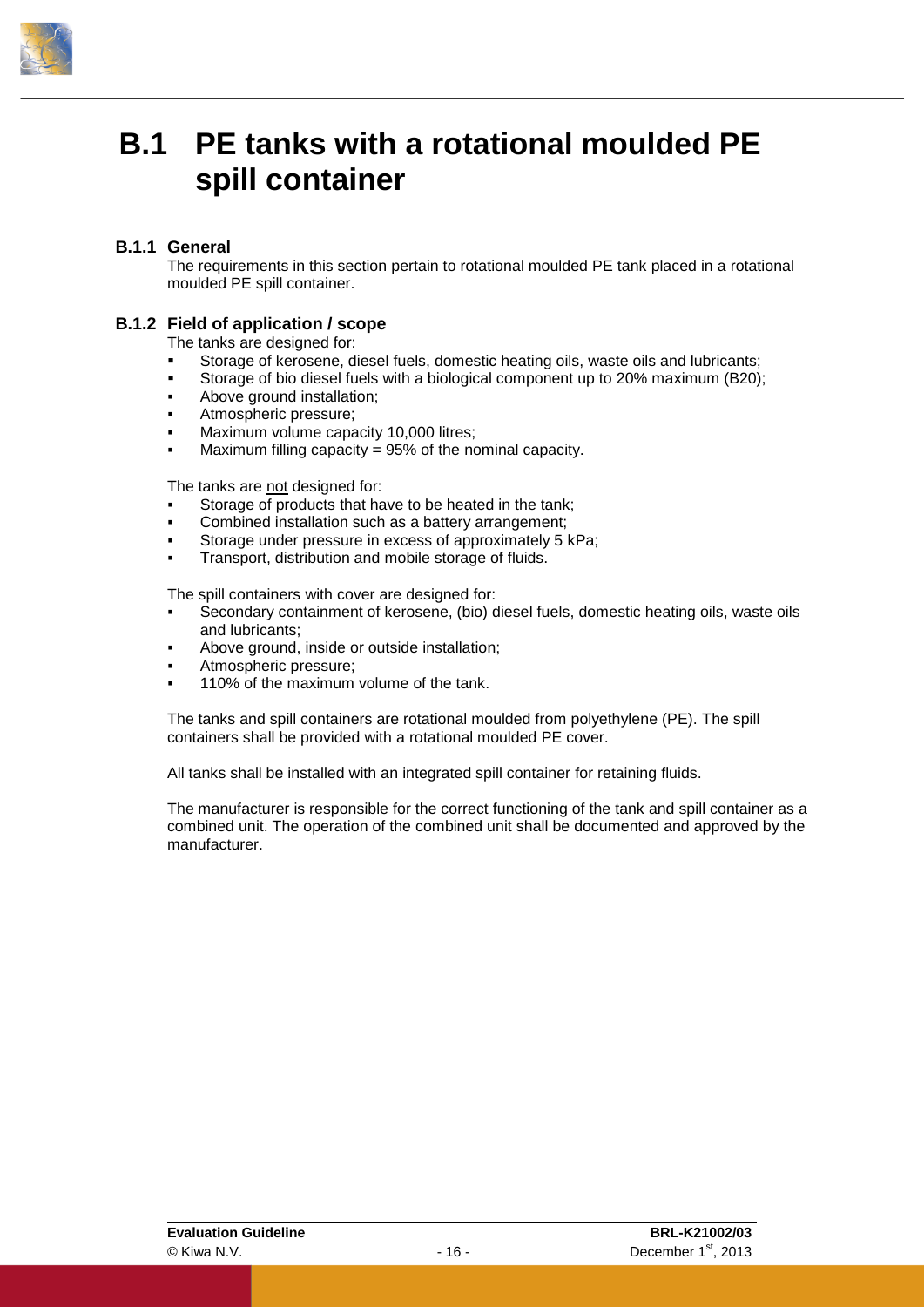# B.1 PE tanks with a rotational moulded PE spill container

## B.1.1 General

The requirements in this section pertain to rotational moulded PE tank placed in a rotational moulded PE spill container.

## B.1.2 Field of application / scope

The tanks are designed for:

- Storage of kerosene, diesel fuels, domestic heating oils, waste oils and lubricants;
- Storage of bio diesel fuels with a biological component up to 20% maximum (B20);
- Above ground installation;
- Atmospheric pressure;
- Maximum volume capacity 10,000 litres;
- Maximum filling capacity = 95% of the nominal capacity.

The tanks are <u>not</u> designed for:

- Storage of products that have to be heated in the tank;
- Combined installation such as a battery arrangement;
- Storage under pressure in excess of approximately 5 kPa;
- Transport, distribution and mobile storage of fluids.

The spill containers with cover are designed for:

- Secondary containment of kerosene, (bio) diesel fuels, domestic heating oils, waste oils and lubricants;
- Above ground, inside or outside installation;
- Atmospheric pressure;
- 110% of the maximum volume of the tank.

The tanks and spill containers are rotational moulded from polyethylene (PE). The spill containers shall be provided with a rotational moulded PE cover.

All tanks shall be installed with an integrated spill container for retaining fluids.

The manufacturer is responsible for the correct functioning of the tank and spill container as a combined unit. The operation of the combined unit shall be documented and approved by the manufacturer.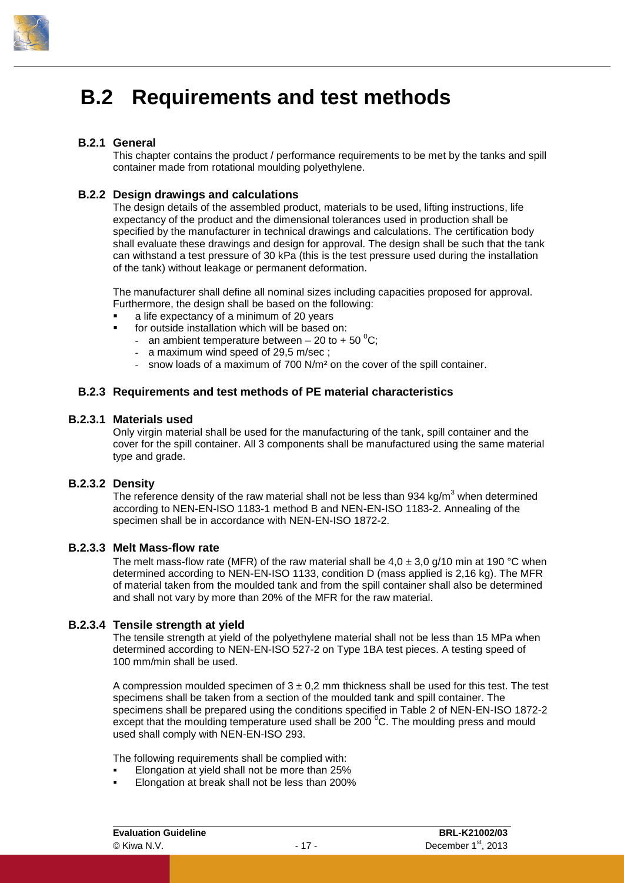# B.2 Requirements and test methods

### B.2.1 General

This chapter contains the product / performance requirements to be met by the tanks and spill container made from rotational moulding polyethylene.

### B.2.2 Design drawings and calculations

The design details of the assembled product, materials to be used, lifting instructions, life expectancy of the product and the dimensional tolerances used in production shall be specified by the manufacturer in technical drawings and calculations. The certification body shall evaluate these drawings and design for approval. The design shall be such that the tank can withstand a test pressure of 30 kPa (this is the test pressure used during the installation of the tank) without leakage or permanent deformation.

The manufacturer shall define all nominal sizes including capacities proposed for approval. Furthermore, the design shall be based on the following:

- a life expectancy of a minimum of 20 years
- for outside installation which will be based on:
  - an ambient temperature between – 20 to + 50 $^{0}$C;
  - a maximum wind speed of 29,5 m/sec ;
  - snow loads of a maximum of 700 N/m² on the cover of the spill container.

### B.2.3 Requirements and test methods of PE material characteristics

#### B.2.3.1 Materials used

Only virgin material shall be used for the manufacturing of the tank, spill container and the cover for the spill container. All 3 components shall be manufactured using the same material type and grade.

#### B.2.3.2 Density

The reference density of the raw material shall not be less than 934 kg/m$^3$ when determined according to NEN-EN-ISO 1183-1 method B and NEN-EN-ISO 1183-2. Annealing of the specimen shall be in accordance with NEN-EN-ISO 1872-2.

#### B.2.3.3 Melt Mass-flow rate

The melt mass-flow rate (MFR) of the raw material shall be 4,0 $\pm$ 3,0 g/10 min at 190 °C when determined according to NEN-EN-ISO 1133, condition D (mass applied is 2,16 kg). The MFR of material taken from the moulded tank and from the spill container shall also be determined and shall not vary by more than 20% of the MFR for the raw material.

#### B.2.3.4 Tensile strength at yield

The tensile strength at yield of the polyethylene material shall not be less than 15 MPa when determined according to NEN-EN-ISO 527-2 on Type 1BA test pieces. A testing speed of 100 mm/min shall be used.

A compression moulded specimen of 3 ± 0,2 mm thickness shall be used for this test. The test specimens shall be taken from a section of the moulded tank and spill container. The specimens shall be prepared using the conditions specified in Table 2 of NEN-EN-ISO 1872-2 except that the moulding temperature used shall be 200 $^{0}$C. The moulding press and mould used shall comply with NEN-EN-ISO 293.

The following requirements shall be complied with:

- Elongation at yield shall not be more than 25%
- Elongation at break shall not be less than 200%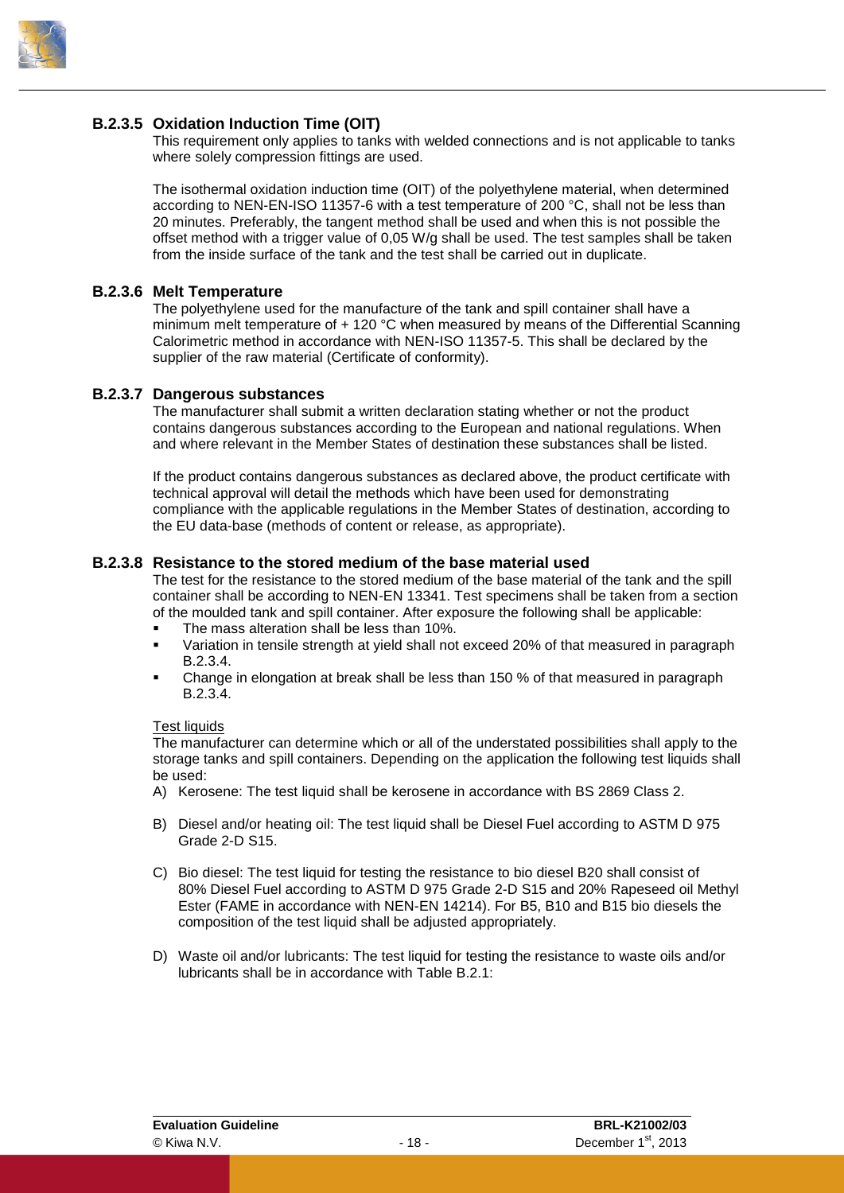#### B.2.3.5 Oxidation Induction Time (OIT)

This requirement only applies to tanks with welded connections and is not applicable to tanks where solely compression fittings are used.

The isothermal oxidation induction time (OIT) of the polyethylene material, when determined according to NEN-EN-ISO 11357-6 with a test temperature of 200 °C, shall not be less than 20 minutes. Preferably, the tangent method shall be used and when this is not possible the offset method with a trigger value of 0,05 W/g shall be used. The test samples shall be taken from the inside surface of the tank and the test shall be carried out in duplicate.

#### B.2.3.6 Melt Temperature

The polyethylene used for the manufacture of the tank and spill container shall have a minimum melt temperature of + 120 °C when measured by means of the Differential Scanning Calorimetric method in accordance with NEN-ISO 11357-5. This shall be declared by the supplier of the raw material (Certificate of conformity).

#### B.2.3.7 Dangerous substances

The manufacturer shall submit a written declaration stating whether or not the product contains dangerous substances according to the European and national regulations. When and where relevant in the Member States of destination these substances shall be listed.

If the product contains dangerous substances as declared above, the product certificate with technical approval will detail the methods which have been used for demonstrating compliance with the applicable regulations in the Member States of destination, according to the EU data-base (methods of content or release, as appropriate).

#### B.2.3.8 Resistance to the stored medium of the base material used

The test for the resistance to the stored medium of the base material of the tank and the spill container shall be according to NEN-EN 13341. Test specimens shall be taken from a section of the moulded tank and spill container. After exposure the following shall be applicable:

- The mass alteration shall be less than 10%.
- Variation in tensile strength at yield shall not exceed 20% of that measured in paragraph B.2.3.4.
- Change in elongation at break shall be less than 150 % of that measured in paragraph B.2.3.4.

<u>Test liquids</u>

The manufacturer can determine which or all of the understated possibilities shall apply to the storage tanks and spill containers. Depending on the application the following test liquids shall be used:

A) Kerosene: The test liquid shall be kerosene in accordance with BS 2869 Class 2.

B) Diesel and/or heating oil: The test liquid shall be Diesel Fuel according to ASTM D 975 Grade 2-D S15.

C) Bio diesel: The test liquid for testing the resistance to bio diesel B20 shall consist of 80% Diesel Fuel according to ASTM D 975 Grade 2-D S15 and 20% Rapeseed oil Methyl Ester (FAME in accordance with NEN-EN 14214). For B5, B10 and B15 bio diesels the composition of the test liquid shall be adjusted appropriately.

D) Waste oil and/or lubricants: The test liquid for testing the resistance to waste oils and/or lubricants shall be in accordance with Table B.2.1: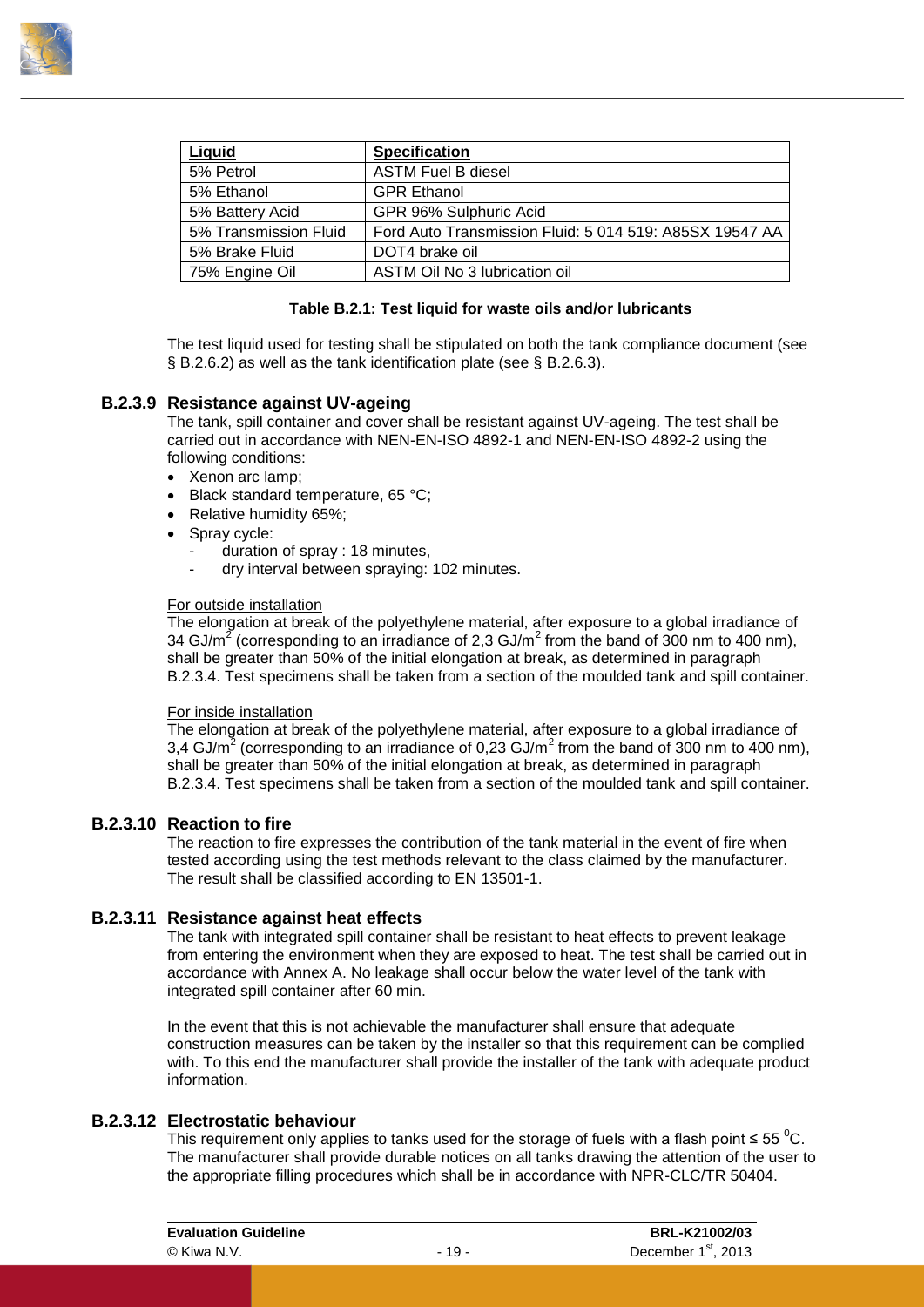| Liquid | Specification |
|---|---|
| 5% Petrol | ASTM Fuel B diesel |
| 5% Ethanol | GPR Ethanol |
| 5% Battery Acid | GPR 96% Sulphuric Acid |
| 5% Transmission Fluid | Ford Auto Transmission Fluid: 5 014 519: A85SX 19547 AA |
| 5% Brake Fluid | DOT4 brake oil |
| 75% Engine Oil | ASTM Oil No 3 lubrication oil |

**Table B.2.1: Test liquid for waste oils and/or lubricants**

The test liquid used for testing shall be stipulated on both the tank compliance document (see § B.2.6.2) as well as the tank identification plate (see § B.2.6.3).

### B.2.3.9 Resistance against UV-ageing

The tank, spill container and cover shall be resistant against UV-ageing. The test shall be carried out in accordance with NEN-EN-ISO 4892-1 and NEN-EN-ISO 4892-2 using the following conditions:

- Xenon arc lamp;
- Black standard temperature, 65 °C;
- Relative humidity 65%;
- Spray cycle:
  - duration of spray : 18 minutes,
  - dry interval between spraying: 102 minutes.

<u>For outside installation</u>

The elongation at break of the polyethylene material, after exposure to a global irradiance of 34 GJ/m$^2$ (corresponding to an irradiance of 2,3 GJ/m$^2$ from the band of 300 nm to 400 nm), shall be greater than 50% of the initial elongation at break, as determined in paragraph B.2.3.4. Test specimens shall be taken from a section of the moulded tank and spill container.

<u>For inside installation</u>

The elongation at break of the polyethylene material, after exposure to a global irradiance of 3,4 GJ/m$^2$ (corresponding to an irradiance of 0,23 GJ/m$^2$ from the band of 300 nm to 400 nm), shall be greater than 50% of the initial elongation at break, as determined in paragraph B.2.3.4. Test specimens shall be taken from a section of the moulded tank and spill container.

### B.2.3.10 Reaction to fire

The reaction to fire expresses the contribution of the tank material in the event of fire when tested according using the test methods relevant to the class claimed by the manufacturer. The result shall be classified according to EN 13501-1.

### B.2.3.11 Resistance against heat effects

The tank with integrated spill container shall be resistant to heat effects to prevent leakage from entering the environment when they are exposed to heat. The test shall be carried out in accordance with Annex A. No leakage shall occur below the water level of the tank with integrated spill container after 60 min.

In the event that this is not achievable the manufacturer shall ensure that adequate construction measures can be taken by the installer so that this requirement can be complied with. To this end the manufacturer shall provide the installer of the tank with adequate product information.

### B.2.3.12 Electrostatic behaviour

This requirement only applies to tanks used for the storage of fuels with a flash point ≤ 55 $^0$C. The manufacturer shall provide durable notices on all tanks drawing the attention of the user to the appropriate filling procedures which shall be in accordance with NPR-CLC/TR 50404.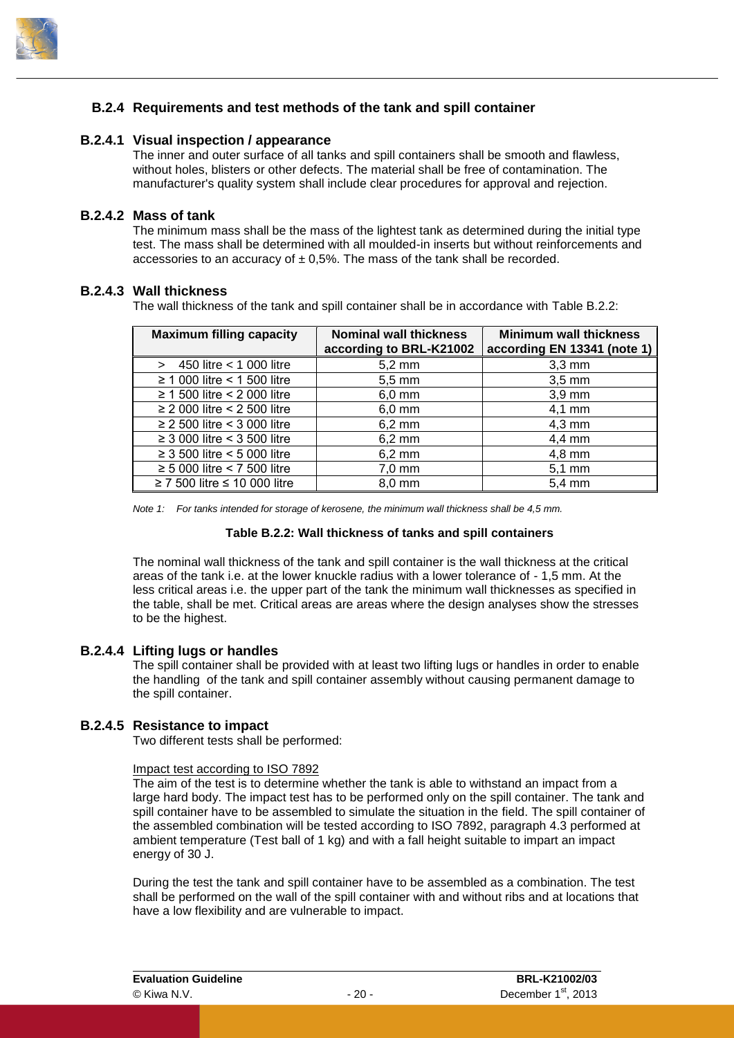## B.2.4 Requirements and test methods of the tank and spill container

### B.2.4.1 Visual inspection / appearance

The inner and outer surface of all tanks and spill containers shall be smooth and flawless, without holes, blisters or other defects. The material shall be free of contamination. The manufacturer's quality system shall include clear procedures for approval and rejection.

### B.2.4.2 Mass of tank

The minimum mass shall be the mass of the lightest tank as determined during the initial type test. The mass shall be determined with all moulded-in inserts but without reinforcements and accessories to an accuracy of ± 0,5%. The mass of the tank shall be recorded.

### B.2.4.3 Wall thickness

The wall thickness of the tank and spill container shall be in accordance with Table B.2.2:

| Maximum filling capacity | Nominal wall thickness according to BRL-K21002 | Minimum wall thickness according EN 13341 (note 1) |
|---|---|---|
| > 450 litre < 1 000 litre | 5,2 mm | 3,3 mm |
| ≥ 1 000 litre < 1 500 litre | 5,5 mm | 3,5 mm |
| ≥ 1 500 litre < 2 000 litre | 6,0 mm | 3,9 mm |
| ≥ 2 000 litre < 2 500 litre | 6,0 mm | 4,1 mm |
| ≥ 2 500 litre < 3 000 litre | 6,2 mm | 4,3 mm |
| ≥ 3 000 litre < 3 500 litre | 6,2 mm | 4,4 mm |
| ≥ 3 500 litre < 5 000 litre | 6,2 mm | 4,8 mm |
| ≥ 5 000 litre < 7 500 litre | 7,0 mm | 5,1 mm |
| ≥ 7 500 litre ≤ 10 000 litre | 8,0 mm | 5,4 mm |

*Note 1: For tanks intended for storage of kerosene, the minimum wall thickness shall be 4,5 mm.*

**Table B.2.2: Wall thickness of tanks and spill containers**

The nominal wall thickness of the tank and spill container is the wall thickness at the critical areas of the tank i.e. at the lower knuckle radius with a lower tolerance of - 1,5 mm. At the less critical areas i.e. the upper part of the tank the minimum wall thicknesses as specified in the table, shall be met. Critical areas are areas where the design analyses show the stresses to be the highest.

### B.2.4.4 Lifting lugs or handles

The spill container shall be provided with at least two lifting lugs or handles in order to enable the handling of the tank and spill container assembly without causing permanent damage to the spill container.

### B.2.4.5 Resistance to impact

Two different tests shall be performed:

Impact test according to ISO 7892

The aim of the test is to determine whether the tank is able to withstand an impact from a large hard body. The impact test has to be performed only on the spill container. The tank and spill container have to be assembled to simulate the situation in the field. The spill container of the assembled combination will be tested according to ISO 7892, paragraph 4.3 performed at ambient temperature (Test ball of 1 kg) and with a fall height suitable to impart an impact energy of 30 J.

During the test the tank and spill container have to be assembled as a combination. The test shall be performed on the wall of the spill container with and without ribs and at locations that have a low flexibility and are vulnerable to impact.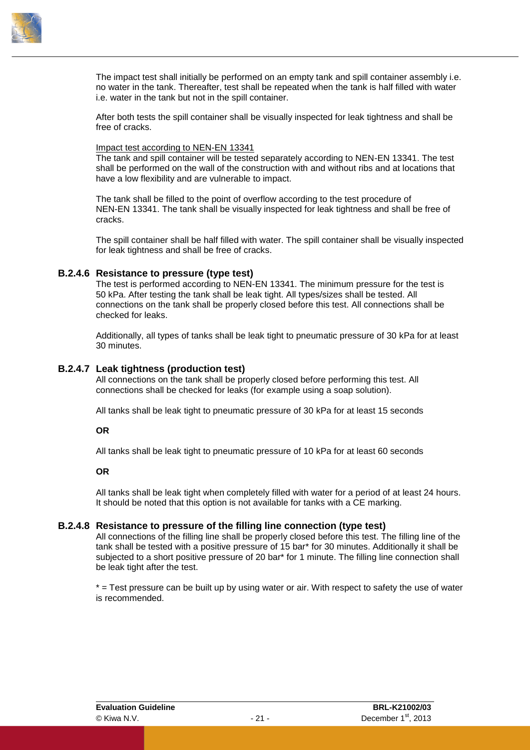The impact test shall initially be performed on an empty tank and spill container assembly i.e. no water in the tank. Thereafter, test shall be repeated when the tank is half filled with water i.e. water in the tank but not in the spill container.

After both tests the spill container shall be visually inspected for leak tightness and shall be free of cracks.

Impact test according to NEN-EN 13341

The tank and spill container will be tested separately according to NEN-EN 13341. The test shall be performed on the wall of the construction with and without ribs and at locations that have a low flexibility and are vulnerable to impact.

The tank shall be filled to the point of overflow according to the test procedure of NEN-EN 13341. The tank shall be visually inspected for leak tightness and shall be free of cracks.

The spill container shall be half filled with water. The spill container shall be visually inspected for leak tightness and shall be free of cracks.

### B.2.4.6 Resistance to pressure (type test)

The test is performed according to NEN-EN 13341. The minimum pressure for the test is 50 kPa. After testing the tank shall be leak tight. All types/sizes shall be tested. All connections on the tank shall be properly closed before this test. All connections shall be checked for leaks.

Additionally, all types of tanks shall be leak tight to pneumatic pressure of 30 kPa for at least 30 minutes.

### B.2.4.7 Leak tightness (production test)

All connections on the tank shall be properly closed before performing this test. All connections shall be checked for leaks (for example using a soap solution).

All tanks shall be leak tight to pneumatic pressure of 30 kPa for at least 15 seconds

**OR**

All tanks shall be leak tight to pneumatic pressure of 10 kPa for at least 60 seconds

**OR**

All tanks shall be leak tight when completely filled with water for a period of at least 24 hours. It should be noted that this option is not available for tanks with a CE marking.

### B.2.4.8 Resistance to pressure of the filling line connection (type test)

All connections of the filling line shall be properly closed before this test. The filling line of the tank shall be tested with a positive pressure of 15 bar* for 30 minutes. Additionally it shall be subjected to a short positive pressure of 20 bar* for 1 minute. The filling line connection shall be leak tight after the test.

* = Test pressure can be built up by using water or air. With respect to safety the use of water is recommended.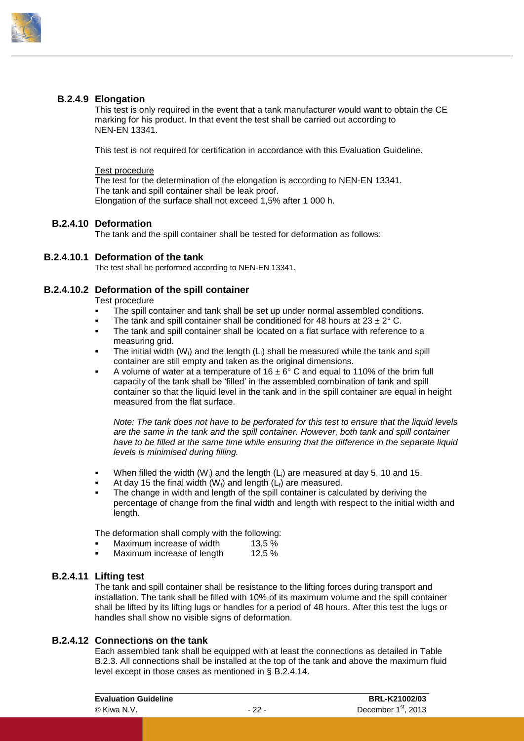### B.2.4.9 Elongation

This test is only required in the event that a tank manufacturer would want to obtain the CE marking for his product. In that event the test shall be carried out according to NEN-EN 13341.

This test is not required for certification in accordance with this Evaluation Guideline.

Test procedure

The test for the determination of the elongation is according to NEN-EN 13341.
The tank and spill container shall be leak proof.
Elongation of the surface shall not exceed 1,5% after 1 000 h.

### B.2.4.10 Deformation

The tank and the spill container shall be tested for deformation as follows:

#### B.2.4.10.1 Deformation of the tank

The test shall be performed according to NEN-EN 13341.

#### B.2.4.10.2 Deformation of the spill container

Test procedure

- The spill container and tank shall be set up under normal assembled conditions.
- The tank and spill container shall be conditioned for 48 hours at 23 ± 2° C.
- The tank and spill container shall be located on a flat surface with reference to a measuring grid.
- The initial width ($W_i$) and the length ($L_i$) shall be measured while the tank and spill container are still empty and taken as the original dimensions.
- A volume of water at a temperature of 16 ± 6° C and equal to 110% of the brim full capacity of the tank shall be 'filled' in the assembled combination of tank and spill container so that the liquid level in the tank and in the spill container are equal in height measured from the flat surface.

  *Note: The tank does not have to be perforated for this test to ensure that the liquid levels are the same in the tank and the spill container. However, both tank and spill container have to be filled at the same time while ensuring that the difference in the separate liquid levels is minimised during filling.*

- When filled the width ($W_i$) and the length ($L_i$) are measured at day 5, 10 and 15.
- At day 15 the final width ($W_f$) and length ($L_f$) are measured.
- The change in width and length of the spill container is calculated by deriving the percentage of change from the final width and length with respect to the initial width and length.

The deformation shall comply with the following:

- Maximum increase of width 13,5 %
- Maximum increase of length 12,5 %

### B.2.4.11 Lifting test

The tank and spill container shall be resistance to the lifting forces during transport and installation. The tank shall be filled with 10% of its maximum volume and the spill container shall be lifted by its lifting lugs or handles for a period of 48 hours. After this test the lugs or handles shall show no visible signs of deformation.

### B.2.4.12 Connections on the tank

Each assembled tank shall be equipped with at least the connections as detailed in Table B.2.3. All connections shall be installed at the top of the tank and above the maximum fluid level except in those cases as mentioned in § B.2.4.14.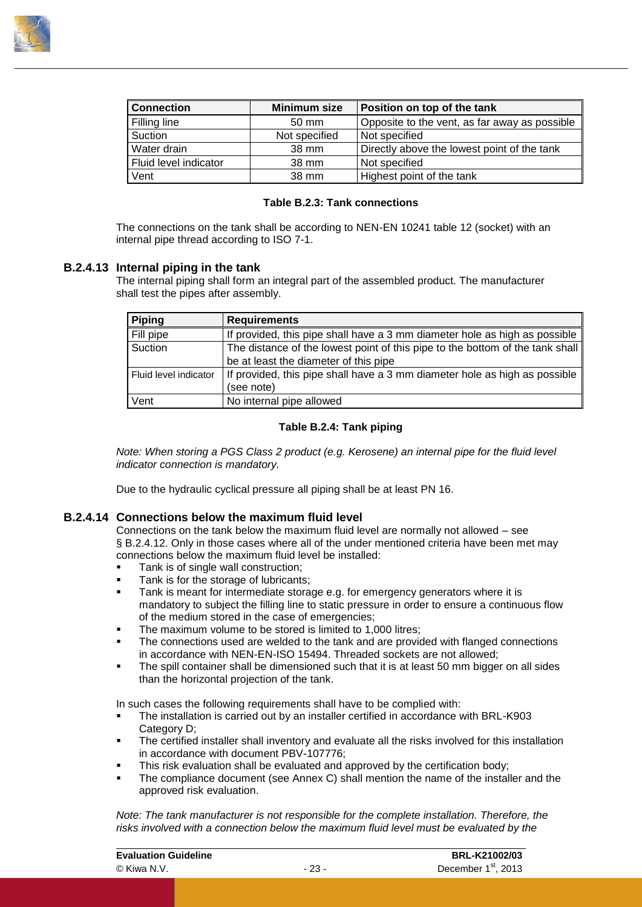| Connection | Minimum size | Position on top of the tank |
|---|---|---|
| Filling line | 50 mm | Opposite to the vent, as far away as possible |
| Suction | Not specified | Not specified |
| Water drain | 38 mm | Directly above the lowest point of the tank |
| Fluid level indicator | 38 mm | Not specified |
| Vent | 38 mm | Highest point of the tank |

**Table B.2.3: Tank connections**

The connections on the tank shall be according to NEN-EN 10241 table 12 (socket) with an internal pipe thread according to ISO 7-1.

### B.2.4.13 Internal piping in the tank

The internal piping shall form an integral part of the assembled product. The manufacturer shall test the pipes after assembly.

| Piping | Requirements |
|---|---|
| Fill pipe | If provided, this pipe shall have a 3 mm diameter hole as high as possible |
| Suction | The distance of the lowest point of this pipe to the bottom of the tank shall be at least the diameter of this pipe |
| Fluid level indicator | If provided, this pipe shall have a 3 mm diameter hole as high as possible (see note) |
| Vent | No internal pipe allowed |

**Table B.2.4: Tank piping**

*Note: When storing a PGS Class 2 product (e.g. Kerosene) an internal pipe for the fluid level indicator connection is mandatory.*

Due to the hydraulic cyclical pressure all piping shall be at least PN 16.

### B.2.4.14 Connections below the maximum fluid level

Connections on the tank below the maximum fluid level are normally not allowed – see § B.2.4.12. Only in those cases where all of the under mentioned criteria have been met may connections below the maximum fluid level be installed:

- Tank is of single wall construction;
- Tank is for the storage of lubricants;
- Tank is meant for intermediate storage e.g. for emergency generators where it is mandatory to subject the filling line to static pressure in order to ensure a continuous flow of the medium stored in the case of emergencies;
- The maximum volume to be stored is limited to 1,000 litres;
- The connections used are welded to the tank and are provided with flanged connections in accordance with NEN-EN-ISO 15494. Threaded sockets are not allowed;
- The spill container shall be dimensioned such that it is at least 50 mm bigger on all sides than the horizontal projection of the tank.

In such cases the following requirements shall have to be complied with:

- The installation is carried out by an installer certified in accordance with BRL-K903 Category D;
- The certified installer shall inventory and evaluate all the risks involved for this installation in accordance with document PBV-107776;
- This risk evaluation shall be evaluated and approved by the certification body;
- The compliance document (see Annex C) shall mention the name of the installer and the approved risk evaluation.

*Note: The tank manufacturer is not responsible for the complete installation. Therefore, the risks involved with a connection below the maximum fluid level must be evaluated by the*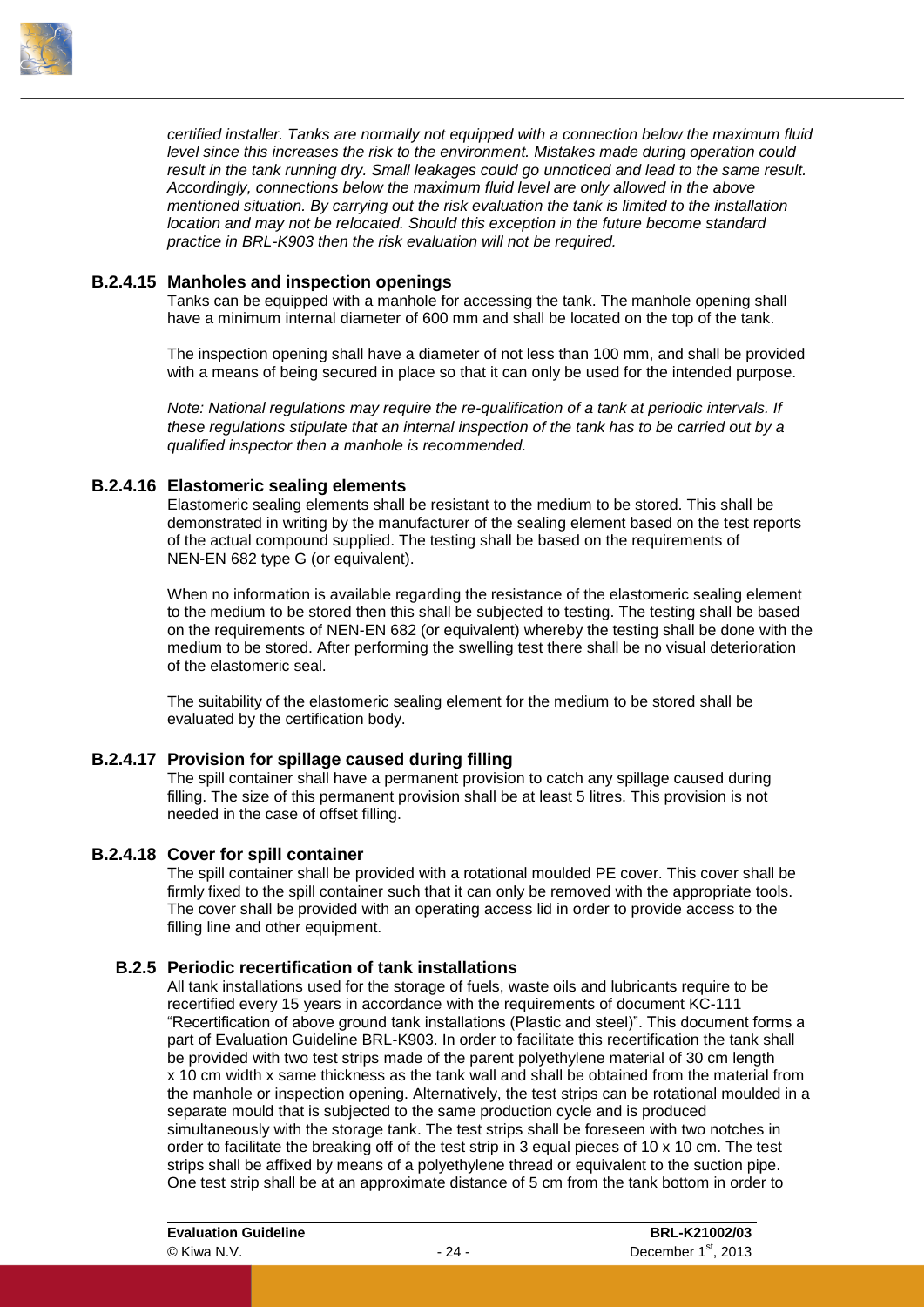*certified installer. Tanks are normally not equipped with a connection below the maximum fluid level since this increases the risk to the environment. Mistakes made during operation could result in the tank running dry. Small leakages could go unnoticed and lead to the same result. Accordingly, connections below the maximum fluid level are only allowed in the above mentioned situation. By carrying out the risk evaluation the tank is limited to the installation location and may not be relocated. Should this exception in the future become standard practice in BRL-K903 then the risk evaluation will not be required.*

#### B.2.4.15 Manholes and inspection openings

Tanks can be equipped with a manhole for accessing the tank. The manhole opening shall have a minimum internal diameter of 600 mm and shall be located on the top of the tank.

The inspection opening shall have a diameter of not less than 100 mm, and shall be provided with a means of being secured in place so that it can only be used for the intended purpose.

*Note: National regulations may require the re-qualification of a tank at periodic intervals. If these regulations stipulate that an internal inspection of the tank has to be carried out by a qualified inspector then a manhole is recommended.*

#### B.2.4.16 Elastomeric sealing elements

Elastomeric sealing elements shall be resistant to the medium to be stored. This shall be demonstrated in writing by the manufacturer of the sealing element based on the test reports of the actual compound supplied. The testing shall be based on the requirements of NEN-EN 682 type G (or equivalent).

When no information is available regarding the resistance of the elastomeric sealing element to the medium to be stored then this shall be subjected to testing. The testing shall be based on the requirements of NEN-EN 682 (or equivalent) whereby the testing shall be done with the medium to be stored. After performing the swelling test there shall be no visual deterioration of the elastomeric seal.

The suitability of the elastomeric sealing element for the medium to be stored shall be evaluated by the certification body.

#### B.2.4.17 Provision for spillage caused during filling

The spill container shall have a permanent provision to catch any spillage caused during filling. The size of this permanent provision shall be at least 5 litres. This provision is not needed in the case of offset filling.

#### B.2.4.18 Cover for spill container

The spill container shall be provided with a rotational moulded PE cover. This cover shall be firmly fixed to the spill container such that it can only be removed with the appropriate tools. The cover shall be provided with an operating access lid in order to provide access to the filling line and other equipment.

### B.2.5 Periodic recertification of tank installations

All tank installations used for the storage of fuels, waste oils and lubricants require to be recertified every 15 years in accordance with the requirements of document KC-111 "Recertification of above ground tank installations (Plastic and steel)". This document forms a part of Evaluation Guideline BRL-K903. In order to facilitate this recertification the tank shall be provided with two test strips made of the parent polyethylene material of 30 cm length x 10 cm width x same thickness as the tank wall and shall be obtained from the material from the manhole or inspection opening. Alternatively, the test strips can be rotational moulded in a separate mould that is subjected to the same production cycle and is produced simultaneously with the storage tank. The test strips shall be foreseen with two notches in order to facilitate the breaking off of the test strip in 3 equal pieces of 10 x 10 cm. The test strips shall be affixed by means of a polyethylene thread or equivalent to the suction pipe. One test strip shall be at an approximate distance of 5 cm from the tank bottom in order to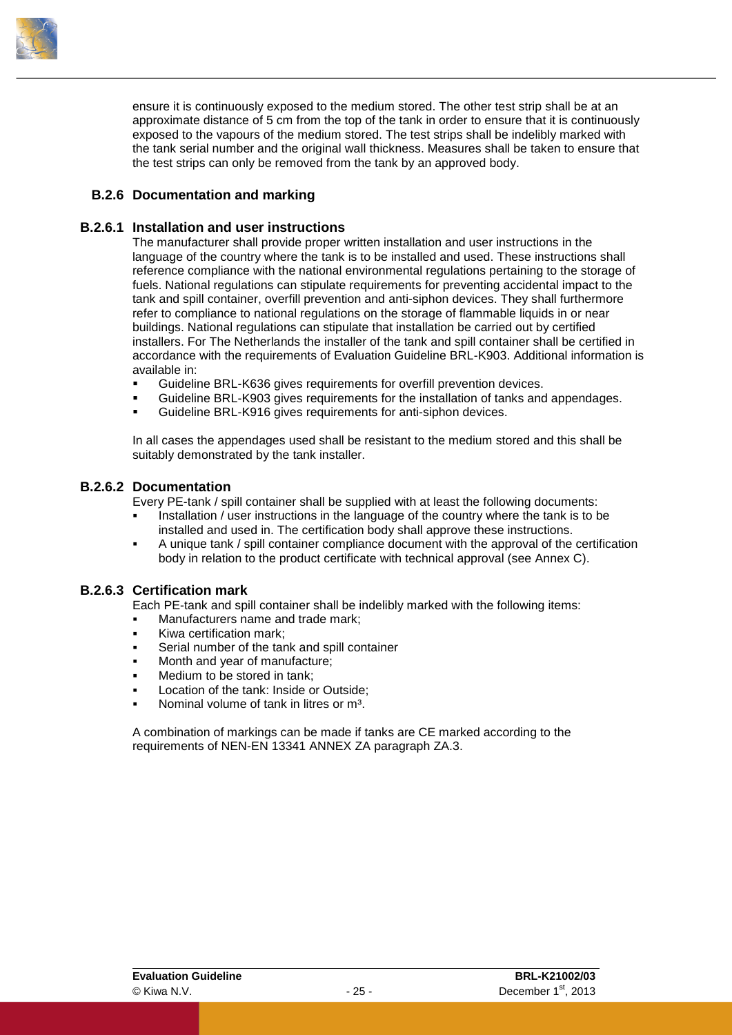ensure it is continuously exposed to the medium stored. The other test strip shall be at an approximate distance of 5 cm from the top of the tank in order to ensure that it is continuously exposed to the vapours of the medium stored. The test strips shall be indelibly marked with the tank serial number and the original wall thickness. Measures shall be taken to ensure that the test strips can only be removed from the tank by an approved body.

## B.2.6 Documentation and marking

### B.2.6.1 Installation and user instructions

The manufacturer shall provide proper written installation and user instructions in the language of the country where the tank is to be installed and used. These instructions shall reference compliance with the national environmental regulations pertaining to the storage of fuels. National regulations can stipulate requirements for preventing accidental impact to the tank and spill container, overfill prevention and anti-siphon devices. They shall furthermore refer to compliance to national regulations on the storage of flammable liquids in or near buildings. National regulations can stipulate that installation be carried out by certified installers. For The Netherlands the installer of the tank and spill container shall be certified in accordance with the requirements of Evaluation Guideline BRL-K903. Additional information is available in:

- Guideline BRL-K636 gives requirements for overfill prevention devices.
- Guideline BRL-K903 gives requirements for the installation of tanks and appendages.
- Guideline BRL-K916 gives requirements for anti-siphon devices.

In all cases the appendages used shall be resistant to the medium stored and this shall be suitably demonstrated by the tank installer.

### B.2.6.2 Documentation

Every PE-tank / spill container shall be supplied with at least the following documents:

- Installation / user instructions in the language of the country where the tank is to be installed and used in. The certification body shall approve these instructions.
- A unique tank / spill container compliance document with the approval of the certification body in relation to the product certificate with technical approval (see Annex C).

### B.2.6.3 Certification mark

Each PE-tank and spill container shall be indelibly marked with the following items:

- Manufacturers name and trade mark;
- Kiwa certification mark;
- Serial number of the tank and spill container
- Month and year of manufacture;
- Medium to be stored in tank;
- Location of the tank: Inside or Outside;
- Nominal volume of tank in litres or m³.

A combination of markings can be made if tanks are CE marked according to the requirements of NEN-EN 13341 ANNEX ZA paragraph ZA.3.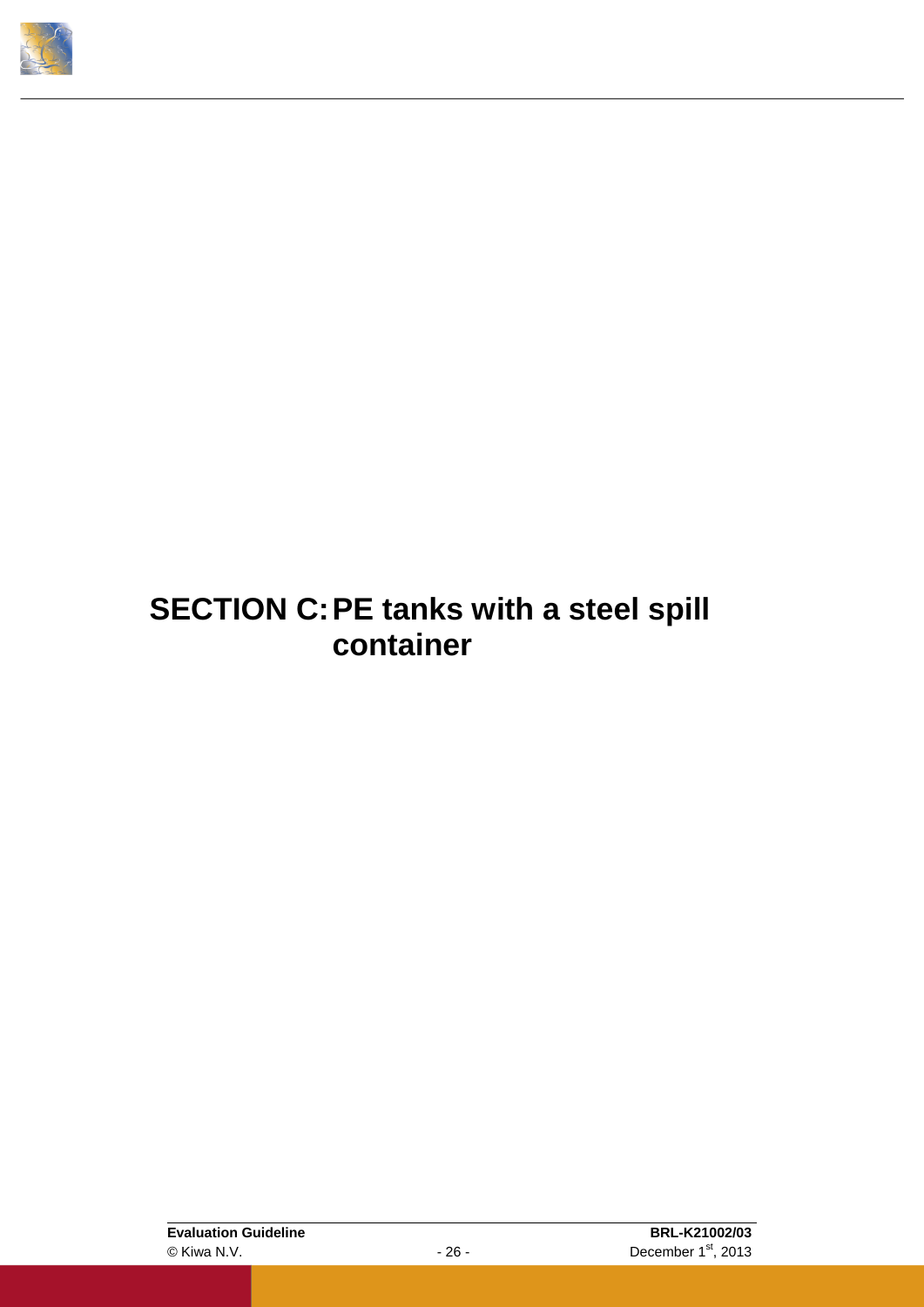# SECTION C: PE tanks with a steel spill container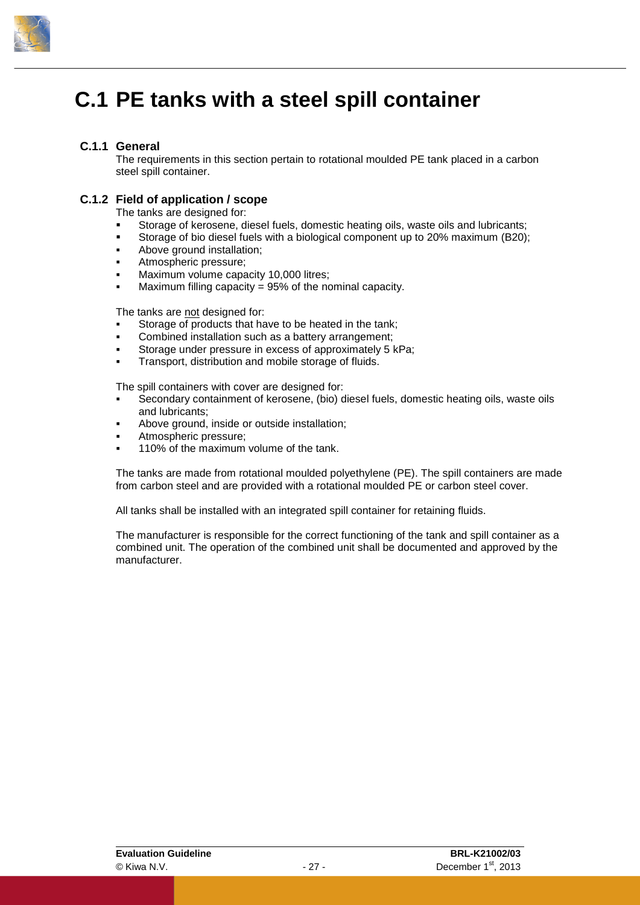# C.1 PE tanks with a steel spill container

### C.1.1 General

The requirements in this section pertain to rotational moulded PE tank placed in a carbon steel spill container.

### C.1.2 Field of application / scope

The tanks are designed for:

- Storage of kerosene, diesel fuels, domestic heating oils, waste oils and lubricants;
- Storage of bio diesel fuels with a biological component up to 20% maximum (B20);
- Above ground installation;
- Atmospheric pressure;
- Maximum volume capacity 10,000 litres;
- Maximum filling capacity = 95% of the nominal capacity.

The tanks are not designed for:

- Storage of products that have to be heated in the tank;
- Combined installation such as a battery arrangement;
- Storage under pressure in excess of approximately 5 kPa;
- Transport, distribution and mobile storage of fluids.

The spill containers with cover are designed for:

- Secondary containment of kerosene, (bio) diesel fuels, domestic heating oils, waste oils and lubricants;
- Above ground, inside or outside installation;
- Atmospheric pressure;
- 110% of the maximum volume of the tank.

The tanks are made from rotational moulded polyethylene (PE). The spill containers are made from carbon steel and are provided with a rotational moulded PE or carbon steel cover.

All tanks shall be installed with an integrated spill container for retaining fluids.

The manufacturer is responsible for the correct functioning of the tank and spill container as a combined unit. The operation of the combined unit shall be documented and approved by the manufacturer.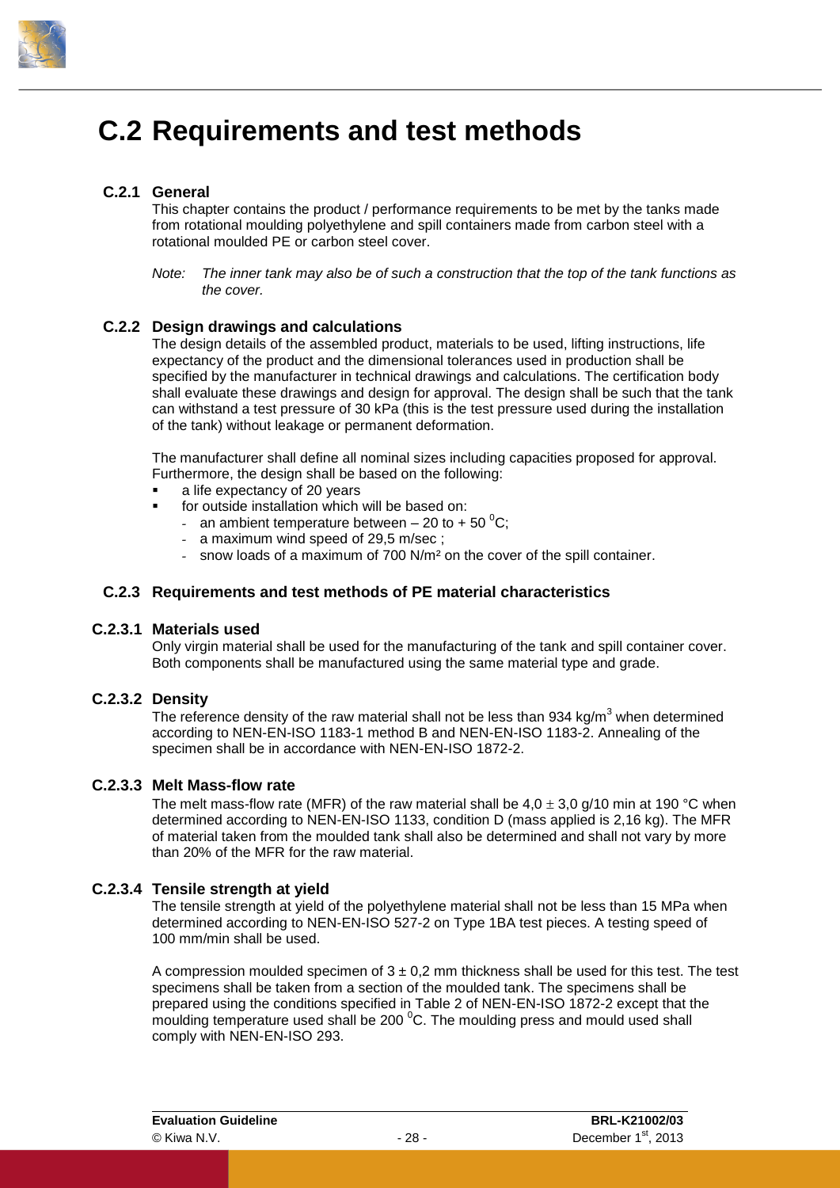# C.2 Requirements and test methods

### C.2.1 General

This chapter contains the product / performance requirements to be met by the tanks made from rotational moulding polyethylene and spill containers made from carbon steel with a rotational moulded PE or carbon steel cover.

*Note: The inner tank may also be of such a construction that the top of the tank functions as the cover.*

### C.2.2 Design drawings and calculations

The design details of the assembled product, materials to be used, lifting instructions, life expectancy of the product and the dimensional tolerances used in production shall be specified by the manufacturer in technical drawings and calculations. The certification body shall evaluate these drawings and design for approval. The design shall be such that the tank can withstand a test pressure of 30 kPa (this is the test pressure used during the installation of the tank) without leakage or permanent deformation.

The manufacturer shall define all nominal sizes including capacities proposed for approval. Furthermore, the design shall be based on the following:

- a life expectancy of 20 years
- for outside installation which will be based on:
  - an ambient temperature between – 20 to + 50 $^0$C;
  - a maximum wind speed of 29,5 m/sec ;
  - snow loads of a maximum of 700 N/m² on the cover of the spill container.

### C.2.3 Requirements and test methods of PE material characteristics

#### C.2.3.1 Materials used

Only virgin material shall be used for the manufacturing of the tank and spill container cover. Both components shall be manufactured using the same material type and grade.

#### C.2.3.2 Density

The reference density of the raw material shall not be less than 934 kg/m$^3$ when determined according to NEN-EN-ISO 1183-1 method B and NEN-EN-ISO 1183-2. Annealing of the specimen shall be in accordance with NEN-EN-ISO 1872-2.

#### C.2.3.3 Melt Mass-flow rate

The melt mass-flow rate (MFR) of the raw material shall be $4{,}0 \pm 3{,}0$ g/10 min at 190 °C when determined according to NEN-EN-ISO 1133, condition D (mass applied is 2,16 kg). The MFR of material taken from the moulded tank shall also be determined and shall not vary by more than 20% of the MFR for the raw material.

#### C.2.3.4 Tensile strength at yield

The tensile strength at yield of the polyethylene material shall not be less than 15 MPa when determined according to NEN-EN-ISO 527-2 on Type 1BA test pieces. A testing speed of 100 mm/min shall be used.

A compression moulded specimen of $3 \pm 0{,}2$ mm thickness shall be used for this test. The test specimens shall be taken from a section of the moulded tank. The specimens shall be prepared using the conditions specified in Table 2 of NEN-EN-ISO 1872-2 except that the moulding temperature used shall be 200 $^0$C. The moulding press and mould used shall comply with NEN-EN-ISO 293.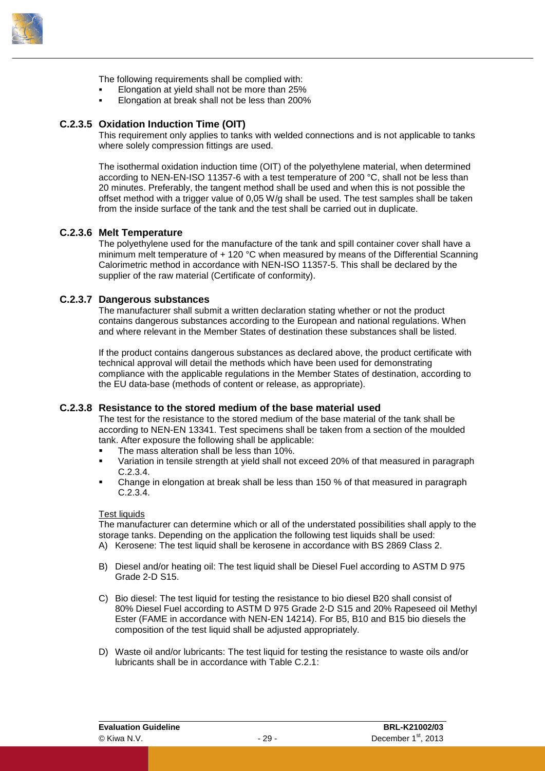The following requirements shall be complied with:

- Elongation at yield shall not be more than 25%
- Elongation at break shall not be less than 200%

### C.2.3.5 Oxidation Induction Time (OIT)

This requirement only applies to tanks with welded connections and is not applicable to tanks where solely compression fittings are used.

The isothermal oxidation induction time (OIT) of the polyethylene material, when determined according to NEN-EN-ISO 11357-6 with a test temperature of 200 °C, shall not be less than 20 minutes. Preferably, the tangent method shall be used and when this is not possible the offset method with a trigger value of 0,05 W/g shall be used. The test samples shall be taken from the inside surface of the tank and the test shall be carried out in duplicate.

### C.2.3.6 Melt Temperature

The polyethylene used for the manufacture of the tank and spill container cover shall have a minimum melt temperature of + 120 °C when measured by means of the Differential Scanning Calorimetric method in accordance with NEN-ISO 11357-5. This shall be declared by the supplier of the raw material (Certificate of conformity).

### C.2.3.7 Dangerous substances

The manufacturer shall submit a written declaration stating whether or not the product contains dangerous substances according to the European and national regulations. When and where relevant in the Member States of destination these substances shall be listed.

If the product contains dangerous substances as declared above, the product certificate with technical approval will detail the methods which have been used for demonstrating compliance with the applicable regulations in the Member States of destination, according to the EU data-base (methods of content or release, as appropriate).

### C.2.3.8 Resistance to the stored medium of the base material used

The test for the resistance to the stored medium of the base material of the tank shall be according to NEN-EN 13341. Test specimens shall be taken from a section of the moulded tank. After exposure the following shall be applicable:

- The mass alteration shall be less than 10%.
- Variation in tensile strength at yield shall not exceed 20% of that measured in paragraph C.2.3.4.
- Change in elongation at break shall be less than 150 % of that measured in paragraph C.2.3.4.

Test liquids

The manufacturer can determine which or all of the understated possibilities shall apply to the storage tanks. Depending on the application the following test liquids shall be used:

A) Kerosene: The test liquid shall be kerosene in accordance with BS 2869 Class 2.

B) Diesel and/or heating oil: The test liquid shall be Diesel Fuel according to ASTM D 975 Grade 2-D S15.

C) Bio diesel: The test liquid for testing the resistance to bio diesel B20 shall consist of 80% Diesel Fuel according to ASTM D 975 Grade 2-D S15 and 20% Rapeseed oil Methyl Ester (FAME in accordance with NEN-EN 14214). For B5, B10 and B15 bio diesels the composition of the test liquid shall be adjusted appropriately.

D) Waste oil and/or lubricants: The test liquid for testing the resistance to waste oils and/or lubricants shall be in accordance with Table C.2.1: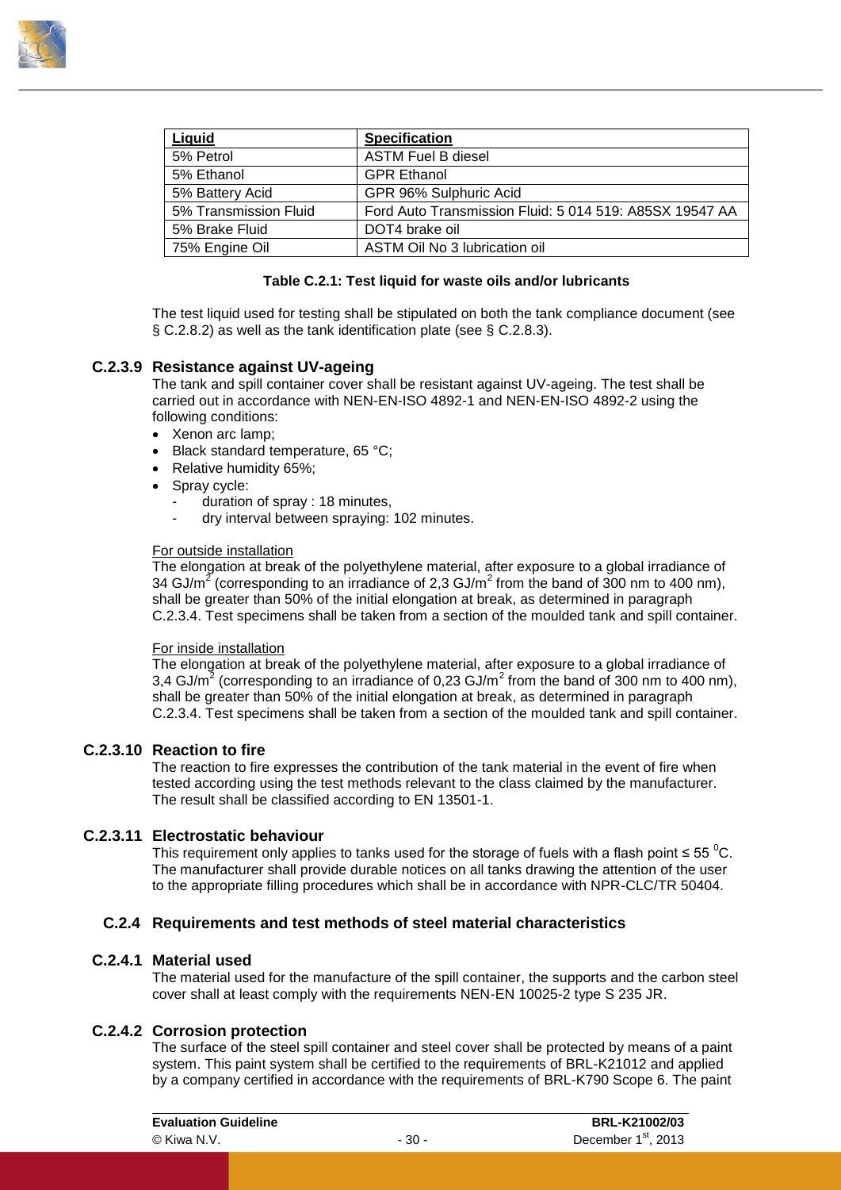| Liquid | Specification |
|---|---|
| 5% Petrol | ASTM Fuel B diesel |
| 5% Ethanol | GPR Ethanol |
| 5% Battery Acid | GPR 96% Sulphuric Acid |
| 5% Transmission Fluid | Ford Auto Transmission Fluid: 5 014 519: A85SX 19547 AA |
| 5% Brake Fluid | DOT4 brake oil |
| 75% Engine Oil | ASTM Oil No 3 lubrication oil |

**Table C.2.1: Test liquid for waste oils and/or lubricants**

The test liquid used for testing shall be stipulated on both the tank compliance document (see § C.2.8.2) as well as the tank identification plate (see § C.2.8.3).

### C.2.3.9 Resistance against UV-ageing

The tank and spill container cover shall be resistant against UV-ageing. The test shall be carried out in accordance with NEN-EN-ISO 4892-1 and NEN-EN-ISO 4892-2 using the following conditions:

- Xenon arc lamp;
- Black standard temperature, 65 °C;
- Relative humidity 65%;
- Spray cycle:
  - duration of spray : 18 minutes,
  - dry interval between spraying: 102 minutes.

For outside installation

The elongation at break of the polyethylene material, after exposure to a global irradiance of 34 GJ/m$^2$ (corresponding to an irradiance of 2,3 GJ/m$^2$ from the band of 300 nm to 400 nm), shall be greater than 50% of the initial elongation at break, as determined in paragraph C.2.3.4. Test specimens shall be taken from a section of the moulded tank and spill container.

For inside installation

The elongation at break of the polyethylene material, after exposure to a global irradiance of 3,4 GJ/m$^2$ (corresponding to an irradiance of 0,23 GJ/m$^2$ from the band of 300 nm to 400 nm), shall be greater than 50% of the initial elongation at break, as determined in paragraph C.2.3.4. Test specimens shall be taken from a section of the moulded tank and spill container.

### C.2.3.10 Reaction to fire

The reaction to fire expresses the contribution of the tank material in the event of fire when tested according using the test methods relevant to the class claimed by the manufacturer. The result shall be classified according to EN 13501-1.

### C.2.3.11 Electrostatic behaviour

This requirement only applies to tanks used for the storage of fuels with a flash point ≤ 55 $^0$C. The manufacturer shall provide durable notices on all tanks drawing the attention of the user to the appropriate filling procedures which shall be in accordance with NPR-CLC/TR 50404.

## C.2.4 Requirements and test methods of steel material characteristics

### C.2.4.1 Material used

The material used for the manufacture of the spill container, the supports and the carbon steel cover shall at least comply with the requirements NEN-EN 10025-2 type S 235 JR.

### C.2.4.2 Corrosion protection

The surface of the steel spill container and steel cover shall be protected by means of a paint system. This paint system shall be certified to the requirements of BRL-K21012 and applied by a company certified in accordance with the requirements of BRL-K790 Scope 6. The paint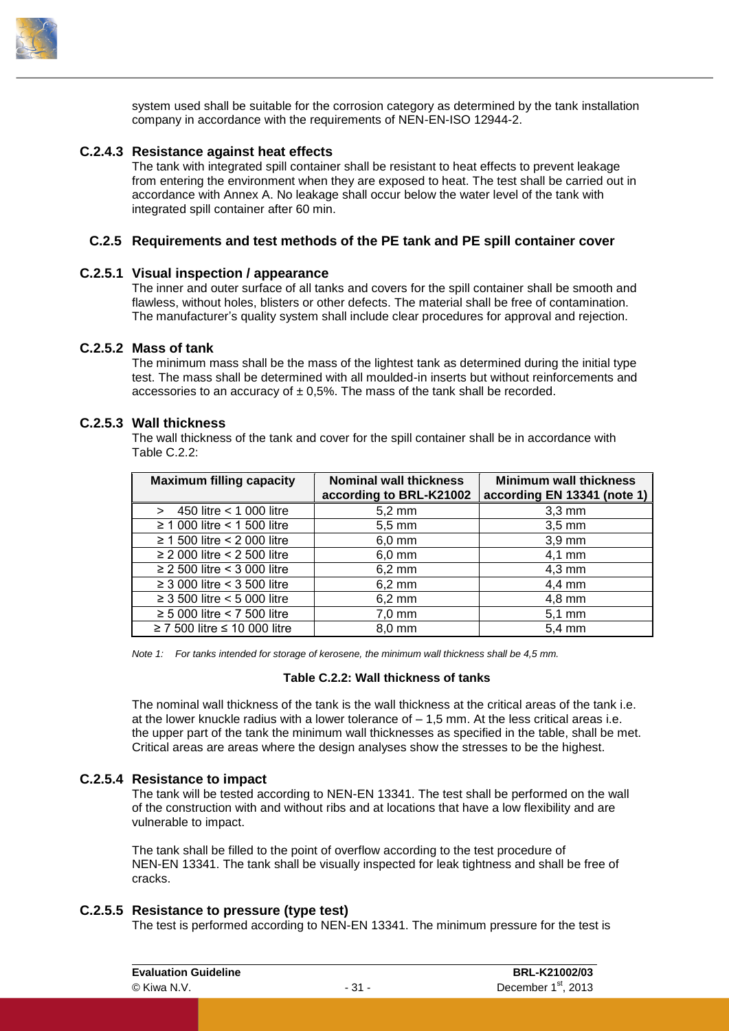system used shall be suitable for the corrosion category as determined by the tank installation company in accordance with the requirements of NEN-EN-ISO 12944-2.

### C.2.4.3 Resistance against heat effects

The tank with integrated spill container shall be resistant to heat effects to prevent leakage from entering the environment when they are exposed to heat. The test shall be carried out in accordance with Annex A. No leakage shall occur below the water level of the tank with integrated spill container after 60 min.

## C.2.5 Requirements and test methods of the PE tank and PE spill container cover

### C.2.5.1 Visual inspection / appearance

The inner and outer surface of all tanks and covers for the spill container shall be smooth and flawless, without holes, blisters or other defects. The material shall be free of contamination. The manufacturer's quality system shall include clear procedures for approval and rejection.

### C.2.5.2 Mass of tank

The minimum mass shall be the mass of the lightest tank as determined during the initial type test. The mass shall be determined with all moulded-in inserts but without reinforcements and accessories to an accuracy of ± 0,5%. The mass of the tank shall be recorded.

### C.2.5.3 Wall thickness

The wall thickness of the tank and cover for the spill container shall be in accordance with Table C.2.2:

| Maximum filling capacity | Nominal wall thickness according to BRL-K21002 | Minimum wall thickness according EN 13341 (note 1) |
|---|---|---|
| > 450 litre < 1 000 litre | 5,2 mm | 3,3 mm |
| ≥ 1 000 litre < 1 500 litre | 5,5 mm | 3,5 mm |
| ≥ 1 500 litre < 2 000 litre | 6,0 mm | 3,9 mm |
| ≥ 2 000 litre < 2 500 litre | 6,0 mm | 4,1 mm |
| ≥ 2 500 litre < 3 000 litre | 6,2 mm | 4,3 mm |
| ≥ 3 000 litre < 3 500 litre | 6,2 mm | 4,4 mm |
| ≥ 3 500 litre < 5 000 litre | 6,2 mm | 4,8 mm |
| ≥ 5 000 litre < 7 500 litre | 7,0 mm | 5,1 mm |
| ≥ 7 500 litre ≤ 10 000 litre | 8,0 mm | 5,4 mm |

*Note 1: For tanks intended for storage of kerosene, the minimum wall thickness shall be 4,5 mm.*

**Table C.2.2: Wall thickness of tanks**

The nominal wall thickness of the tank is the wall thickness at the critical areas of the tank i.e. at the lower knuckle radius with a lower tolerance of – 1,5 mm. At the less critical areas i.e. the upper part of the tank the minimum wall thicknesses as specified in the table, shall be met. Critical areas are areas where the design analyses show the stresses to be the highest.

### C.2.5.4 Resistance to impact

The tank will be tested according to NEN-EN 13341. The test shall be performed on the wall of the construction with and without ribs and at locations that have a low flexibility and are vulnerable to impact.

The tank shall be filled to the point of overflow according to the test procedure of NEN-EN 13341. The tank shall be visually inspected for leak tightness and shall be free of cracks.

### C.2.5.5 Resistance to pressure (type test)

The test is performed according to NEN-EN 13341. The minimum pressure for the test is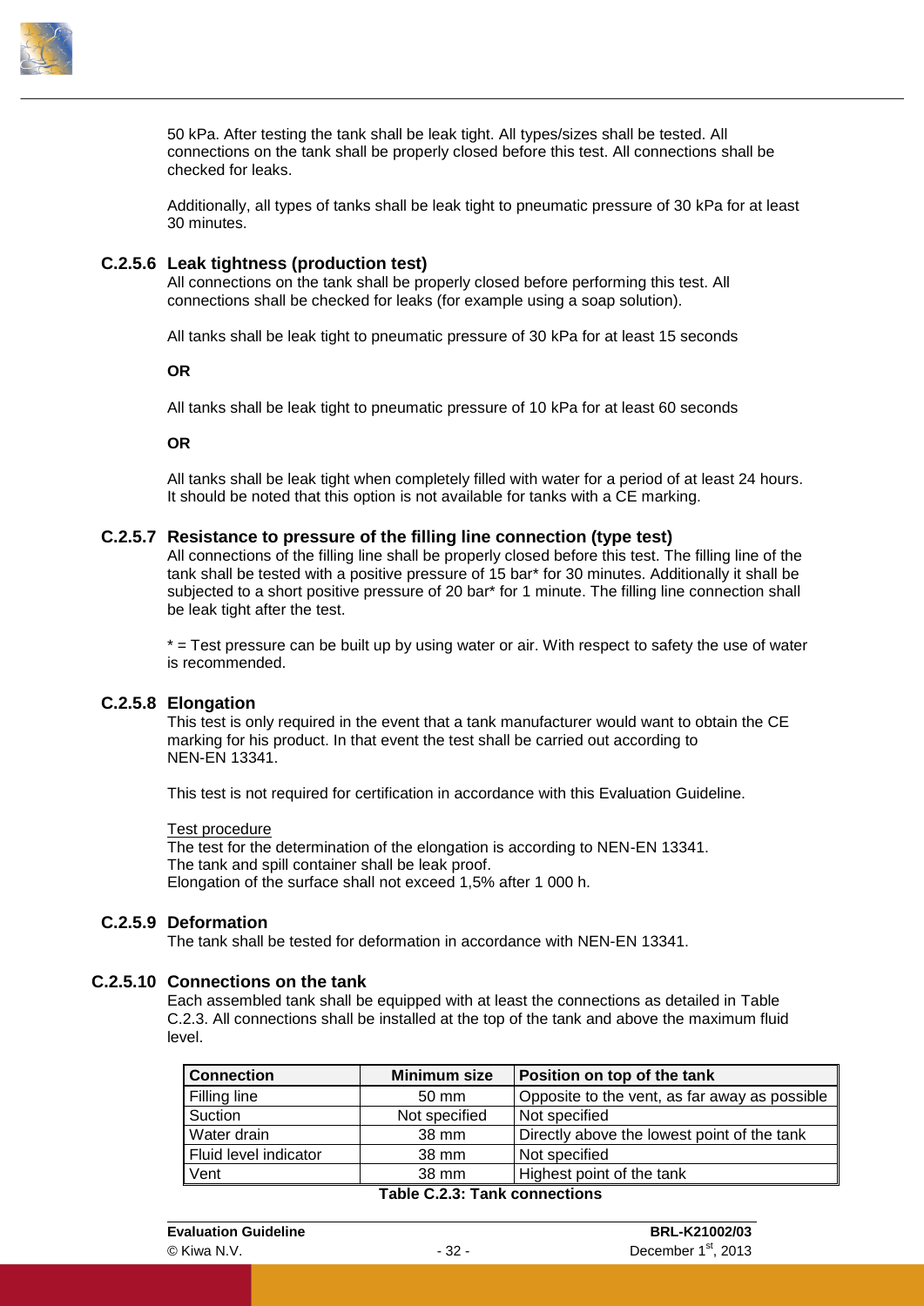50 kPa. After testing the tank shall be leak tight. All types/sizes shall be tested. All connections on the tank shall be properly closed before this test. All connections shall be checked for leaks.

Additionally, all types of tanks shall be leak tight to pneumatic pressure of 30 kPa for at least 30 minutes.

### C.2.5.6 Leak tightness (production test)

All connections on the tank shall be properly closed before performing this test. All connections shall be checked for leaks (for example using a soap solution).

All tanks shall be leak tight to pneumatic pressure of 30 kPa for at least 15 seconds

**OR**

All tanks shall be leak tight to pneumatic pressure of 10 kPa for at least 60 seconds

**OR**

All tanks shall be leak tight when completely filled with water for a period of at least 24 hours. It should be noted that this option is not available for tanks with a CE marking.

### C.2.5.7 Resistance to pressure of the filling line connection (type test)

All connections of the filling line shall be properly closed before this test. The filling line of the tank shall be tested with a positive pressure of 15 bar* for 30 minutes. Additionally it shall be subjected to a short positive pressure of 20 bar* for 1 minute. The filling line connection shall be leak tight after the test.

* = Test pressure can be built up by using water or air. With respect to safety the use of water is recommended.

### C.2.5.8 Elongation

This test is only required in the event that a tank manufacturer would want to obtain the CE marking for his product. In that event the test shall be carried out according to NEN-EN 13341.

This test is not required for certification in accordance with this Evaluation Guideline.

Test procedure
The test for the determination of the elongation is according to NEN-EN 13341.
The tank and spill container shall be leak proof.
Elongation of the surface shall not exceed 1,5% after 1 000 h.

### C.2.5.9 Deformation

The tank shall be tested for deformation in accordance with NEN-EN 13341.

### C.2.5.10 Connections on the tank

Each assembled tank shall be equipped with at least the connections as detailed in Table C.2.3. All connections shall be installed at the top of the tank and above the maximum fluid level.

| Connection | Minimum size | Position on top of the tank |
|---|---|---|
| Filling line | 50 mm | Opposite to the vent, as far away as possible |
| Suction | Not specified | Not specified |
| Water drain | 38 mm | Directly above the lowest point of the tank |
| Fluid level indicator | 38 mm | Not specified |
| Vent | 38 mm | Highest point of the tank |

**Table C.2.3: Tank connections**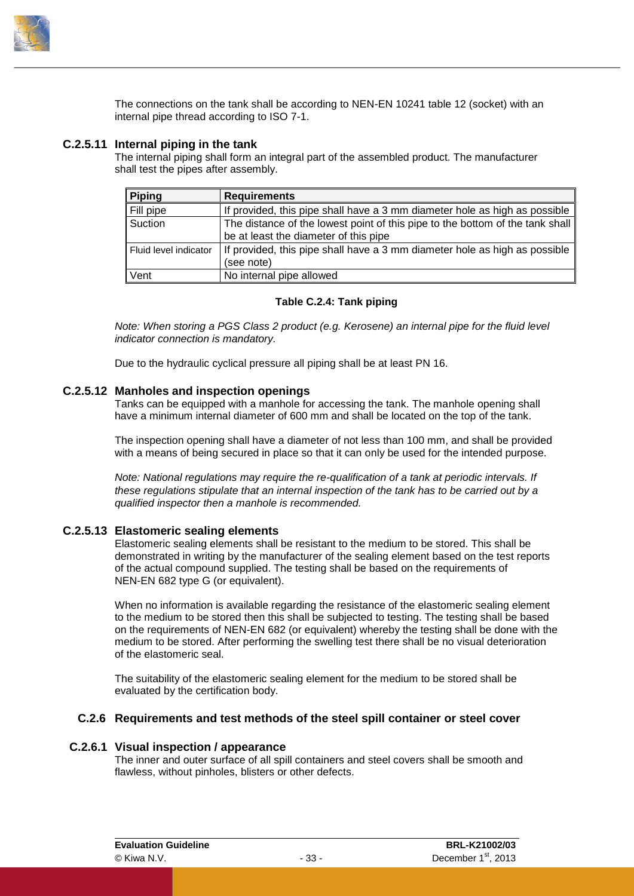The connections on the tank shall be according to NEN-EN 10241 table 12 (socket) with an internal pipe thread according to ISO 7-1.

### C.2.5.11 Internal piping in the tank

The internal piping shall form an integral part of the assembled product. The manufacturer shall test the pipes after assembly.

| Piping | Requirements |
|---|---|
| Fill pipe | If provided, this pipe shall have a 3 mm diameter hole as high as possible |
| Suction | The distance of the lowest point of this pipe to the bottom of the tank shall be at least the diameter of this pipe |
| Fluid level indicator | If provided, this pipe shall have a 3 mm diameter hole as high as possible (see note) |
| Vent | No internal pipe allowed |

**Table C.2.4: Tank piping**

*Note: When storing a PGS Class 2 product (e.g. Kerosene) an internal pipe for the fluid level indicator connection is mandatory.*

Due to the hydraulic cyclical pressure all piping shall be at least PN 16.

### C.2.5.12 Manholes and inspection openings

Tanks can be equipped with a manhole for accessing the tank. The manhole opening shall have a minimum internal diameter of 600 mm and shall be located on the top of the tank.

The inspection opening shall have a diameter of not less than 100 mm, and shall be provided with a means of being secured in place so that it can only be used for the intended purpose.

*Note: National regulations may require the re-qualification of a tank at periodic intervals. If these regulations stipulate that an internal inspection of the tank has to be carried out by a qualified inspector then a manhole is recommended.*

### C.2.5.13 Elastomeric sealing elements

Elastomeric sealing elements shall be resistant to the medium to be stored. This shall be demonstrated in writing by the manufacturer of the sealing element based on the test reports of the actual compound supplied. The testing shall be based on the requirements of NEN-EN 682 type G (or equivalent).

When no information is available regarding the resistance of the elastomeric sealing element to the medium to be stored then this shall be subjected to testing. The testing shall be based on the requirements of NEN-EN 682 (or equivalent) whereby the testing shall be done with the medium to be stored. After performing the swelling test there shall be no visual deterioration of the elastomeric seal.

The suitability of the elastomeric sealing element for the medium to be stored shall be evaluated by the certification body.

## C.2.6 Requirements and test methods of the steel spill container or steel cover

### C.2.6.1 Visual inspection / appearance

The inner and outer surface of all spill containers and steel covers shall be smooth and flawless, without pinholes, blisters or other defects.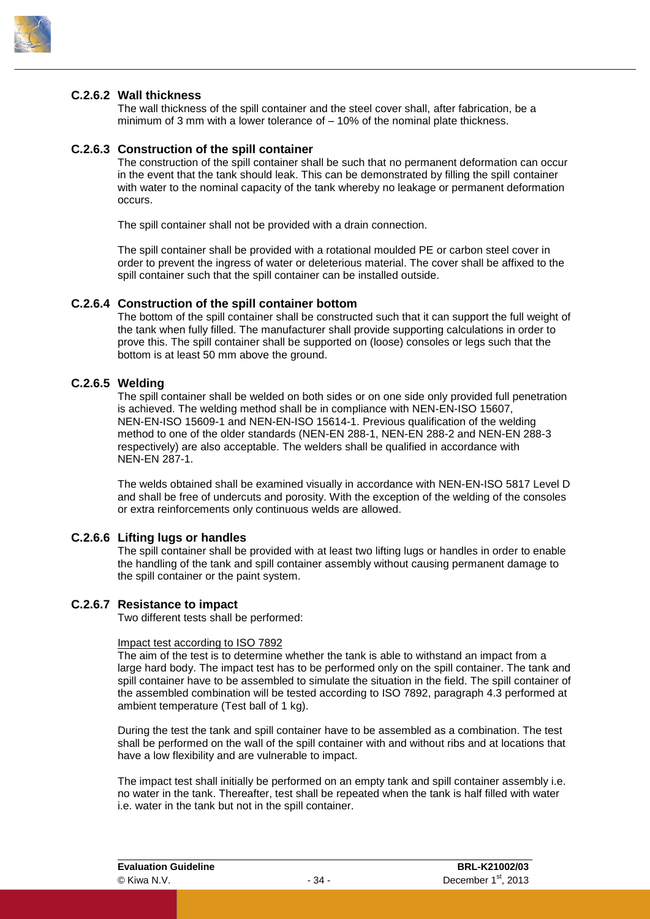#### C.2.6.2 Wall thickness

The wall thickness of the spill container and the steel cover shall, after fabrication, be a minimum of 3 mm with a lower tolerance of – 10% of the nominal plate thickness.

#### C.2.6.3 Construction of the spill container

The construction of the spill container shall be such that no permanent deformation can occur in the event that the tank should leak. This can be demonstrated by filling the spill container with water to the nominal capacity of the tank whereby no leakage or permanent deformation occurs.

The spill container shall not be provided with a drain connection.

The spill container shall be provided with a rotational moulded PE or carbon steel cover in order to prevent the ingress of water or deleterious material. The cover shall be affixed to the spill container such that the spill container can be installed outside.

#### C.2.6.4 Construction of the spill container bottom

The bottom of the spill container shall be constructed such that it can support the full weight of the tank when fully filled. The manufacturer shall provide supporting calculations in order to prove this. The spill container shall be supported on (loose) consoles or legs such that the bottom is at least 50 mm above the ground.

#### C.2.6.5 Welding

The spill container shall be welded on both sides or on one side only provided full penetration is achieved. The welding method shall be in compliance with NEN-EN-ISO 15607, NEN-EN-ISO 15609-1 and NEN-EN-ISO 15614-1. Previous qualification of the welding method to one of the older standards (NEN-EN 288-1, NEN-EN 288-2 and NEN-EN 288-3 respectively) are also acceptable. The welders shall be qualified in accordance with NEN-EN 287-1.

The welds obtained shall be examined visually in accordance with NEN-EN-ISO 5817 Level D and shall be free of undercuts and porosity. With the exception of the welding of the consoles or extra reinforcements only continuous welds are allowed.

#### C.2.6.6 Lifting lugs or handles

The spill container shall be provided with at least two lifting lugs or handles in order to enable the handling of the tank and spill container assembly without causing permanent damage to the spill container or the paint system.

#### C.2.6.7 Resistance to impact

Two different tests shall be performed:

Impact test according to ISO 7892

The aim of the test is to determine whether the tank is able to withstand an impact from a large hard body. The impact test has to be performed only on the spill container. The tank and spill container have to be assembled to simulate the situation in the field. The spill container of the assembled combination will be tested according to ISO 7892, paragraph 4.3 performed at ambient temperature (Test ball of 1 kg).

During the test the tank and spill container have to be assembled as a combination. The test shall be performed on the wall of the spill container with and without ribs and at locations that have a low flexibility and are vulnerable to impact.

The impact test shall initially be performed on an empty tank and spill container assembly i.e. no water in the tank. Thereafter, test shall be repeated when the tank is half filled with water i.e. water in the tank but not in the spill container.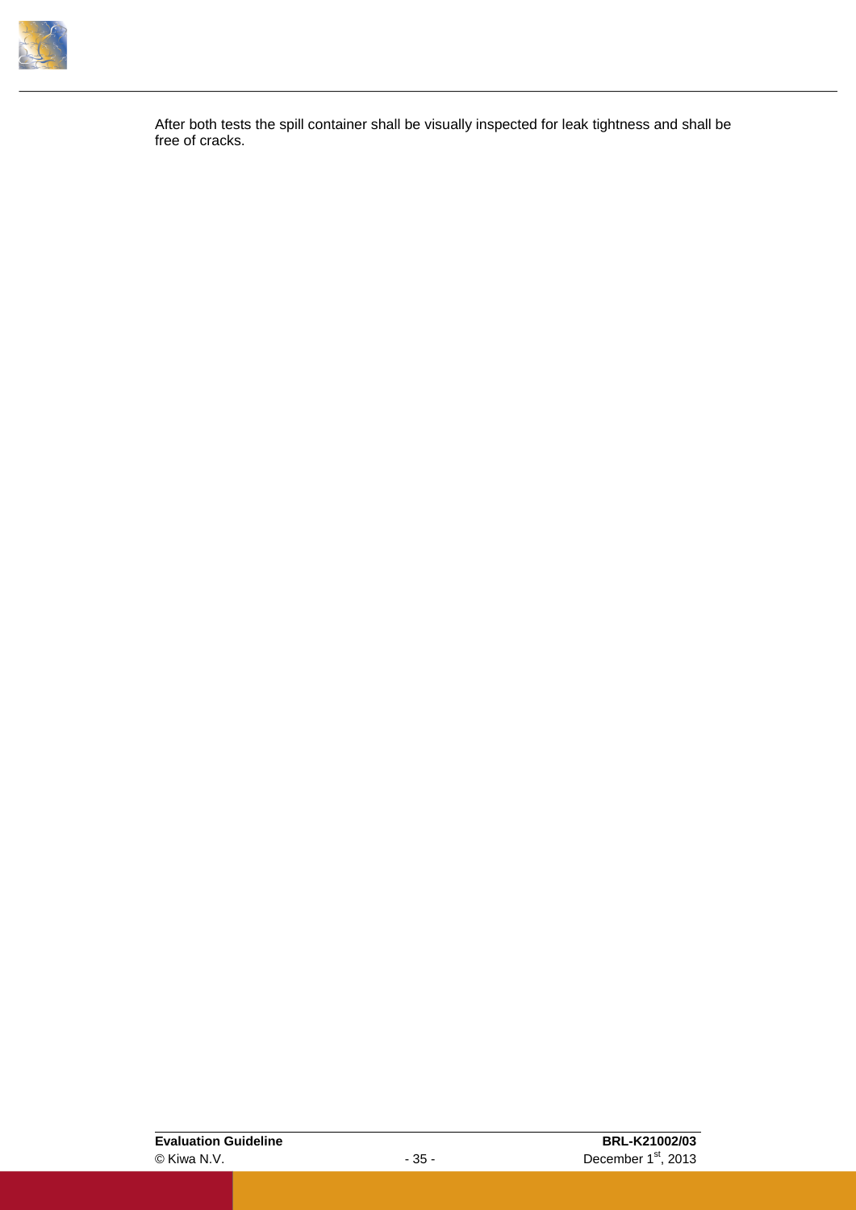After both tests the spill container shall be visually inspected for leak tightness and shall be free of cracks.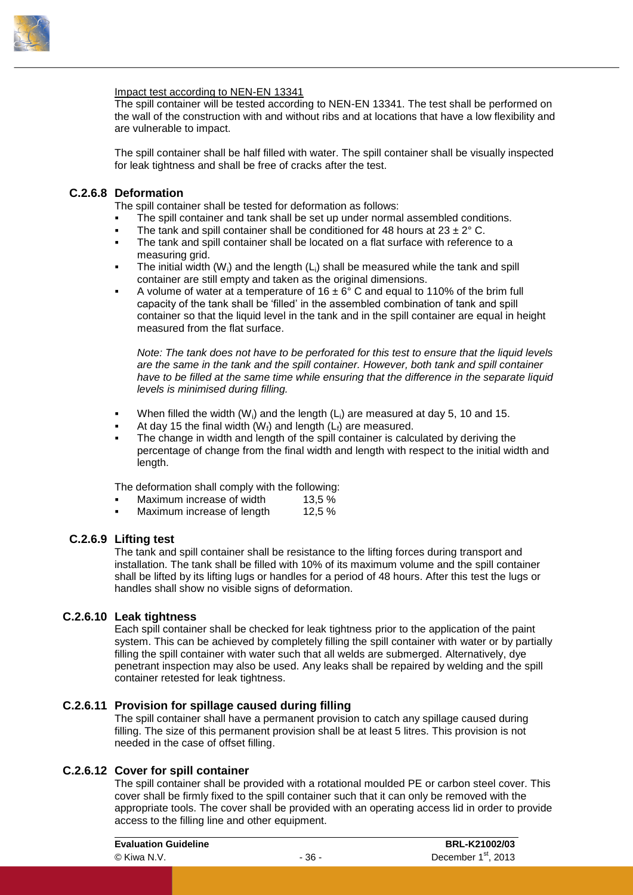Impact test according to NEN-EN 13341

The spill container will be tested according to NEN-EN 13341. The test shall be performed on the wall of the construction with and without ribs and at locations that have a low flexibility and are vulnerable to impact.

The spill container shall be half filled with water. The spill container shall be visually inspected for leak tightness and shall be free of cracks after the test.

### C.2.6.8 Deformation

The spill container shall be tested for deformation as follows:

- The spill container and tank shall be set up under normal assembled conditions.
- The tank and spill container shall be conditioned for 48 hours at $23 \pm 2°$ C.
- The tank and spill container shall be located on a flat surface with reference to a measuring grid.
- The initial width ($W_i$) and the length ($L_i$) shall be measured while the tank and spill container are still empty and taken as the original dimensions.
- A volume of water at a temperature of $16 \pm 6°$ C and equal to 110% of the brim full capacity of the tank shall be 'filled' in the assembled combination of tank and spill container so that the liquid level in the tank and in the spill container are equal in height measured from the flat surface.

  *Note: The tank does not have to be perforated for this test to ensure that the liquid levels are the same in the tank and the spill container. However, both tank and spill container have to be filled at the same time while ensuring that the difference in the separate liquid levels is minimised during filling.*

- When filled the width ($W_i$) and the length ($L_i$) are measured at day 5, 10 and 15.
- At day 15 the final width ($W_f$) and length ($L_f$) are measured.
- The change in width and length of the spill container is calculated by deriving the percentage of change from the final width and length with respect to the initial width and length.

The deformation shall comply with the following:

- Maximum increase of width 13,5 %
- Maximum increase of length 12,5 %

### C.2.6.9 Lifting test

The tank and spill container shall be resistance to the lifting forces during transport and installation. The tank shall be filled with 10% of its maximum volume and the spill container shall be lifted by its lifting lugs or handles for a period of 48 hours. After this test the lugs or handles shall show no visible signs of deformation.

### C.2.6.10 Leak tightness

Each spill container shall be checked for leak tightness prior to the application of the paint system. This can be achieved by completely filling the spill container with water or by partially filling the spill container with water such that all welds are submerged. Alternatively, dye penetrant inspection may also be used. Any leaks shall be repaired by welding and the spill container retested for leak tightness.

### C.2.6.11 Provision for spillage caused during filling

The spill container shall have a permanent provision to catch any spillage caused during filling. The size of this permanent provision shall be at least 5 litres. This provision is not needed in the case of offset filling.

### C.2.6.12 Cover for spill container

The spill container shall be provided with a rotational moulded PE or carbon steel cover. This cover shall be firmly fixed to the spill container such that it can only be removed with the appropriate tools. The cover shall be provided with an operating access lid in order to provide access to the filling line and other equipment.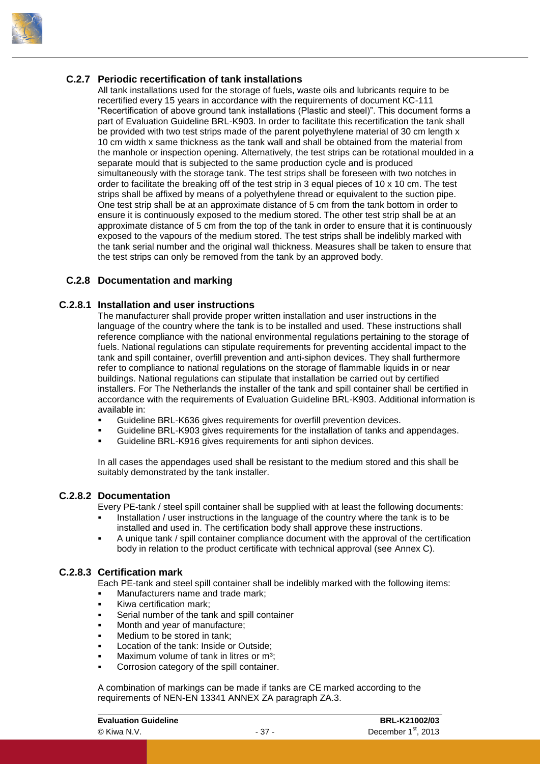### C.2.7 Periodic recertification of tank installations

All tank installations used for the storage of fuels, waste oils and lubricants require to be recertified every 15 years in accordance with the requirements of document KC-111 "Recertification of above ground tank installations (Plastic and steel)". This document forms a part of Evaluation Guideline BRL-K903. In order to facilitate this recertification the tank shall be provided with two test strips made of the parent polyethylene material of 30 cm length x 10 cm width x same thickness as the tank wall and shall be obtained from the material from the manhole or inspection opening. Alternatively, the test strips can be rotational moulded in a separate mould that is subjected to the same production cycle and is produced simultaneously with the storage tank. The test strips shall be foreseen with two notches in order to facilitate the breaking off of the test strip in 3 equal pieces of 10 x 10 cm. The test strips shall be affixed by means of a polyethylene thread or equivalent to the suction pipe. One test strip shall be at an approximate distance of 5 cm from the tank bottom in order to ensure it is continuously exposed to the medium stored. The other test strip shall be at an approximate distance of 5 cm from the top of the tank in order to ensure that it is continuously exposed to the vapours of the medium stored. The test strips shall be indelibly marked with the tank serial number and the original wall thickness. Measures shall be taken to ensure that the test strips can only be removed from the tank by an approved body.

### C.2.8 Documentation and marking

#### C.2.8.1 Installation and user instructions

The manufacturer shall provide proper written installation and user instructions in the language of the country where the tank is to be installed and used. These instructions shall reference compliance with the national environmental regulations pertaining to the storage of fuels. National regulations can stipulate requirements for preventing accidental impact to the tank and spill container, overfill prevention and anti-siphon devices. They shall furthermore refer to compliance to national regulations on the storage of flammable liquids in or near buildings. National regulations can stipulate that installation be carried out by certified installers. For The Netherlands the installer of the tank and spill container shall be certified in accordance with the requirements of Evaluation Guideline BRL-K903. Additional information is available in:

- Guideline BRL-K636 gives requirements for overfill prevention devices.
- Guideline BRL-K903 gives requirements for the installation of tanks and appendages.
- Guideline BRL-K916 gives requirements for anti siphon devices.

In all cases the appendages used shall be resistant to the medium stored and this shall be suitably demonstrated by the tank installer.

#### C.2.8.2 Documentation

Every PE-tank / steel spill container shall be supplied with at least the following documents:

- Installation / user instructions in the language of the country where the tank is to be installed and used in. The certification body shall approve these instructions.
- A unique tank / spill container compliance document with the approval of the certification body in relation to the product certificate with technical approval (see Annex C).

#### C.2.8.3 Certification mark

Each PE-tank and steel spill container shall be indelibly marked with the following items:

- Manufacturers name and trade mark;
- Kiwa certification mark;
- Serial number of the tank and spill container
- Month and year of manufacture;
- Medium to be stored in tank;
- Location of the tank: Inside or Outside;
- Maximum volume of tank in litres or m³;
- Corrosion category of the spill container.

A combination of markings can be made if tanks are CE marked according to the requirements of NEN-EN 13341 ANNEX ZA paragraph ZA.3.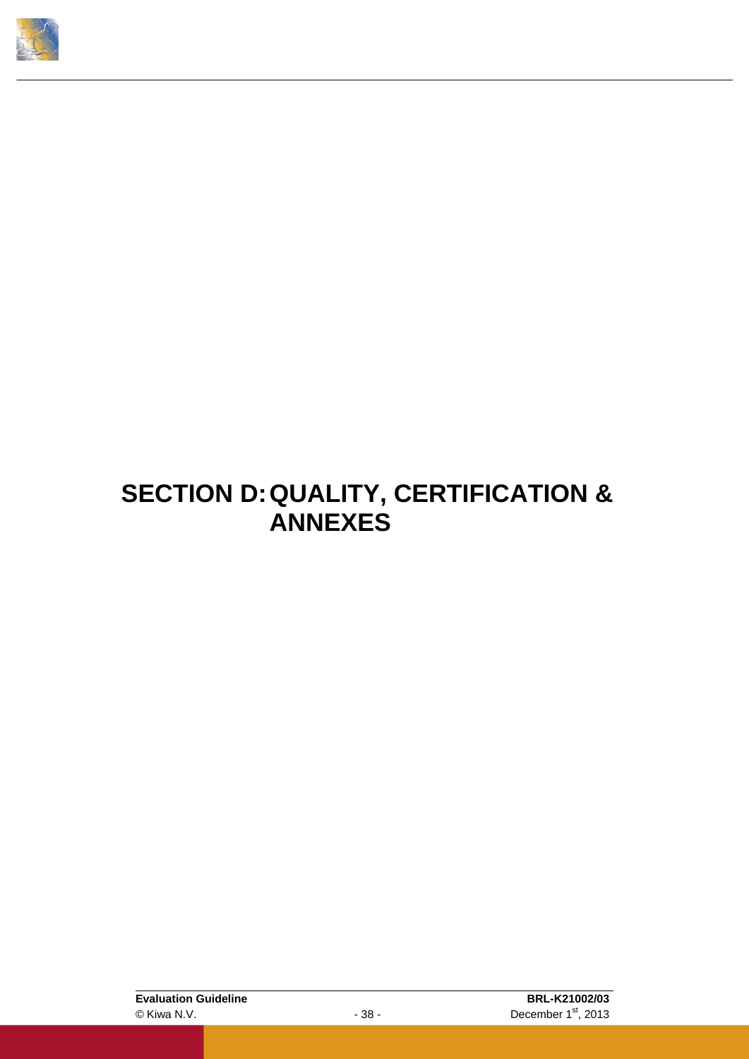# SECTION D: QUALITY, CERTIFICATION & ANNEXES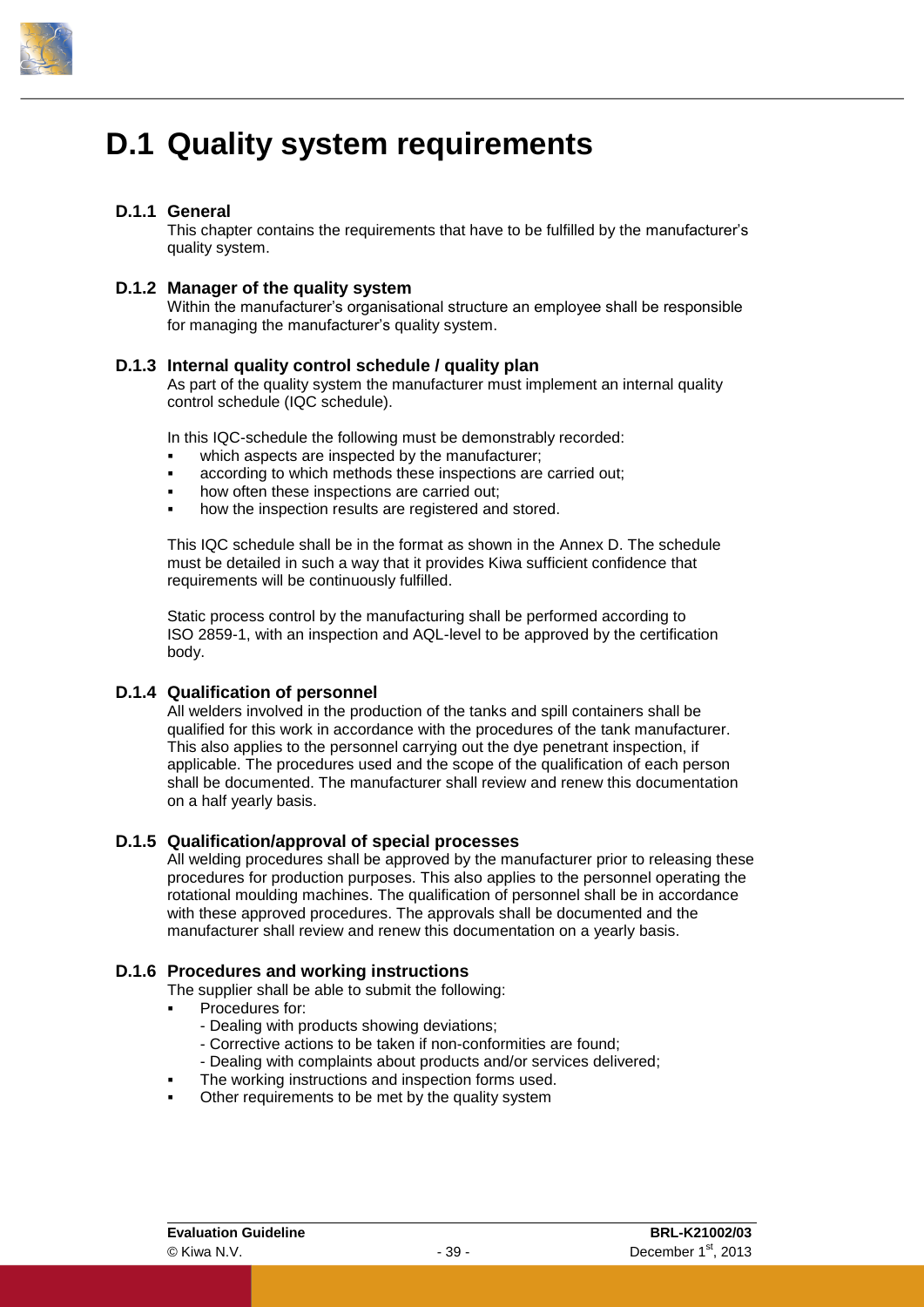# D.1 Quality system requirements

## D.1.1 General

This chapter contains the requirements that have to be fulfilled by the manufacturer's quality system.

## D.1.2 Manager of the quality system

Within the manufacturer's organisational structure an employee shall be responsible for managing the manufacturer's quality system.

## D.1.3 Internal quality control schedule / quality plan

As part of the quality system the manufacturer must implement an internal quality control schedule (IQC schedule).

In this IQC-schedule the following must be demonstrably recorded:

- which aspects are inspected by the manufacturer;
- according to which methods these inspections are carried out;
- how often these inspections are carried out;
- how the inspection results are registered and stored.

This IQC schedule shall be in the format as shown in the Annex D. The schedule must be detailed in such a way that it provides Kiwa sufficient confidence that requirements will be continuously fulfilled.

Static process control by the manufacturing shall be performed according to ISO 2859-1, with an inspection and AQL-level to be approved by the certification body.

## D.1.4 Qualification of personnel

All welders involved in the production of the tanks and spill containers shall be qualified for this work in accordance with the procedures of the tank manufacturer. This also applies to the personnel carrying out the dye penetrant inspection, if applicable. The procedures used and the scope of the qualification of each person shall be documented. The manufacturer shall review and renew this documentation on a half yearly basis.

## D.1.5 Qualification/approval of special processes

All welding procedures shall be approved by the manufacturer prior to releasing these procedures for production purposes. This also applies to the personnel operating the rotational moulding machines. The qualification of personnel shall be in accordance with these approved procedures. The approvals shall be documented and the manufacturer shall review and renew this documentation on a yearly basis.

## D.1.6 Procedures and working instructions

The supplier shall be able to submit the following:

- Procedures for:
  - Dealing with products showing deviations;
  - Corrective actions to be taken if non-conformities are found;
  - Dealing with complaints about products and/or services delivered;
- The working instructions and inspection forms used.
- Other requirements to be met by the quality system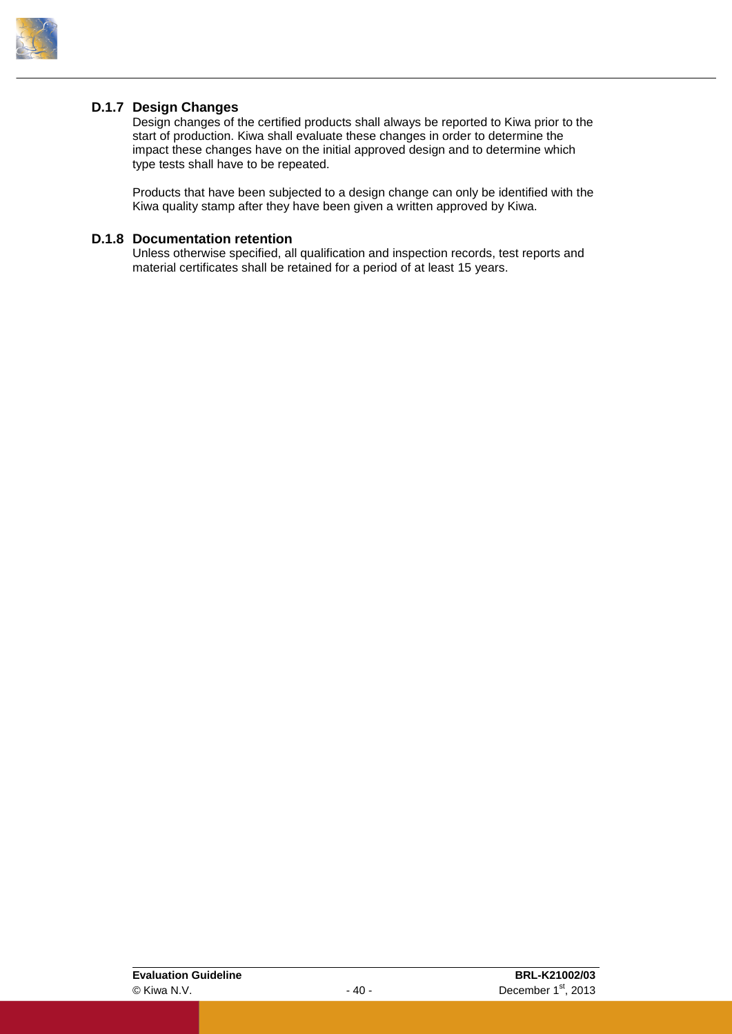### D.1.7 Design Changes

Design changes of the certified products shall always be reported to Kiwa prior to the start of production. Kiwa shall evaluate these changes in order to determine the impact these changes have on the initial approved design and to determine which type tests shall have to be repeated.

Products that have been subjected to a design change can only be identified with the Kiwa quality stamp after they have been given a written approved by Kiwa.

### D.1.8 Documentation retention

Unless otherwise specified, all qualification and inspection records, test reports and material certificates shall be retained for a period of at least 15 years.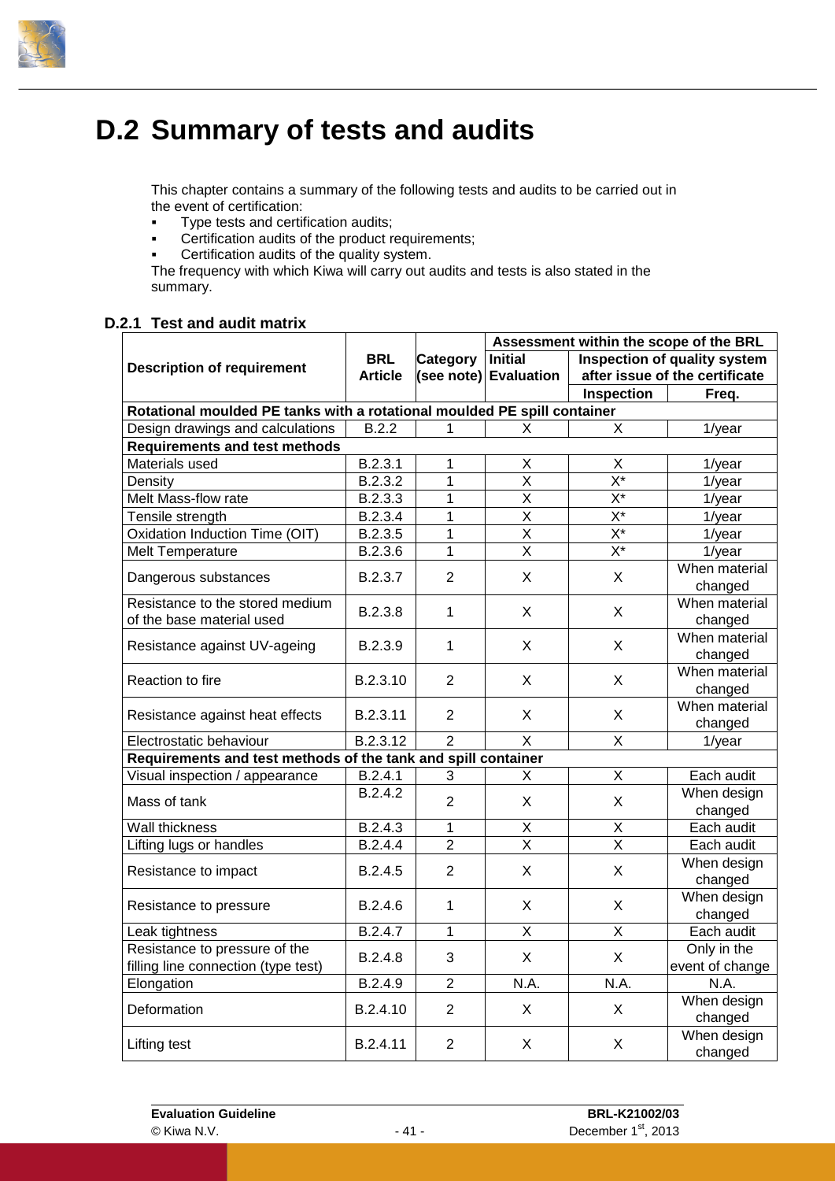# D.2 Summary of tests and audits

This chapter contains a summary of the following tests and audits to be carried out in the event of certification:

- Type tests and certification audits;
- Certification audits of the product requirements;
- Certification audits of the quality system.

The frequency with which Kiwa will carry out audits and tests is also stated in the summary.

### D.2.1 Test and audit matrix

| Description of requirement | BRL Article | Category (see note) | Assessment within the scope of the BRL | | |
|---|---|---|---|---|---|
| | | | Initial Evaluation | Inspection of quality system after issue of the certificate | |
| | | | | Inspection | Freq. |
| **Rotational moulded PE tanks with a rotational moulded PE spill container** | | | | | |
| Design drawings and calculations | B.2.2 | 1 | X | X | 1/year |
| **Requirements and test methods** | | | | | |
| Materials used | B.2.3.1 | 1 | X | X | 1/year |
| Density | B.2.3.2 | 1 | X | X* | 1/year |
| Melt Mass-flow rate | B.2.3.3 | 1 | X | X* | 1/year |
| Tensile strength | B.2.3.4 | 1 | X | X* | 1/year |
| Oxidation Induction Time (OIT) | B.2.3.5 | 1 | X | X* | 1/year |
| Melt Temperature | B.2.3.6 | 1 | X | X* | 1/year |
| Dangerous substances | B.2.3.7 | 2 | X | X | When material changed |
| Resistance to the stored medium of the base material used | B.2.3.8 | 1 | X | X | When material changed |
| Resistance against UV-ageing | B.2.3.9 | 1 | X | X | When material changed |
| Reaction to fire | B.2.3.10 | 2 | X | X | When material changed |
| Resistance against heat effects | B.2.3.11 | 2 | X | X | When material changed |
| Electrostatic behaviour | B.2.3.12 | 2 | X | X | 1/year |
| **Requirements and test methods of the tank and spill container** | | | | | |
| Visual inspection / appearance | B.2.4.1 | 3 | X | X | Each audit |
| Mass of tank | B.2.4.2 | 2 | X | X | When design changed |
| Wall thickness | B.2.4.3 | 1 | X | X | Each audit |
| Lifting lugs or handles | B.2.4.4 | 2 | X | X | Each audit |
| Resistance to impact | B.2.4.5 | 2 | X | X | When design changed |
| Resistance to pressure | B.2.4.6 | 1 | X | X | When design changed |
| Leak tightness | B.2.4.7 | 1 | X | X | Each audit |
| Resistance to pressure of the filling line connection (type test) | B.2.4.8 | 3 | X | X | Only in the event of change |
| Elongation | B.2.4.9 | 2 | N.A. | N.A. | N.A. |
| Deformation | B.2.4.10 | 2 | X | X | When design changed |
| Lifting test | B.2.4.11 | 2 | X | X | When design changed |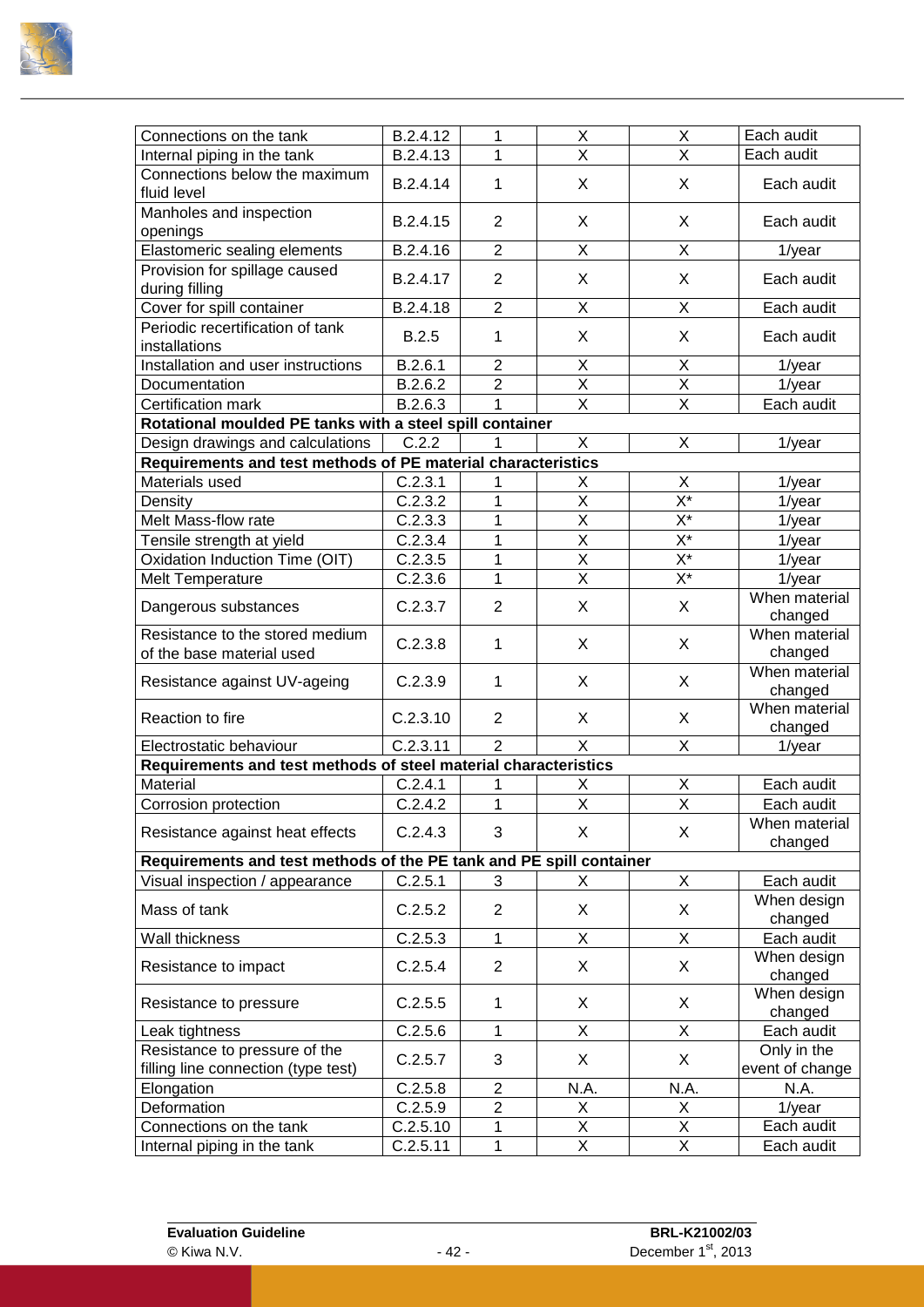| | | | | | |
|---|---|---|---|---|---|
| Connections on the tank | B.2.4.12 | 1 | X | X | Each audit |
| Internal piping in the tank | B.2.4.13 | 1 | X | X | Each audit |
| Connections below the maximum fluid level | B.2.4.14 | 1 | X | X | Each audit |
| Manholes and inspection openings | B.2.4.15 | 2 | X | X | Each audit |
| Elastomeric sealing elements | B.2.4.16 | 2 | X | X | 1/year |
| Provision for spillage caused during filling | B.2.4.17 | 2 | X | X | Each audit |
| Cover for spill container | B.2.4.18 | 2 | X | X | Each audit |
| Periodic recertification of tank installations | B.2.5 | 1 | X | X | Each audit |
| Installation and user instructions | B.2.6.1 | 2 | X | X | 1/year |
| Documentation | B.2.6.2 | 2 | X | X | 1/year |
| Certification mark | B.2.6.3 | 1 | X | X | Each audit |
| **Rotational moulded PE tanks with a steel spill container** | | | | | |
| Design drawings and calculations | C.2.2 | 1 | X | X | 1/year |
| **Requirements and test methods of PE material characteristics** | | | | | |
| Materials used | C.2.3.1 | 1 | X | X | 1/year |
| Density | C.2.3.2 | 1 | X | X* | 1/year |
| Melt Mass-flow rate | C.2.3.3 | 1 | X | X* | 1/year |
| Tensile strength at yield | C.2.3.4 | 1 | X | X* | 1/year |
| Oxidation Induction Time (OIT) | C.2.3.5 | 1 | X | X* | 1/year |
| Melt Temperature | C.2.3.6 | 1 | X | X* | 1/year |
| Dangerous substances | C.2.3.7 | 2 | X | X | When material changed |
| Resistance to the stored medium of the base material used | C.2.3.8 | 1 | X | X | When material changed |
| Resistance against UV-ageing | C.2.3.9 | 1 | X | X | When material changed |
| Reaction to fire | C.2.3.10 | 2 | X | X | When material changed |
| Electrostatic behaviour | C.2.3.11 | 2 | X | X | 1/year |
| **Requirements and test methods of steel material characteristics** | | | | | |
| Material | C.2.4.1 | 1 | X | X | Each audit |
| Corrosion protection | C.2.4.2 | 1 | X | X | Each audit |
| Resistance against heat effects | C.2.4.3 | 3 | X | X | When material changed |
| **Requirements and test methods of the PE tank and PE spill container** | | | | | |
| Visual inspection / appearance | C.2.5.1 | 3 | X | X | Each audit |
| Mass of tank | C.2.5.2 | 2 | X | X | When design changed |
| Wall thickness | C.2.5.3 | 1 | X | X | Each audit |
| Resistance to impact | C.2.5.4 | 2 | X | X | When design changed |
| Resistance to pressure | C.2.5.5 | 1 | X | X | When design changed |
| Leak tightness | C.2.5.6 | 1 | X | X | Each audit |
| Resistance to pressure of the filling line connection (type test) | C.2.5.7 | 3 | X | X | Only in the event of change |
| Elongation | C.2.5.8 | 2 | N.A. | N.A. | N.A. |
| Deformation | C.2.5.9 | 2 | X | X | 1/year |
| Connections on the tank | C.2.5.10 | 1 | X | X | Each audit |
| Internal piping in the tank | C.2.5.11 | 1 | X | X | Each audit |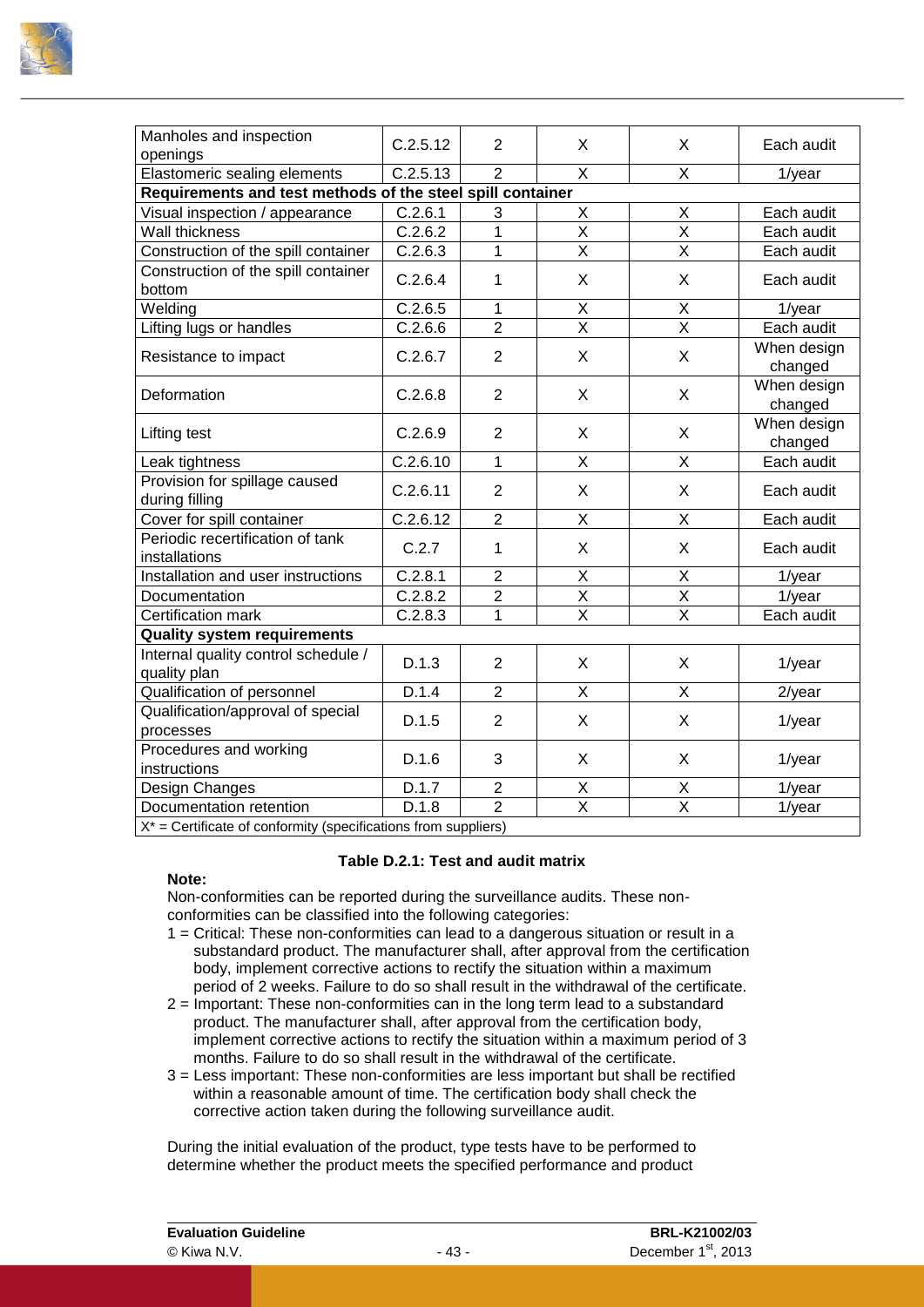| | | | | | |
|---|---|---|---|---|---|
| Manholes and inspection openings | C.2.5.12 | 2 | X | X | Each audit |
| Elastomeric sealing elements | C.2.5.13 | 2 | X | X | 1/year |
| **Requirements and test methods of the steel spill container** | | | | | |
| Visual inspection / appearance | C.2.6.1 | 3 | X | X | Each audit |
| Wall thickness | C.2.6.2 | 1 | X | X | Each audit |
| Construction of the spill container | C.2.6.3 | 1 | X | X | Each audit |
| Construction of the spill container bottom | C.2.6.4 | 1 | X | X | Each audit |
| Welding | C.2.6.5 | 1 | X | X | 1/year |
| Lifting lugs or handles | C.2.6.6 | 2 | X | X | Each audit |
| Resistance to impact | C.2.6.7 | 2 | X | X | When design changed |
| Deformation | C.2.6.8 | 2 | X | X | When design changed |
| Lifting test | C.2.6.9 | 2 | X | X | When design changed |
| Leak tightness | C.2.6.10 | 1 | X | X | Each audit |
| Provision for spillage caused during filling | C.2.6.11 | 2 | X | X | Each audit |
| Cover for spill container | C.2.6.12 | 2 | X | X | Each audit |
| Periodic recertification of tank installations | C.2.7 | 1 | X | X | Each audit |
| Installation and user instructions | C.2.8.1 | 2 | X | X | 1/year |
| Documentation | C.2.8.2 | 2 | X | X | 1/year |
| Certification mark | C.2.8.3 | 1 | X | X | Each audit |
| **Quality system requirements** | | | | | |
| Internal quality control schedule / quality plan | D.1.3 | 2 | X | X | 1/year |
| Qualification of personnel | D.1.4 | 2 | X | X | 2/year |
| Qualification/approval of special processes | D.1.5 | 2 | X | X | 1/year |
| Procedures and working instructions | D.1.6 | 3 | X | X | 1/year |
| Design Changes | D.1.7 | 2 | X | X | 1/year |
| Documentation retention | D.1.8 | 2 | X | X | 1/year |
| X* = Certificate of conformity (specifications from suppliers) | | | | | |

**Table D.2.1: Test and audit matrix**

**Note:**

Non-conformities can be reported during the surveillance audits. These non-conformities can be classified into the following categories:

1 = Critical: These non-conformities can lead to a dangerous situation or result in a substandard product. The manufacturer shall, after approval from the certification body, implement corrective actions to rectify the situation within a maximum period of 2 weeks. Failure to do so shall result in the withdrawal of the certificate.

2 = Important: These non-conformities can in the long term lead to a substandard product. The manufacturer shall, after approval from the certification body, implement corrective actions to rectify the situation within a maximum period of 3 months. Failure to do so shall result in the withdrawal of the certificate.

3 = Less important: These non-conformities are less important but shall be rectified within a reasonable amount of time. The certification body shall check the corrective action taken during the following surveillance audit.

During the initial evaluation of the product, type tests have to be performed to determine whether the product meets the specified performance and product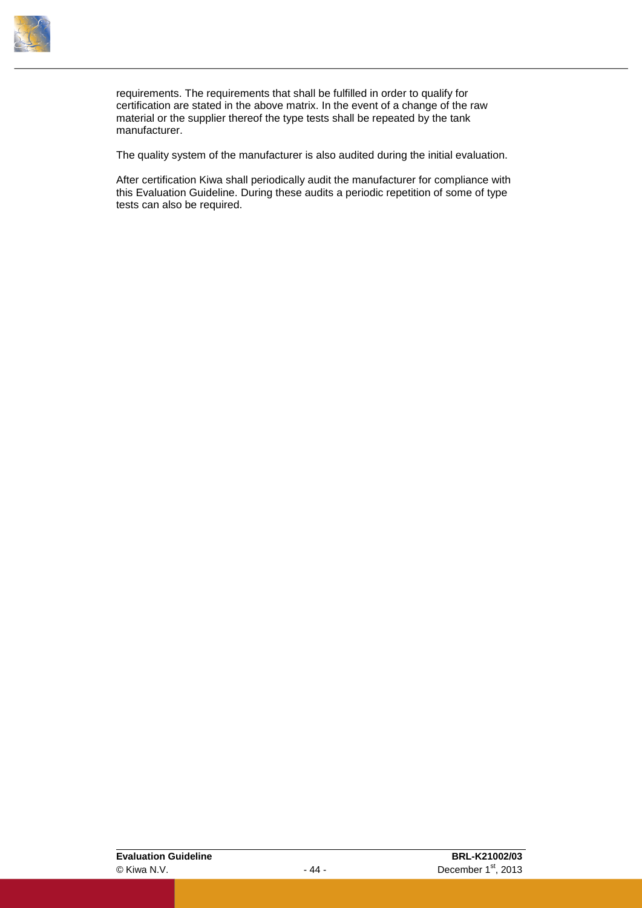requirements. The requirements that shall be fulfilled in order to qualify for certification are stated in the above matrix. In the event of a change of the raw material or the supplier thereof the type tests shall be repeated by the tank manufacturer.

The quality system of the manufacturer is also audited during the initial evaluation.

After certification Kiwa shall periodically audit the manufacturer for compliance with this Evaluation Guideline. During these audits a periodic repetition of some of type tests can also be required.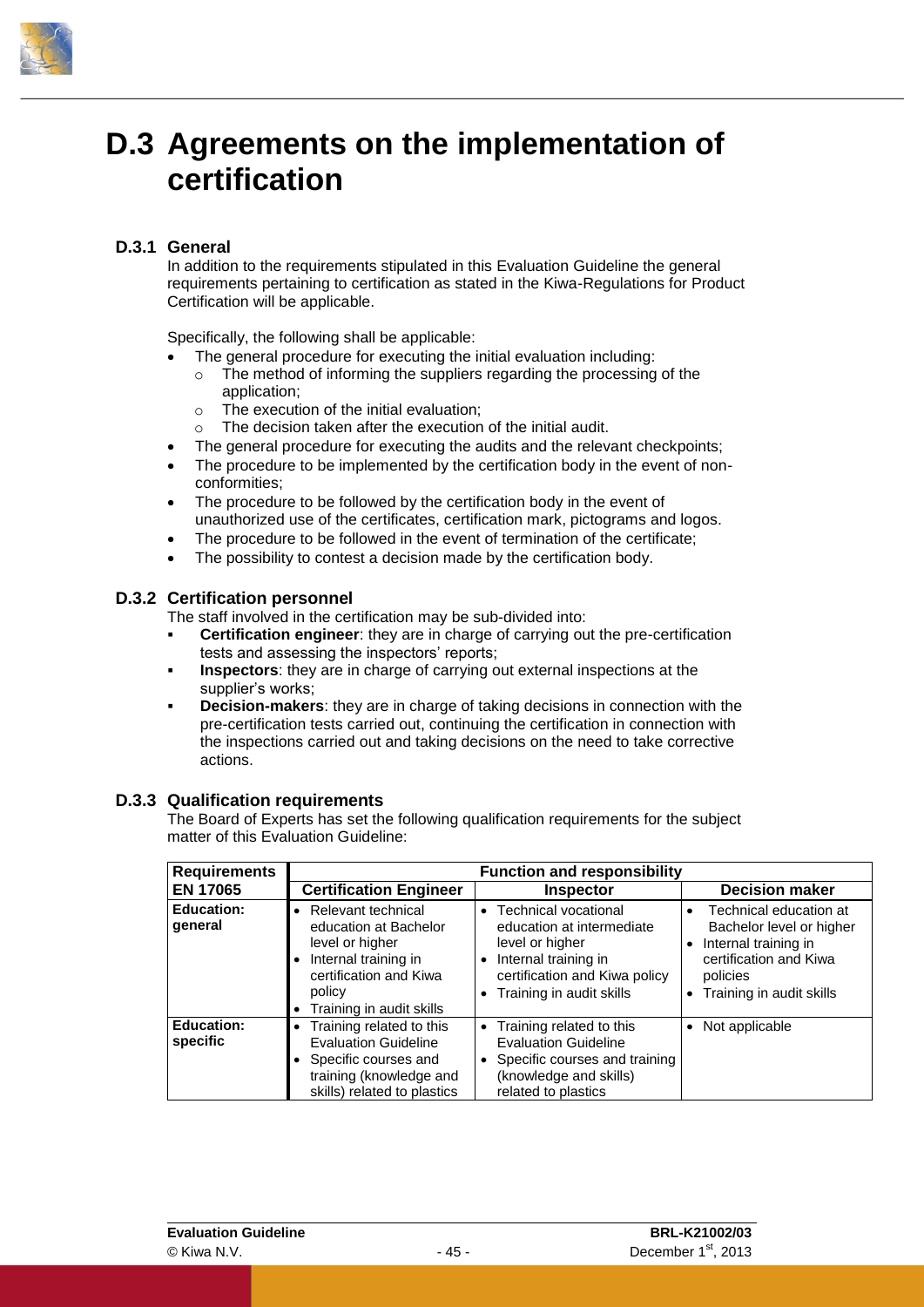# D.3 Agreements on the implementation of certification

## D.3.1 General

In addition to the requirements stipulated in this Evaluation Guideline the general requirements pertaining to certification as stated in the Kiwa-Regulations for Product Certification will be applicable.

Specifically, the following shall be applicable:

- The general procedure for executing the initial evaluation including:
  - The method of informing the suppliers regarding the processing of the application;
  - The execution of the initial evaluation;
  - The decision taken after the execution of the initial audit.
- The general procedure for executing the audits and the relevant checkpoints;
- The procedure to be implemented by the certification body in the event of non-conformities;
- The procedure to be followed by the certification body in the event of unauthorized use of the certificates, certification mark, pictograms and logos.
- The procedure to be followed in the event of termination of the certificate;
- The possibility to contest a decision made by the certification body.

## D.3.2 Certification personnel

The staff involved in the certification may be sub-divided into:

- **Certification engineer**: they are in charge of carrying out the pre-certification tests and assessing the inspectors' reports;
- **Inspectors**: they are in charge of carrying out external inspections at the supplier's works;
- **Decision-makers**: they are in charge of taking decisions in connection with the pre-certification tests carried out, continuing the certification in connection with the inspections carried out and taking decisions on the need to take corrective actions.

## D.3.3 Qualification requirements

The Board of Experts has set the following qualification requirements for the subject matter of this Evaluation Guideline:

| Requirements | Function and responsibility | | |
|---|---|---|---|
| **EN 17065** | **Certification Engineer** | **Inspector** | **Decision maker** |
| **Education: general** | • Relevant technical education at Bachelor level or higher<br>• Internal training in certification and Kiwa policy<br>• Training in audit skills | • Technical vocational education at intermediate level or higher<br>• Internal training in certification and Kiwa policy<br>• Training in audit skills | • Technical education at Bachelor level or higher<br>• Internal training in certification and Kiwa policies<br>• Training in audit skills |
| **Education: specific** | • Training related to this Evaluation Guideline<br>• Specific courses and training (knowledge and skills) related to plastics | • Training related to this Evaluation Guideline<br>• Specific courses and training (knowledge and skills) related to plastics | • Not applicable |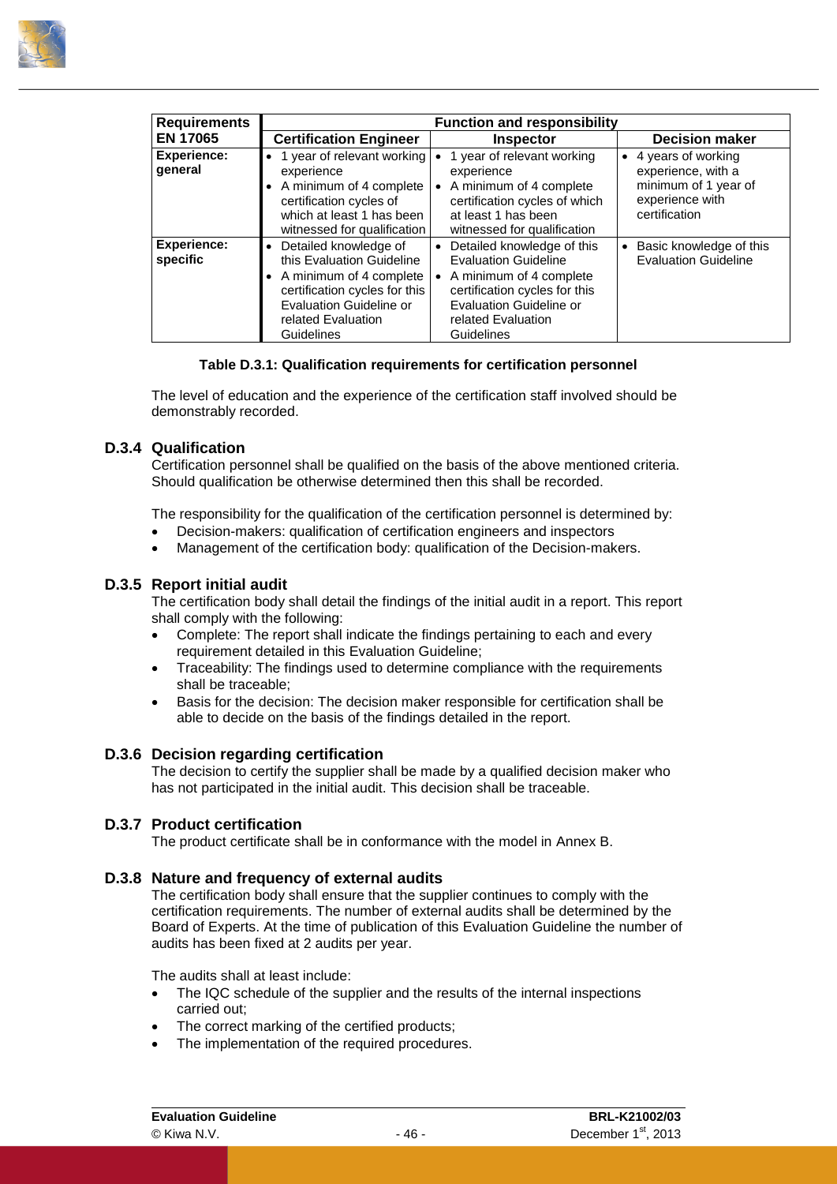| Requirements EN 17065 | Function and responsibility | | |
|---|---|---|---|
| | **Certification Engineer** | **Inspector** | **Decision maker** |
| **Experience: general** | • 1 year of relevant working experience<br>• A minimum of 4 complete certification cycles of which at least 1 has been witnessed for qualification | • 1 year of relevant working experience<br>• A minimum of 4 complete certification cycles of which at least 1 has been witnessed for qualification | • 4 years of working experience, with a minimum of 1 year of experience with certification |
| **Experience: specific** | • Detailed knowledge of this Evaluation Guideline<br>• A minimum of 4 complete certification cycles for this Evaluation Guideline or related Evaluation Guidelines | • Detailed knowledge of this Evaluation Guideline<br>• A minimum of 4 complete certification cycles for this Evaluation Guideline or related Evaluation Guidelines | • Basic knowledge of this Evaluation Guideline |

**Table D.3.1: Qualification requirements for certification personnel**

The level of education and the experience of the certification staff involved should be demonstrably recorded.

### D.3.4 Qualification

Certification personnel shall be qualified on the basis of the above mentioned criteria. Should qualification be otherwise determined then this shall be recorded.

The responsibility for the qualification of the certification personnel is determined by:

- Decision-makers: qualification of certification engineers and inspectors
- Management of the certification body: qualification of the Decision-makers.

### D.3.5 Report initial audit

The certification body shall detail the findings of the initial audit in a report. This report shall comply with the following:

- Complete: The report shall indicate the findings pertaining to each and every requirement detailed in this Evaluation Guideline;
- Traceability: The findings used to determine compliance with the requirements shall be traceable;
- Basis for the decision: The decision maker responsible for certification shall be able to decide on the basis of the findings detailed in the report.

### D.3.6 Decision regarding certification

The decision to certify the supplier shall be made by a qualified decision maker who has not participated in the initial audit. This decision shall be traceable.

### D.3.7 Product certification

The product certificate shall be in conformance with the model in Annex B.

### D.3.8 Nature and frequency of external audits

The certification body shall ensure that the supplier continues to comply with the certification requirements. The number of external audits shall be determined by the Board of Experts. At the time of publication of this Evaluation Guideline the number of audits has been fixed at 2 audits per year.

The audits shall at least include:

- The IQC schedule of the supplier and the results of the internal inspections carried out;
- The correct marking of the certified products;
- The implementation of the required procedures.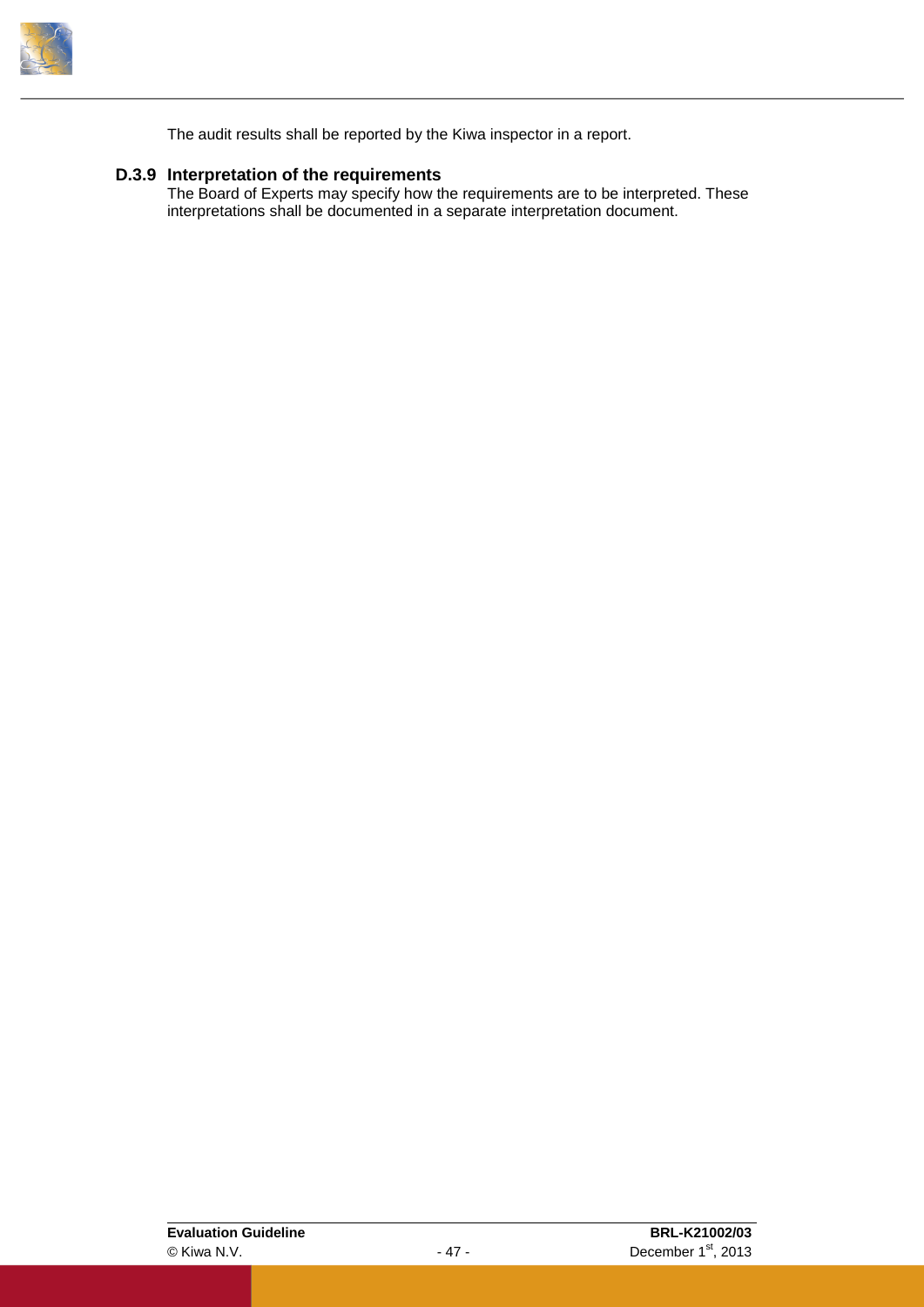The audit results shall be reported by the Kiwa inspector in a report.

### D.3.9 Interpretation of the requirements

The Board of Experts may specify how the requirements are to be interpreted. These interpretations shall be documented in a separate interpretation document.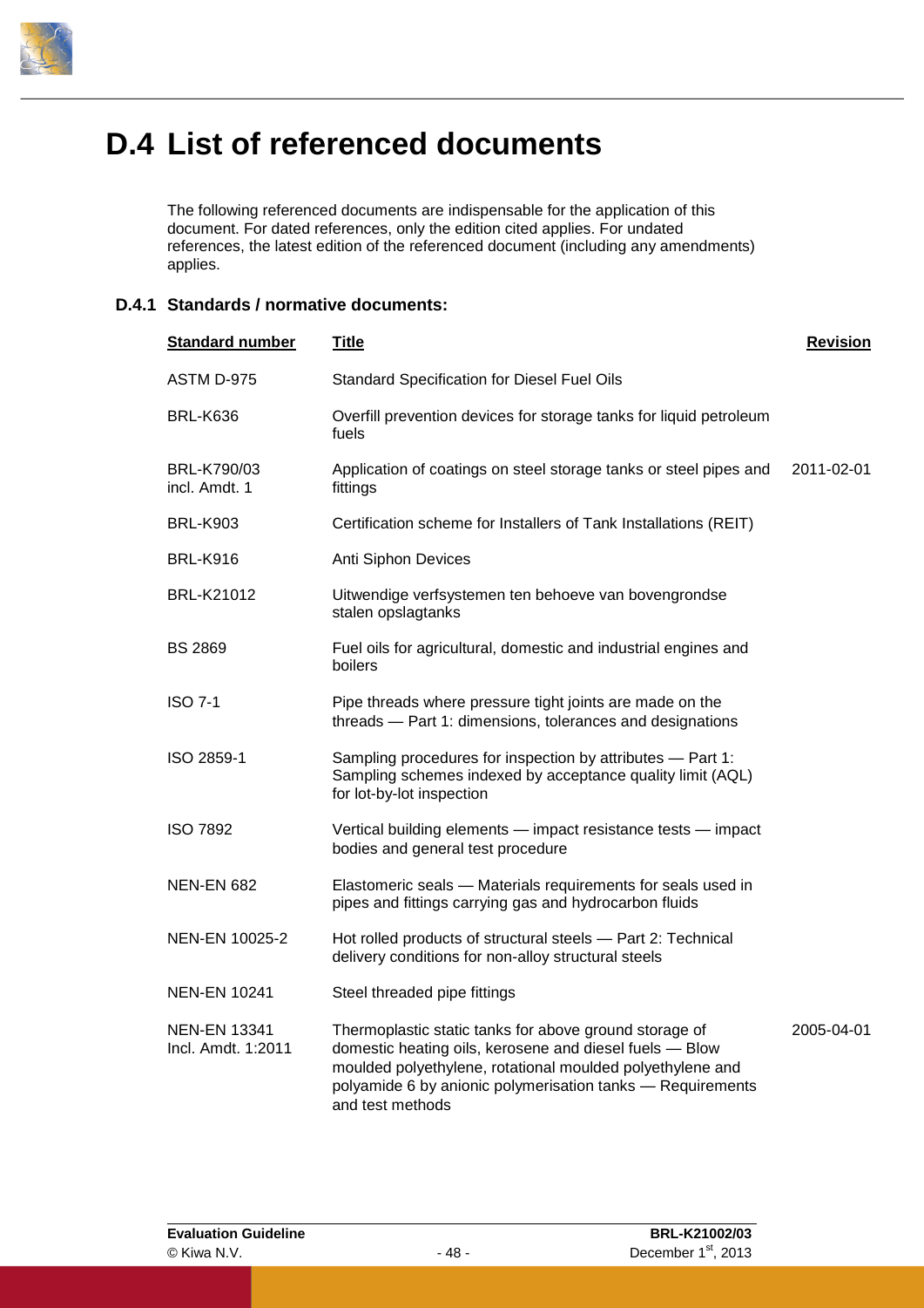# D.4 List of referenced documents

The following referenced documents are indispensable for the application of this document. For dated references, only the edition cited applies. For undated references, the latest edition of the referenced document (including any amendments) applies.

## D.4.1 Standards / normative documents:

| Standard number | Title | Revision |
|---|---|---|
| ASTM D-975 | Standard Specification for Diesel Fuel Oils | |
| BRL-K636 | Overfill prevention devices for storage tanks for liquid petroleum fuels | |
| BRL-K790/03 incl. Amdt. 1 | Application of coatings on steel storage tanks or steel pipes and fittings | 2011-02-01 |
| BRL-K903 | Certification scheme for Installers of Tank Installations (REIT) | |
| BRL-K916 | Anti Siphon Devices | |
| BRL-K21012 | Uitwendige verfsystemen ten behoeve van bovengrondse stalen opslagtanks | |
| BS 2869 | Fuel oils for agricultural, domestic and industrial engines and boilers | |
| ISO 7-1 | Pipe threads where pressure tight joints are made on the threads — Part 1: dimensions, tolerances and designations | |
| ISO 2859-1 | Sampling procedures for inspection by attributes — Part 1: Sampling schemes indexed by acceptance quality limit (AQL) for lot-by-lot inspection | |
| ISO 7892 | Vertical building elements — impact resistance tests — impact bodies and general test procedure | |
| NEN-EN 682 | Elastomeric seals — Materials requirements for seals used in pipes and fittings carrying gas and hydrocarbon fluids | |
| NEN-EN 10025-2 | Hot rolled products of structural steels — Part 2: Technical delivery conditions for non-alloy structural steels | |
| NEN-EN 10241 | Steel threaded pipe fittings | |
| NEN-EN 13341 Incl. Amdt. 1:2011 | Thermoplastic static tanks for above ground storage of domestic heating oils, kerosene and diesel fuels — Blow moulded polyethylene, rotational moulded polyethylene and polyamide 6 by anionic polymerisation tanks — Requirements and test methods | 2005-04-01 |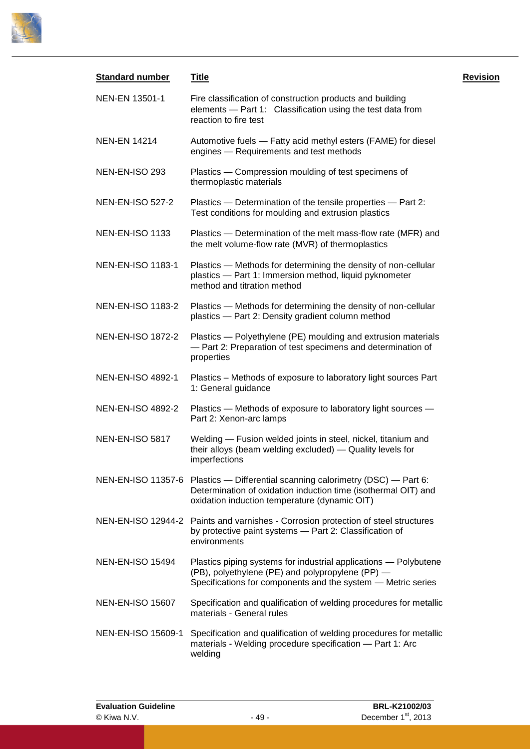| Standard number | Title | Revision |
|---|---|---|
| NEN-EN 13501-1 | Fire classification of construction products and building elements — Part 1: Classification using the test data from reaction to fire test | |
| NEN-EN 14214 | Automotive fuels — Fatty acid methyl esters (FAME) for diesel engines — Requirements and test methods | |
| NEN-EN-ISO 293 | Plastics — Compression moulding of test specimens of thermoplastic materials | |
| NEN-EN-ISO 527-2 | Plastics — Determination of the tensile properties — Part 2: Test conditions for moulding and extrusion plastics | |
| NEN-EN-ISO 1133 | Plastics — Determination of the melt mass-flow rate (MFR) and the melt volume-flow rate (MVR) of thermoplastics | |
| NEN-EN-ISO 1183-1 | Plastics — Methods for determining the density of non-cellular plastics — Part 1: Immersion method, liquid pyknometer method and titration method | |
| NEN-EN-ISO 1183-2 | Plastics — Methods for determining the density of non-cellular plastics — Part 2: Density gradient column method | |
| NEN-EN-ISO 1872-2 | Plastics — Polyethylene (PE) moulding and extrusion materials — Part 2: Preparation of test specimens and determination of properties | |
| NEN-EN-ISO 4892-1 | Plastics – Methods of exposure to laboratory light sources Part 1: General guidance | |
| NEN-EN-ISO 4892-2 | Plastics — Methods of exposure to laboratory light sources — Part 2: Xenon-arc lamps | |
| NEN-EN-ISO 5817 | Welding — Fusion welded joints in steel, nickel, titanium and their alloys (beam welding excluded) — Quality levels for imperfections | |
| NEN-EN-ISO 11357-6 | Plastics — Differential scanning calorimetry (DSC) — Part 6: Determination of oxidation induction time (isothermal OIT) and oxidation induction temperature (dynamic OIT) | |
| NEN-EN-ISO 12944-2 | Paints and varnishes - Corrosion protection of steel structures by protective paint systems — Part 2: Classification of environments | |
| NEN-EN-ISO 15494 | Plastics piping systems for industrial applications — Polybutene (PB), polyethylene (PE) and polypropylene (PP) — Specifications for components and the system — Metric series | |
| NEN-EN-ISO 15607 | Specification and qualification of welding procedures for metallic materials - General rules | |
| NEN-EN-ISO 15609-1 | Specification and qualification of welding procedures for metallic materials - Welding procedure specification — Part 1: Arc welding | |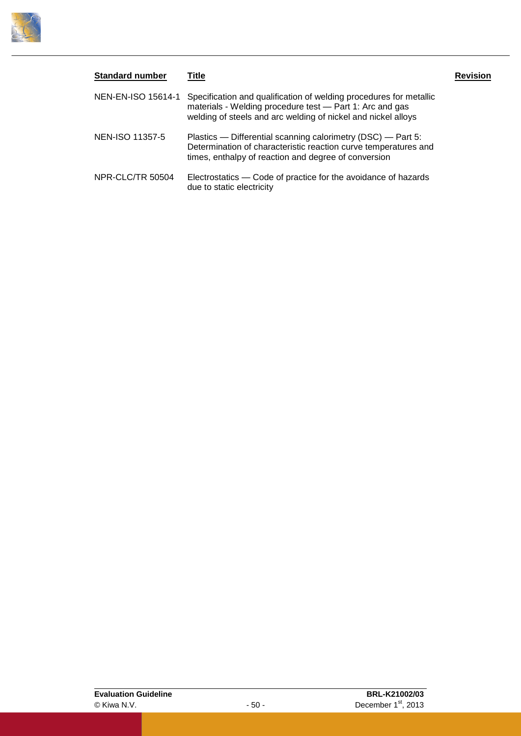| Standard number | Title | Revision |
| --- | --- | --- |
| NEN-EN-ISO 15614-1 | Specification and qualification of welding procedures for metallic materials - Welding procedure test — Part 1: Arc and gas welding of steels and arc welding of nickel and nickel alloys | |
| NEN-ISO 11357-5 | Plastics — Differential scanning calorimetry (DSC) — Part 5: Determination of characteristic reaction curve temperatures and times, enthalpy of reaction and degree of conversion | |
| NPR-CLC/TR 50504 | Electrostatics — Code of practice for the avoidance of hazards due to static electricity | |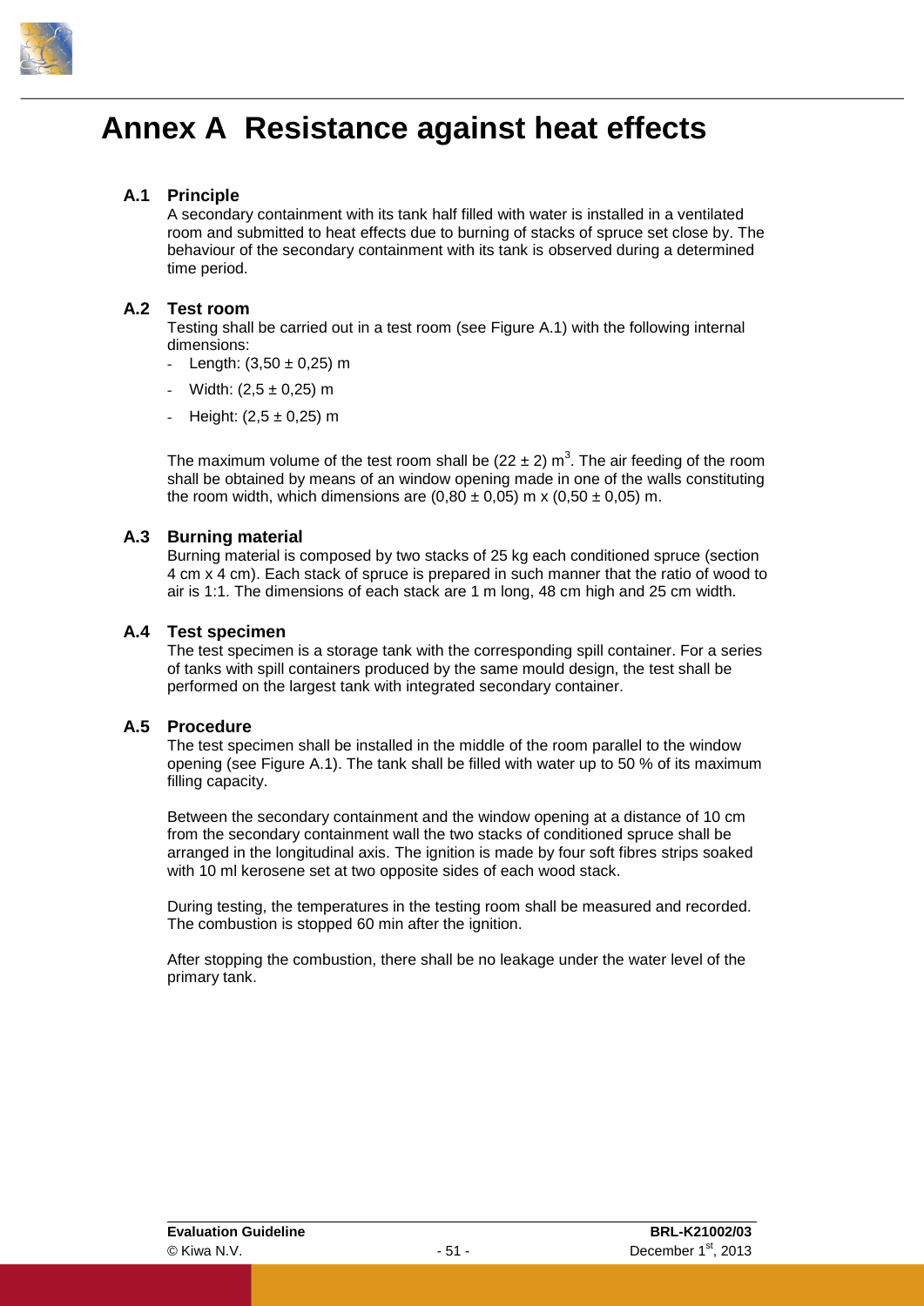# Annex A Resistance against heat effects

## A.1 Principle

A secondary containment with its tank half filled with water is installed in a ventilated room and submitted to heat effects due to burning of stacks of spruce set close by. The behaviour of the secondary containment with its tank is observed during a determined time period.

## A.2 Test room

Testing shall be carried out in a test room (see Figure A.1) with the following internal dimensions:

- Length: (3,50 ± 0,25) m
- Width: (2,5 ± 0,25) m
- Height: (2,5 ± 0,25) m

The maximum volume of the test room shall be (22 ± 2) $m^3$. The air feeding of the room shall be obtained by means of an window opening made in one of the walls constituting the room width, which dimensions are (0,80 ± 0,05) m x (0,50 ± 0,05) m.

## A.3 Burning material

Burning material is composed by two stacks of 25 kg each conditioned spruce (section 4 cm x 4 cm). Each stack of spruce is prepared in such manner that the ratio of wood to air is 1:1. The dimensions of each stack are 1 m long, 48 cm high and 25 cm width.

## A.4 Test specimen

The test specimen is a storage tank with the corresponding spill container. For a series of tanks with spill containers produced by the same mould design, the test shall be performed on the largest tank with integrated secondary container.

## A.5 Procedure

The test specimen shall be installed in the middle of the room parallel to the window opening (see Figure A.1). The tank shall be filled with water up to 50 % of its maximum filling capacity.

Between the secondary containment and the window opening at a distance of 10 cm from the secondary containment wall the two stacks of conditioned spruce shall be arranged in the longitudinal axis. The ignition is made by four soft fibres strips soaked with 10 ml kerosene set at two opposite sides of each wood stack.

During testing, the temperatures in the testing room shall be measured and recorded. The combustion is stopped 60 min after the ignition.

After stopping the combustion, there shall be no leakage under the water level of the primary tank.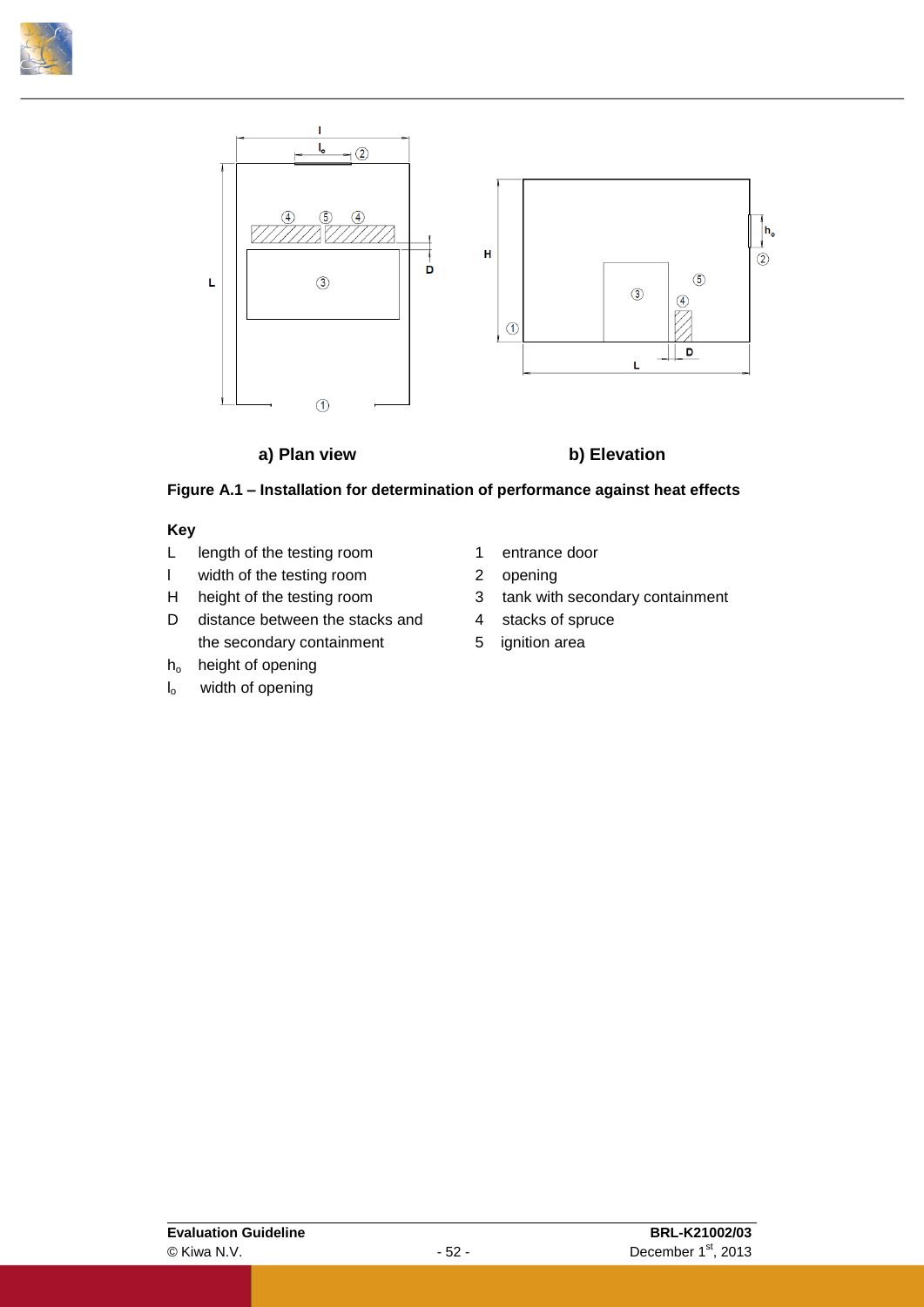a) Plan view

b) Elevation

**Figure A.1 – Installation for determination of performance against heat effects**

**Key**

- L  length of the testing room
- l  width of the testing room
- H  height of the testing room
- D  distance between the stacks and the secondary containment
- $h_o$  height of opening
- $l_o$  width of opening

1. entrance door
2. opening
3. tank with secondary containment
4. stacks of spruce
5. ignition area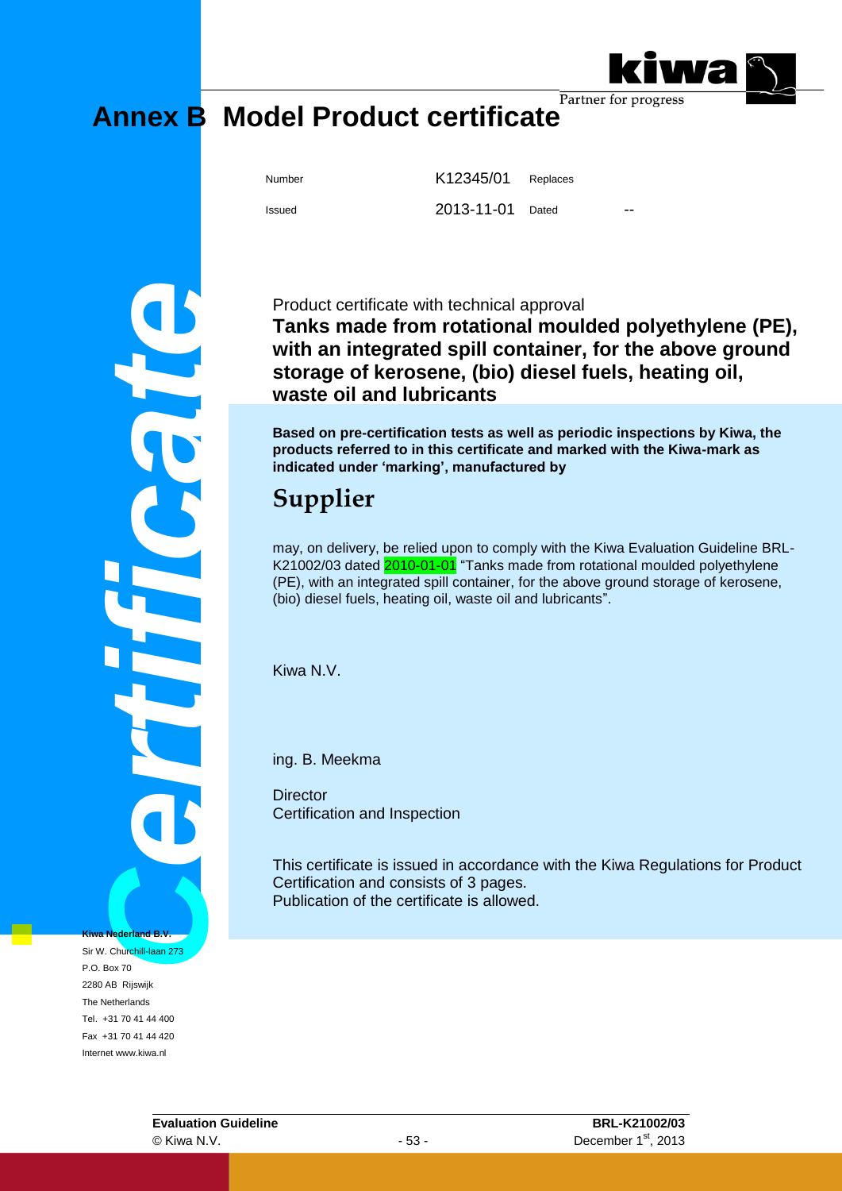# Annex B Model Product certificate

| Number | K12345/01 | Replaces | |
|---|---|---|---|
| Issued | 2013-11-01 | Dated | -- |

Product certificate with technical approval

**Tanks made from rotational moulded polyethylene (PE), with an integrated spill container, for the above ground storage of kerosene, (bio) diesel fuels, heating oil, waste oil and lubricants**

**Based on pre-certification tests as well as periodic inspections by Kiwa, the products referred to in this certificate and marked with the Kiwa-mark as indicated under 'marking', manufactured by**

## Supplier

may, on delivery, be relied upon to comply with the Kiwa Evaluation Guideline BRL-K21002/03 dated 2010-01-01 "Tanks made from rotational moulded polyethylene (PE), with an integrated spill container, for the above ground storage of kerosene, (bio) diesel fuels, heating oil, waste oil and lubricants".

Kiwa N.V.

ing. B. Meekma

Director
Certification and Inspection

This certificate is issued in accordance with the Kiwa Regulations for Product Certification and consists of 3 pages.
Publication of the certificate is allowed.

**Kiwa Nederland B.V.**
Sir W. Churchill-laan 273
P.O. Box 70
2280 AB Rijswijk
The Netherlands
Tel. +31 70 41 44 400
Fax +31 70 41 44 420
Internet www.kiwa.nl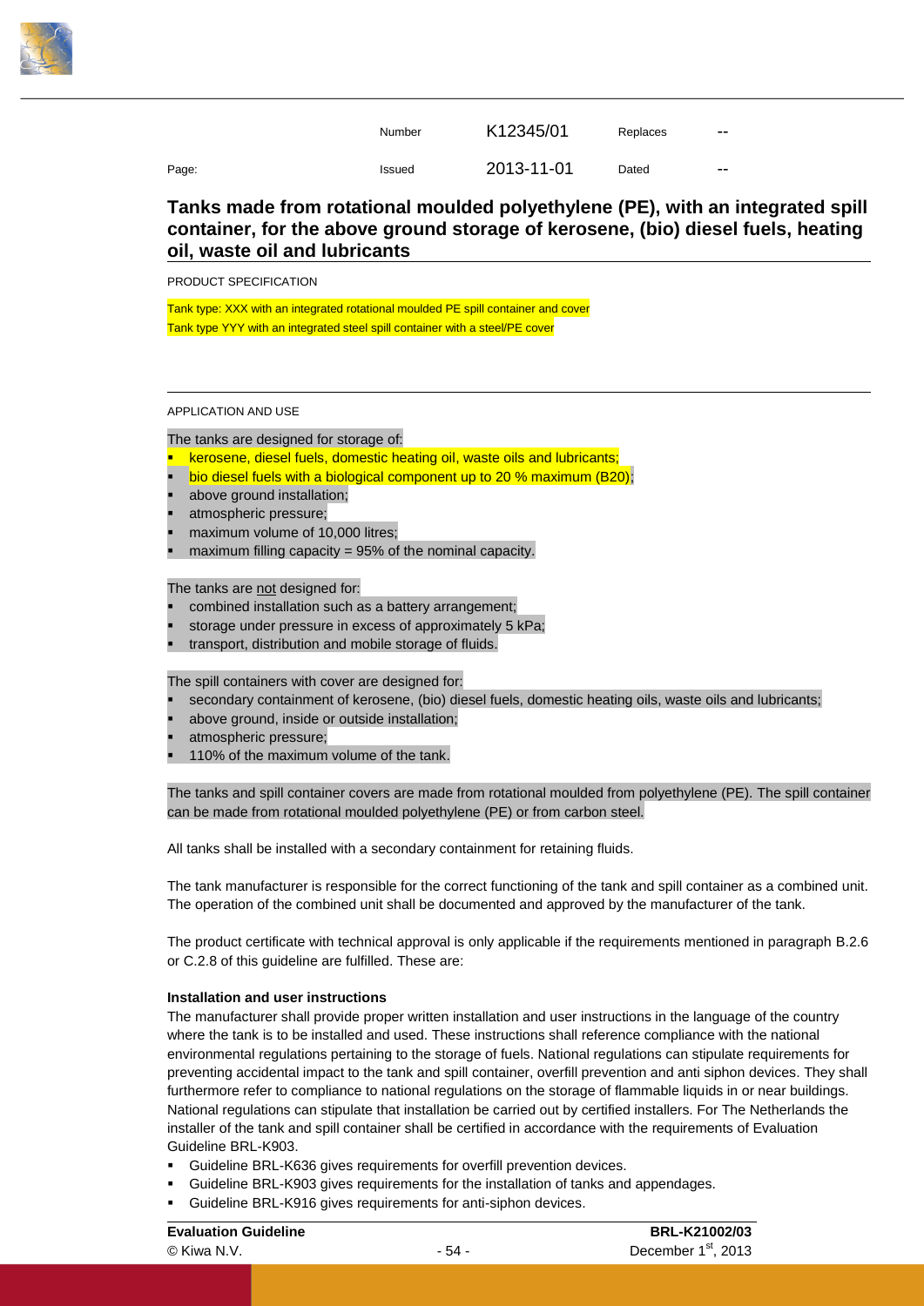| | Number | K12345/01 | Replaces | -- |
|---|---|---|---|---|
| Page: | Issued | 2013-11-01 | Dated | -- |

## Tanks made from rotational moulded polyethylene (PE), with an integrated spill container, for the above ground storage of kerosene, (bio) diesel fuels, heating oil, waste oil and lubricants

PRODUCT SPECIFICATION

Tank type: XXX with an integrated rotational moulded PE spill container and cover
Tank type YYY with an integrated steel spill container with a steel/PE cover

APPLICATION AND USE

The tanks are designed for storage of:

- kerosene, diesel fuels, domestic heating oil, waste oils and lubricants;
- bio diesel fuels with a biological component up to 20 % maximum (B20);
- above ground installation;
- atmospheric pressure;
- maximum volume of 10,000 litres;
- maximum filling capacity = 95% of the nominal capacity.

The tanks are not designed for:

- combined installation such as a battery arrangement;
- storage under pressure in excess of approximately 5 kPa;
- transport, distribution and mobile storage of fluids.

The spill containers with cover are designed for:

- secondary containment of kerosene, (bio) diesel fuels, domestic heating oils, waste oils and lubricants;
- above ground, inside or outside installation;
- atmospheric pressure;
- 110% of the maximum volume of the tank.

The tanks and spill container covers are made from rotational moulded from polyethylene (PE). The spill container can be made from rotational moulded polyethylene (PE) or from carbon steel.

All tanks shall be installed with a secondary containment for retaining fluids.

The tank manufacturer is responsible for the correct functioning of the tank and spill container as a combined unit. The operation of the combined unit shall be documented and approved by the manufacturer of the tank.

The product certificate with technical approval is only applicable if the requirements mentioned in paragraph B.2.6 or C.2.8 of this guideline are fulfilled. These are:

**Installation and user instructions**

The manufacturer shall provide proper written installation and user instructions in the language of the country where the tank is to be installed and used. These instructions shall reference compliance with the national environmental regulations pertaining to the storage of fuels. National regulations can stipulate requirements for preventing accidental impact to the tank and spill container, overfill prevention and anti siphon devices. They shall furthermore refer to compliance to national regulations on the storage of flammable liquids in or near buildings. National regulations can stipulate that installation be carried out by certified installers. For The Netherlands the installer of the tank and spill container shall be certified in accordance with the requirements of Evaluation Guideline BRL-K903.

- Guideline BRL-K636 gives requirements for overfill prevention devices.
- Guideline BRL-K903 gives requirements for the installation of tanks and appendages.
- Guideline BRL-K916 gives requirements for anti-siphon devices.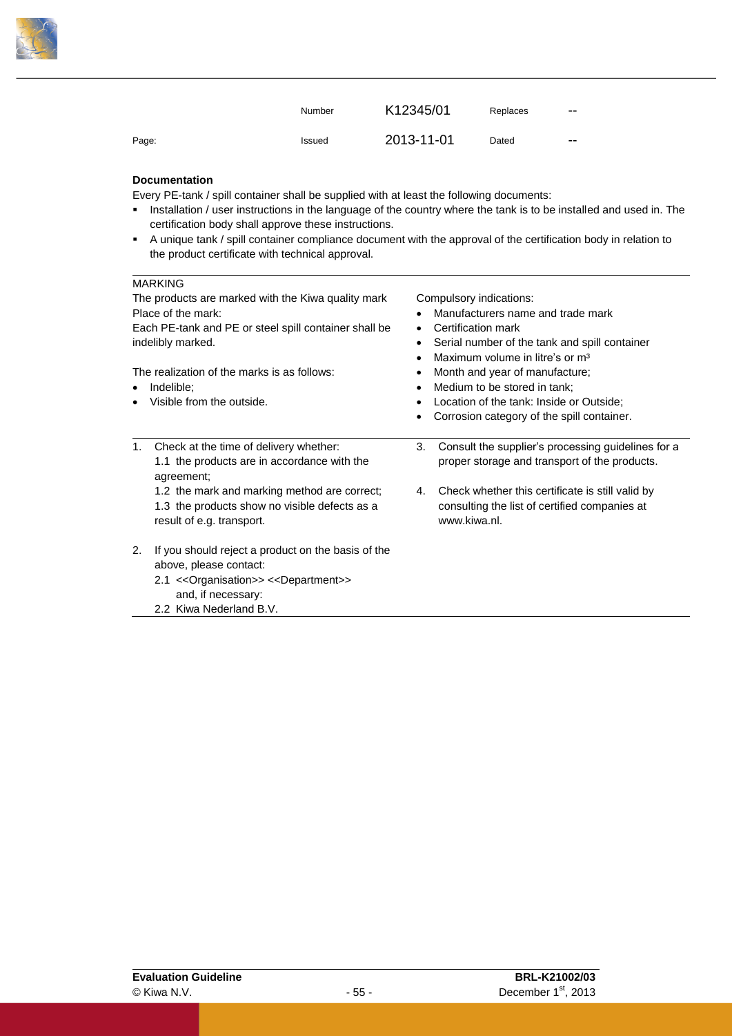| | Number | K12345/01 | Replaces | -- |
|---|---|---|---|---|
| Page: | Issued | 2013-11-01 | Dated | -- |

**Documentation**

Every PE-tank / spill container shall be supplied with at least the following documents:

- Installation / user instructions in the language of the country where the tank is to be installed and used in. The certification body shall approve these instructions.
- A unique tank / spill container compliance document with the approval of the certification body in relation to the product certificate with technical approval.

MARKING

The products are marked with the Kiwa quality mark

Place of the mark:

Each PE-tank and PE or steel spill container shall be indelibly marked.

The realization of the marks is as follows:

- Indelible;
- Visible from the outside.

Compulsory indications:

- Manufacturers name and trade mark
- Certification mark
- Serial number of the tank and spill container
- Maximum volume in litre's or m³
- Month and year of manufacture;
- Medium to be stored in tank;
- Location of the tank: Inside or Outside;
- Corrosion category of the spill container.

1. Check at the time of delivery whether:
   1.1 the products are in accordance with the agreement;
   1.2 the mark and marking method are correct;
   1.3 the products show no visible defects as a result of e.g. transport.
2. If you should reject a product on the basis of the above, please contact:
   2.1 <<Organisation>> <<Department>>
   and, if necessary:
   2.2 Kiwa Nederland B.V.
3. Consult the supplier's processing guidelines for a proper storage and transport of the products.
4. Check whether this certificate is still valid by consulting the list of certified companies at www.kiwa.nl.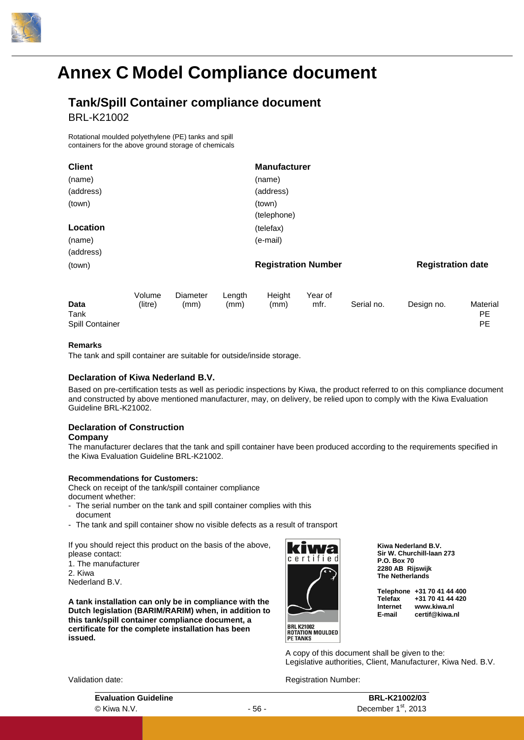# Annex C Model Compliance document

## Tank/Spill Container compliance document

BRL-K21002

Rotational moulded polyethylene (PE) tanks and spill containers for the above ground storage of chemicals

**Client**

(name)
(address)
(town)

**Location**

(name)
(address)
(town)

**Manufacturer**

(name)
(address)
(town)
(telephone)
(telefax)
(e-mail)

**Registration Number** **Registration date**

| **Data** | Volume (litre) | Diameter (mm) | Length (mm) | Height (mm) | Year of mfr. | Serial no. | Design no. | Material |
|---|---|---|---|---|---|---|---|---|
| Tank | | | | | | | | PE |
| Spill Container | | | | | | | | PE |

**Remarks**

The tank and spill container are suitable for outside/inside storage.

**Declaration of Kiwa Nederland B.V.**

Based on pre-certification tests as well as periodic inspections by Kiwa, the product referred to on this compliance document and constructed by above mentioned manufacturer, may, on delivery, be relied upon to comply with the Kiwa Evaluation Guideline BRL-K21002.

**Declaration of Construction Company**

The manufacturer declares that the tank and spill container have been produced according to the requirements specified in the Kiwa Evaluation Guideline BRL-K21002.

**Recommendations for Customers:**

Check on receipt of the tank/spill container compliance document whether:

- The serial number on the tank and spill container complies with this document
- The tank and spill container show no visible defects as a result of transport

If you should reject this product on the basis of the above, please contact:
1. The manufacturer
2. Kiwa Nederland B.V.

**A tank installation can only be in compliance with the Dutch legislation (BARIM/RARIM) when, in addition to this tank/spill container compliance document, a certificate for the complete installation has been issued.**

kiwa certified
BRL K21002
ROTATION MOULDED
PE TANKS

**Kiwa Nederland B.V.**
**Sir W. Churchill-laan 273**
**P.O. Box 70**
**2280 AB Rijswijk**
**The Netherlands**

**Telephone** **+31 70 41 44 400**
**Telefax** **+31 70 41 44 420**
**Internet** **www.kiwa.nl**
**E-mail** **certif@kiwa.nl**

A copy of this document shall be given to the:
Legislative authorities, Client, Manufacturer, Kiwa Ned. B.V.

Validation date: Registration Number: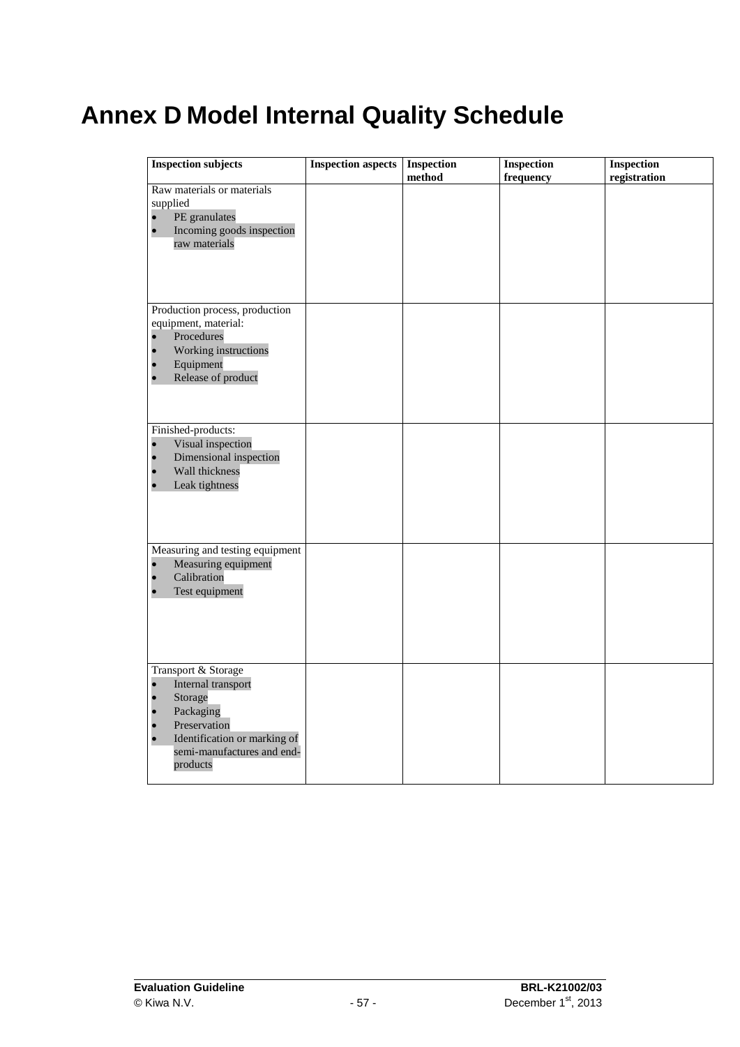# Annex D Model Internal Quality Schedule

| Inspection subjects | Inspection aspects | Inspection method | Inspection frequency | Inspection registration |
|---|---|---|---|---|
| Raw materials or materials supplied<br>• PE granulates<br>• Incoming goods inspection raw materials | | | | |
| Production process, production equipment, material:<br>• Procedures<br>• Working instructions<br>• Equipment<br>• Release of product | | | | |
| Finished-products:<br>• Visual inspection<br>• Dimensional inspection<br>• Wall thickness<br>• Leak tightness | | | | |
| Measuring and testing equipment<br>• Measuring equipment<br>• Calibration<br>• Test equipment | | | | |
| Transport & Storage<br>• Internal transport<br>• Storage<br>• Packaging<br>• Preservation<br>• Identification or marking of semi-manufactures and end-products | | | | |